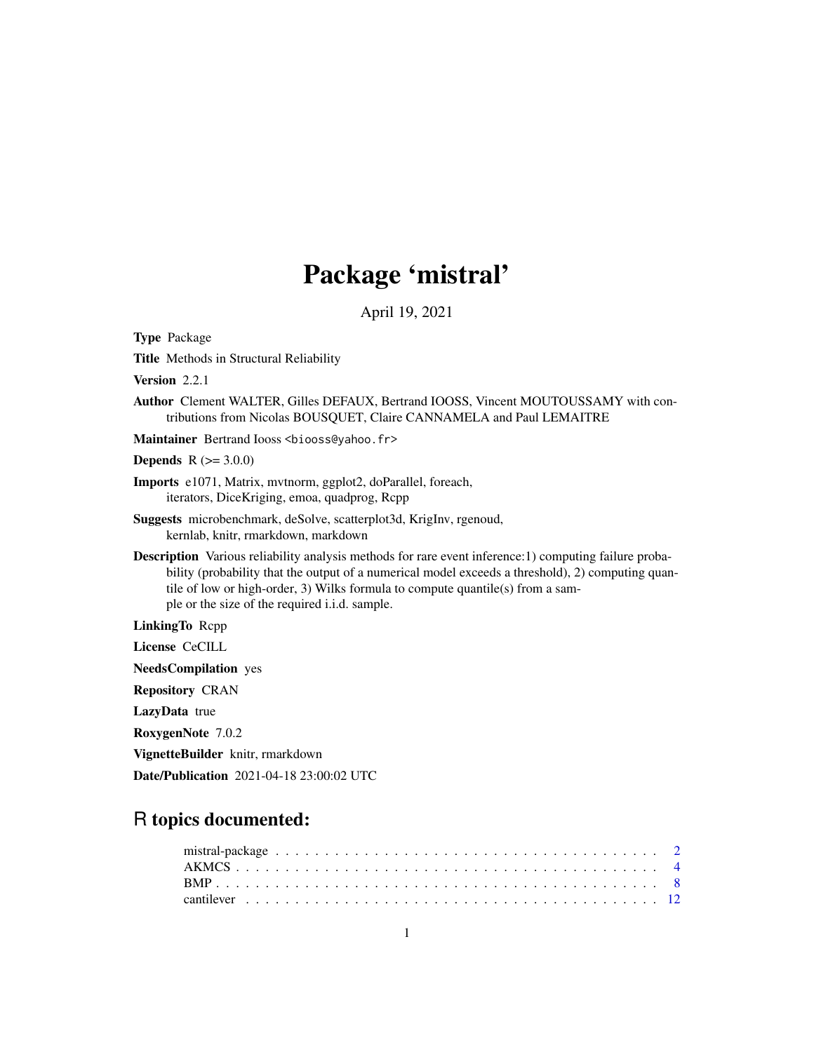# Package 'mistral'

April 19, 2021

**Type** Package

**Title** Methods in Structural Reliability

**Version** 2.2.1

**Author** Clement WALTER, Gilles DEFAUX, Bertrand IOOSS, Vincent MOUTOUSSAMY with contributions from Nicolas BOUSQUET, Claire CANNAMELA and Paul LEMAITRE

**Maintainer** Bertrand Iooss <biooss@yahoo.fr>

**Depends** R (>= 3.0.0)

**Imports** e1071, Matrix, mvtnorm, ggplot2, doParallel, foreach, iterators, DiceKriging, emoa, quadprog, Rcpp

**Suggests** microbenchmark, deSolve, scatterplot3d, KrigInv, rgenoud, kernlab, knitr, rmarkdown, markdown

**Description** Various reliability analysis methods for rare event inference:1) computing failure probability (probability that the output of a numerical model exceeds a threshold), 2) computing quantile of low or high-order, 3) Wilks formula to compute quantile(s) from a sample or the size of the required i.i.d. sample.

**LinkingTo** Rcpp

**License** CeCILL

**NeedsCompilation** yes

**Repository** CRAN

**LazyData** true

**RoxygenNote** 7.0.2

**VignetteBuilder** knitr, rmarkdown

**Date/Publication** 2021-04-18 23:00:02 UTC

## R topics documented:

- mistral-package . . . . . . . . . . . . . . . . . . . . . . . . . . . . . . . . . . . . . . . . 2
- AKMCS . . . . . . . . . . . . . . . . . . . . . . . . . . . . . . . . . . . . . . . . . . . . . 4
- BMP . . . . . . . . . . . . . . . . . . . . . . . . . . . . . . . . . . . . . . . . . . . . . . 8
- cantilever . . . . . . . . . . . . . . . . . . . . . . . . . . . . . . . . . . . . . . . . . . . 12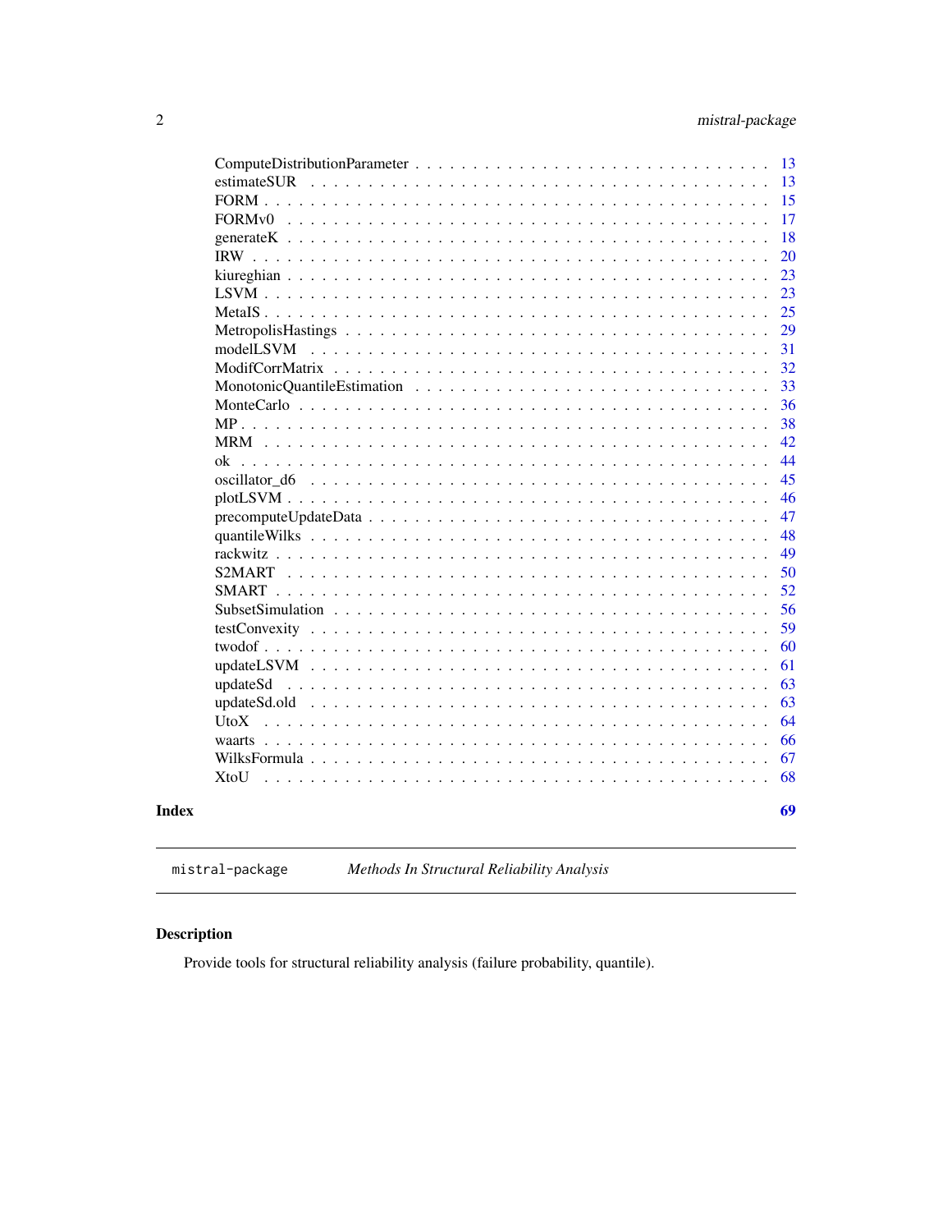| | |
|---|---|
| ComputeDistributionParameter | 13 |
| estimateSUR | 13 |
| FORM | 15 |
| FORMv0 | 17 |
| generateK | 18 |
| IRW | 20 |
| kiureghian | 23 |
| LSVM | 23 |
| MetaIS | 25 |
| MetropolisHastings | 29 |
| modelLSVM | 31 |
| ModifCorrMatrix | 32 |
| MonotonicQuantileEstimation | 33 |
| MonteCarlo | 36 |
| MP | 38 |
| MRM | 42 |
| ok | 44 |
| oscillator_d6 | 45 |
| plotLSVM | 46 |
| precomputeUpdateData | 47 |
| quantileWilks | 48 |
| rackwitz | 49 |
| S2MART | 50 |
| SMART | 52 |
| SubsetSimulation | 56 |
| testConvexity | 59 |
| twodof | 60 |
| updateLSVM | 61 |
| updateSd | 63 |
| updateSd.old | 63 |
| UtoX | 64 |
| waarts | 66 |
| WilksFormula | 67 |
| XtoU | 68 |
| **Index** | **69** |

---

`mistral-package` *Methods In Structural Reliability Analysis*

---

## Description

Provide tools for structural reliability analysis (failure probability, quantile).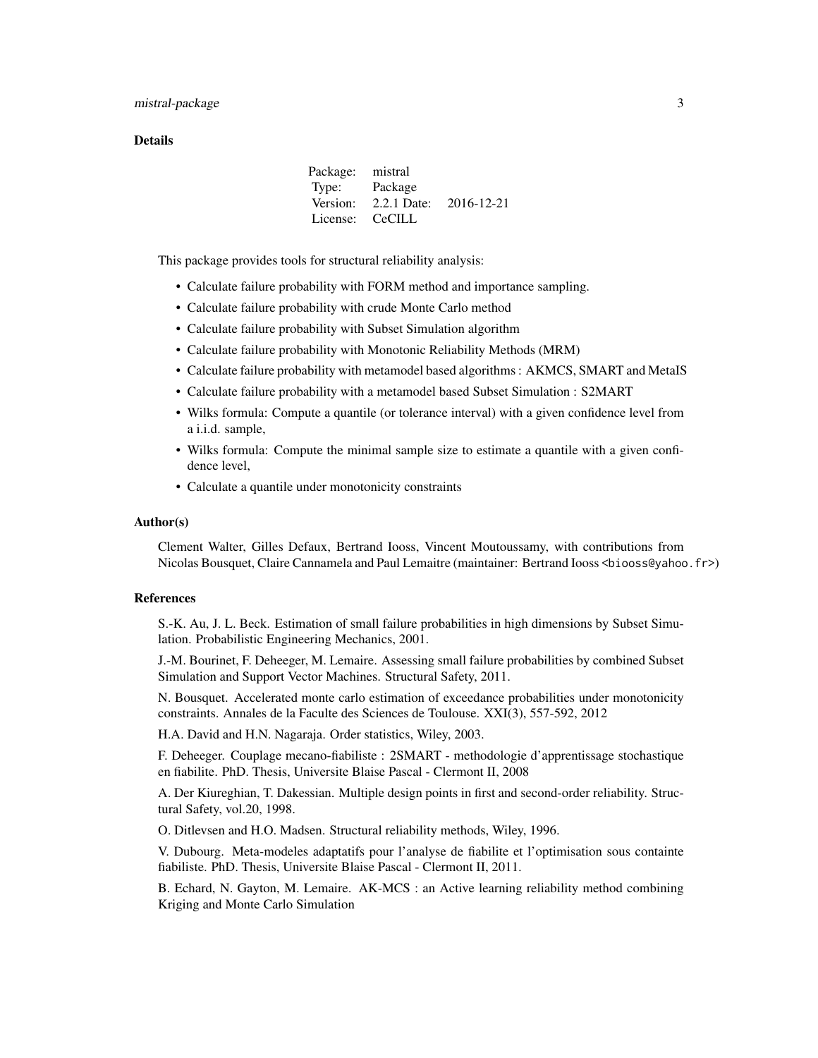## Details

| Package: | mistral | |
|---|---|---|
| Type: | Package | |
| Version: | 2.2.1 Date: | 2016-12-21 |
| License: | CeCILL | |

This package provides tools for structural reliability analysis:

- Calculate failure probability with FORM method and importance sampling.
- Calculate failure probability with crude Monte Carlo method
- Calculate failure probability with Subset Simulation algorithm
- Calculate failure probability with Monotonic Reliability Methods (MRM)
- Calculate failure probability with metamodel based algorithms : AKMCS, SMART and MetaIS
- Calculate failure probability with a metamodel based Subset Simulation : S2MART
- Wilks formula: Compute a quantile (or tolerance interval) with a given confidence level from a i.i.d. sample,
- Wilks formula: Compute the minimal sample size to estimate a quantile with a given confidence level,
- Calculate a quantile under monotonicity constraints

## Author(s)

Clement Walter, Gilles Defaux, Bertrand Iooss, Vincent Moutoussamy, with contributions from Nicolas Bousquet, Claire Cannamela and Paul Lemaitre (maintainer: Bertrand Iooss <biooss@yahoo.fr>)

## References

S.-K. Au, J. L. Beck. Estimation of small failure probabilities in high dimensions by Subset Simulation. Probabilistic Engineering Mechanics, 2001.

J.-M. Bourinet, F. Deheeger, M. Lemaire. Assessing small failure probabilities by combined Subset Simulation and Support Vector Machines. Structural Safety, 2011.

N. Bousquet. Accelerated monte carlo estimation of exceedance probabilities under monotonicity constraints. Annales de la Faculte des Sciences de Toulouse. XXI(3), 557-592, 2012

H.A. David and H.N. Nagaraja. Order statistics, Wiley, 2003.

F. Deheeger. Couplage mecano-fiabiliste : 2SMART - methodologie d'apprentissage stochastique en fiabilite. PhD. Thesis, Universite Blaise Pascal - Clermont II, 2008

A. Der Kiureghian, T. Dakessian. Multiple design points in first and second-order reliability. Structural Safety, vol.20, 1998.

O. Ditlevsen and H.O. Madsen. Structural reliability methods, Wiley, 1996.

V. Dubourg. Meta-modeles adaptatifs pour l'analyse de fiabilite et l'optimisation sous containte fiabiliste. PhD. Thesis, Universite Blaise Pascal - Clermont II, 2011.

B. Echard, N. Gayton, M. Lemaire. AK-MCS : an Active learning reliability method combining Kriging and Monte Carlo Simulation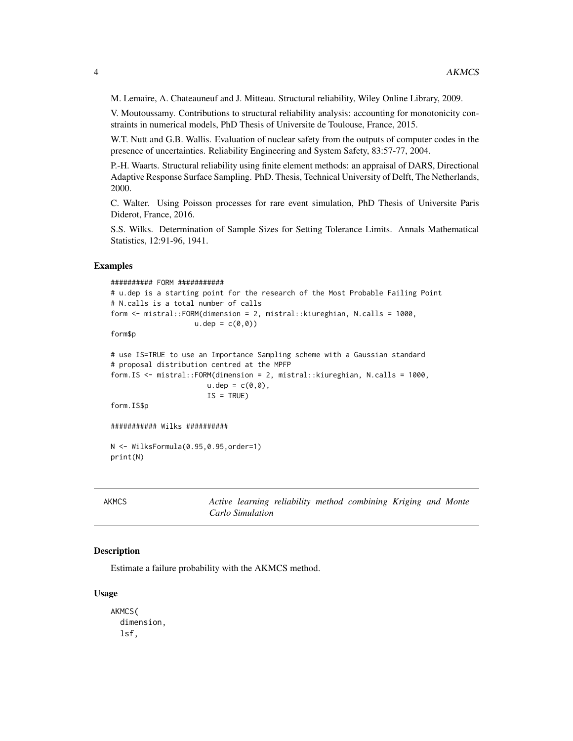M. Lemaire, A. Chateauneuf and J. Mitteau. Structural reliability, Wiley Online Library, 2009.

V. Moutoussamy. Contributions to structural reliability analysis: accounting for monotonicity constraints in numerical models, PhD Thesis of Universite de Toulouse, France, 2015.

W.T. Nutt and G.B. Wallis. Evaluation of nuclear safety from the outputs of computer codes in the presence of uncertainties. Reliability Engineering and System Safety, 83:57-77, 2004.

P.-H. Waarts. Structural reliability using finite element methods: an appraisal of DARS, Directional Adaptive Response Surface Sampling. PhD. Thesis, Technical University of Delft, The Netherlands, 2000.

C. Walter. Using Poisson processes for rare event simulation, PhD Thesis of Universite Paris Diderot, France, 2016.

S.S. Wilks. Determination of Sample Sizes for Setting Tolerance Limits. Annals Mathematical Statistics, 12:91-96, 1941.

### Examples

```
########## FORM ###########
# u.dep is a starting point for the research of the Most Probable Failing Point
# N.calls is a total number of calls
form <- mistral::FORM(dimension = 2, mistral::kiureghian, N.calls = 1000,
                     u.dep = c(0,0))
form$p

# use IS=TRUE to use an Importance Sampling scheme with a Gaussian standard
# proposal distribution centred at the MPFP
form.IS <- mistral::FORM(dimension = 2, mistral::kiureghian, N.calls = 1000,
                        u.dep = c(0,0),
                        IS = TRUE)
form.IS$p

########### Wilks ##########

N <- WilksFormula(0.95,0.95,order=1)
print(N)
```

## AKMCS — *Active learning reliability method combining Kriging and Monte Carlo Simulation*

### Description

Estimate a failure probability with the AKMCS method.

### Usage

```
AKMCS(
  dimension,
  lsf,
```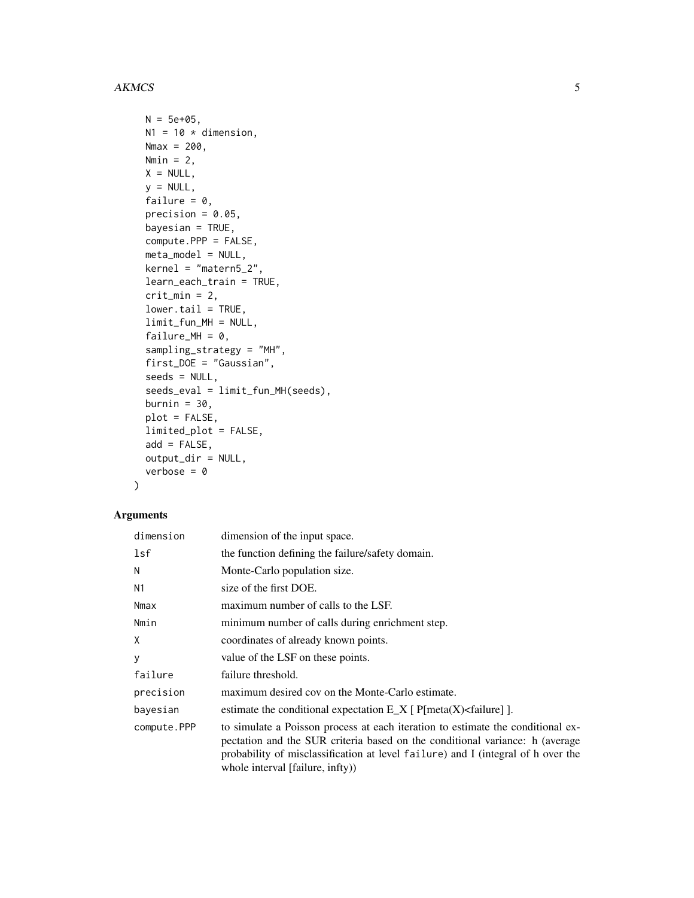```
  N = 5e+05,
  N1 = 10 * dimension,
  Nmax = 200,
  Nmin = 2,
  X = NULL,
  y = NULL,
  failure = 0,
  precision = 0.05,
  bayesian = TRUE,
  compute.PPP = FALSE,
  meta_model = NULL,
  kernel = "matern5_2",
  learn_each_train = TRUE,
  crit_min = 2,
  lower.tail = TRUE,
  limit_fun_MH = NULL,
  failure_MH = 0,
  sampling_strategy = "MH",
  first_DOE = "Gaussian",
  seeds = NULL,
  seeds_eval = limit_fun_MH(seeds),
  burnin = 30,
  plot = FALSE,
  limited_plot = FALSE,
  add = FALSE,
  output_dir = NULL,
  verbose = 0
)
```

## Arguments

| | |
|---|---|
| `dimension` | dimension of the input space. |
| `lsf` | the function defining the failure/safety domain. |
| `N` | Monte-Carlo population size. |
| `N1` | size of the first DOE. |
| `Nmax` | maximum number of calls to the LSF. |
| `Nmin` | minimum number of calls during enrichment step. |
| `X` | coordinates of already known points. |
| `y` | value of the LSF on these points. |
| `failure` | failure threshold. |
| `precision` | maximum desired cov on the Monte-Carlo estimate. |
| `bayesian` | estimate the conditional expectation E_X [ P[meta(X)<failure] ]. |
| `compute.PPP` | to simulate a Poisson process at each iteration to estimate the conditional expectation and the SUR criteria based on the conditional variance: h (average probability of misclassification at level `failure`) and I (integral of h over the whole interval [failure, infty)) |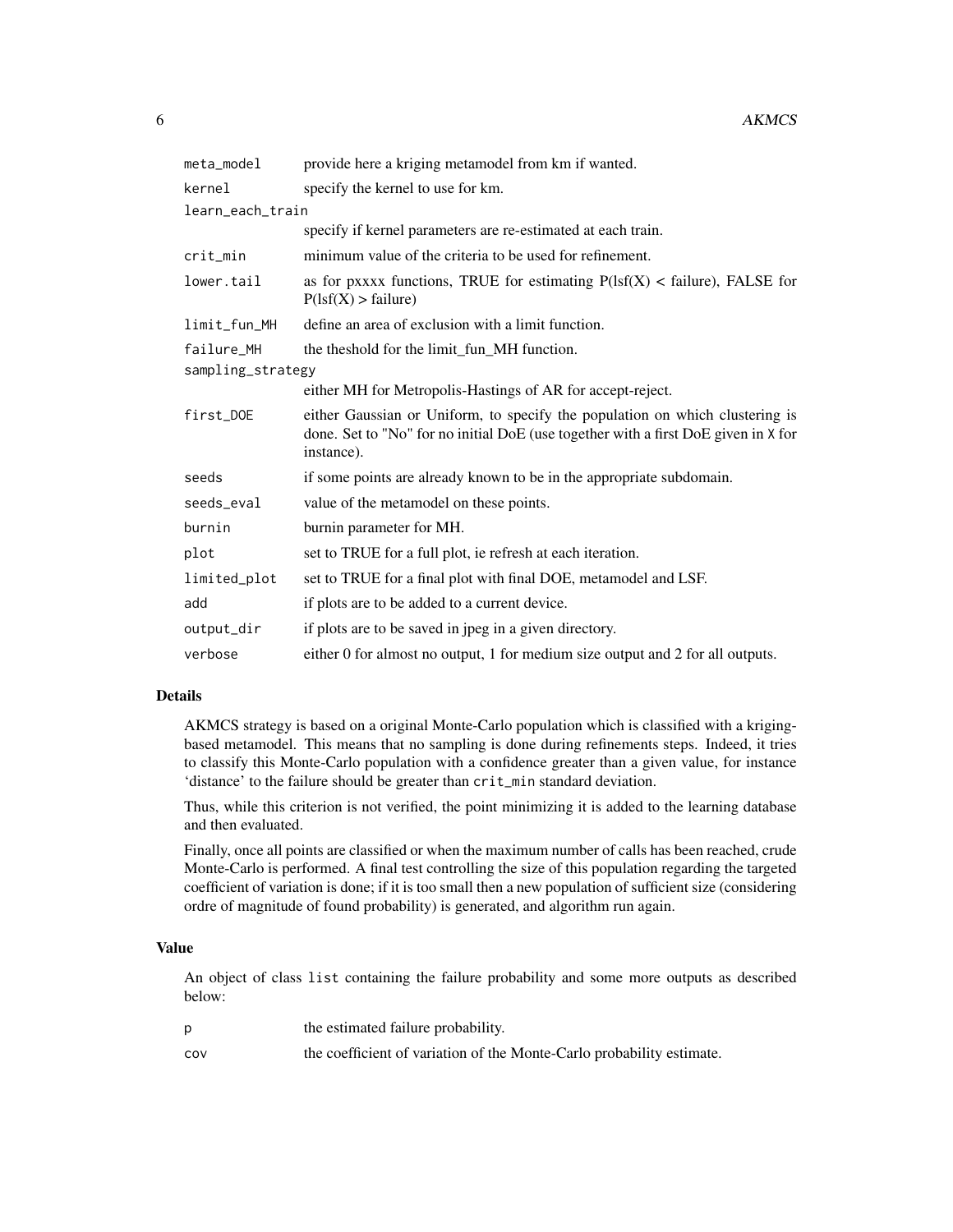| | |
|---|---|
| meta_model | provide here a kriging metamodel from km if wanted. |
| kernel | specify the kernel to use for km. |
| learn_each_train | specify if kernel parameters are re-estimated at each train. |
| crit_min | minimum value of the criteria to be used for refinement. |
| lower.tail | as for pxxxx functions, TRUE for estimating P(lsf(X) < failure), FALSE for P(lsf(X) > failure) |
| limit_fun_MH | define an area of exclusion with a limit function. |
| failure_MH | the theshold for the limit_fun_MH function. |
| sampling_strategy | either MH for Metropolis-Hastings of AR for accept-reject. |
| first_DOE | either Gaussian or Uniform, to specify the population on which clustering is done. Set to "No" for no initial DoE (use together with a first DoE given in X for instance). |
| seeds | if some points are already known to be in the appropriate subdomain. |
| seeds_eval | value of the metamodel on these points. |
| burnin | burnin parameter for MH. |
| plot | set to TRUE for a full plot, ie refresh at each iteration. |
| limited_plot | set to TRUE for a final plot with final DOE, metamodel and LSF. |
| add | if plots are to be added to a current device. |
| output_dir | if plots are to be saved in jpeg in a given directory. |
| verbose | either 0 for almost no output, 1 for medium size output and 2 for all outputs. |

## Details

AKMCS strategy is based on a original Monte-Carlo population which is classified with a kriging-based metamodel. This means that no sampling is done during refinements steps. Indeed, it tries to classify this Monte-Carlo population with a confidence greater than a given value, for instance 'distance' to the failure should be greater than crit_min standard deviation.

Thus, while this criterion is not verified, the point minimizing it is added to the learning database and then evaluated.

Finally, once all points are classified or when the maximum number of calls has been reached, crude Monte-Carlo is performed. A final test controlling the size of this population regarding the targeted coefficient of variation is done; if it is too small then a new population of sufficient size (considering ordre of magnitude of found probability) is generated, and algorithm run again.

## Value

An object of class list containing the failure probability and some more outputs as described below:

| | |
|---|---|
| p | the estimated failure probability. |
| cov | the coefficient of variation of the Monte-Carlo probability estimate. |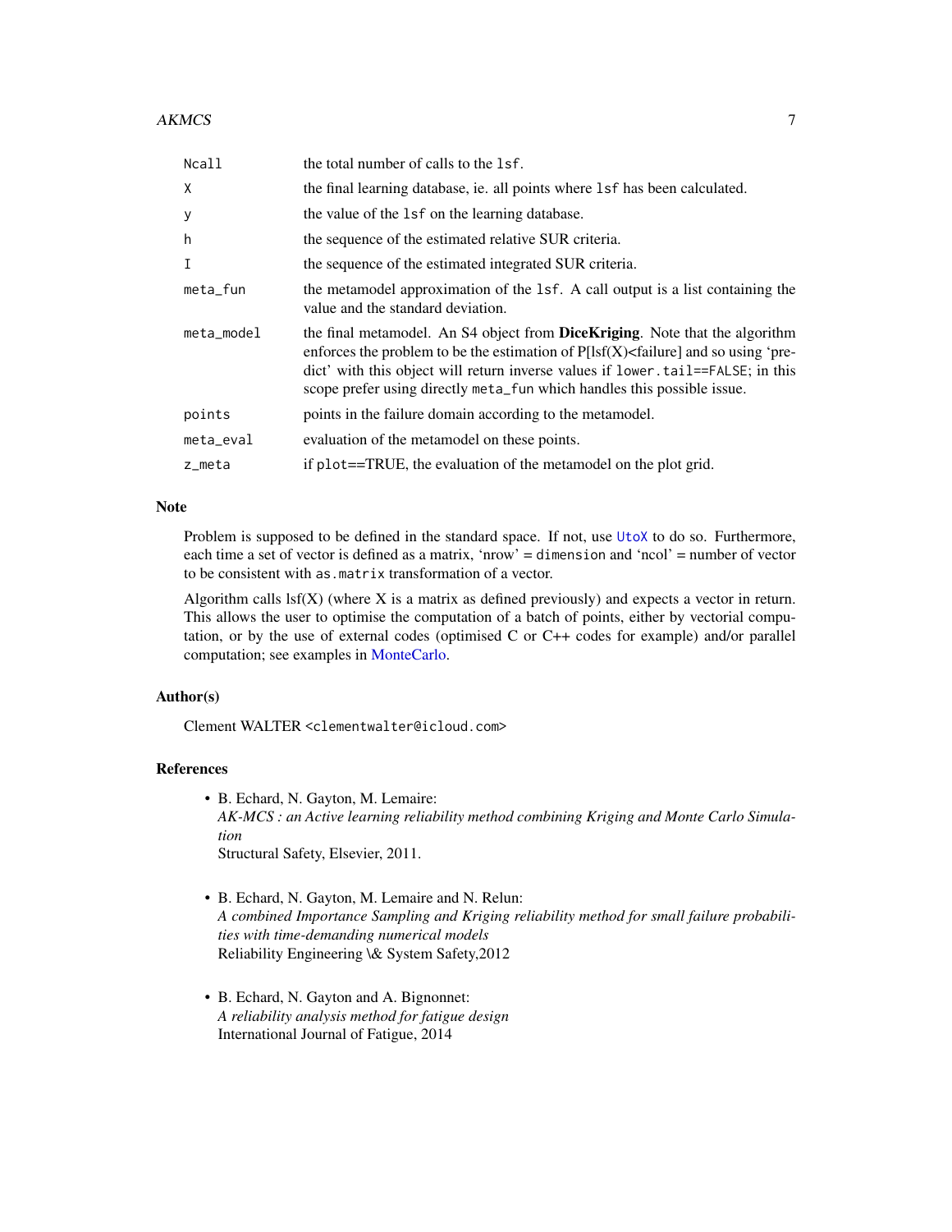| | |
|---|---|
| `Ncall` | the total number of calls to the `lsf`. |
| `X` | the final learning database, ie. all points where `lsf` has been calculated. |
| `y` | the value of the `lsf` on the learning database. |
| `h` | the sequence of the estimated relative SUR criteria. |
| `I` | the sequence of the estimated integrated SUR criteria. |
| `meta_fun` | the metamodel approximation of the `lsf`. A call output is a list containing the value and the standard deviation. |
| `meta_model` | the final metamodel. An S4 object from **DiceKriging**. Note that the algorithm enforces the problem to be the estimation of P[lsf(X)<failure] and so using 'predict' with this object will return inverse values if `lower.tail==FALSE`; in this scope prefer using directly `meta_fun` which handles this possible issue. |
| `points` | points in the failure domain according to the metamodel. |
| `meta_eval` | evaluation of the metamodel on these points. |
| `z_meta` | if `plot==TRUE`, the evaluation of the metamodel on the plot grid. |

## Note

Problem is supposed to be defined in the standard space. If not, use `UtoX` to do so. Furthermore, each time a set of vector is defined as a matrix, 'nrow' = `dimension` and 'ncol' = number of vector to be consistent with `as.matrix` transformation of a vector.

Algorithm calls lsf(X) (where X is a matrix as defined previously) and expects a vector in return. This allows the user to optimise the computation of a batch of points, either by vectorial computation, or by the use of external codes (optimised C or C++ codes for example) and/or parallel computation; see examples in MonteCarlo.

## Author(s)

Clement WALTER <clementwalter@icloud.com>

## References

- B. Echard, N. Gayton, M. Lemaire:
  *AK-MCS : an Active learning reliability method combining Kriging and Monte Carlo Simulation*
  Structural Safety, Elsevier, 2011.

- B. Echard, N. Gayton, M. Lemaire and N. Relun:
  *A combined Importance Sampling and Kriging reliability method for small failure probabilities with time-demanding numerical models*
  Reliability Engineering \& System Safety,2012

- B. Echard, N. Gayton and A. Bignonnet:
  *A reliability analysis method for fatigue design*
  International Journal of Fatigue, 2014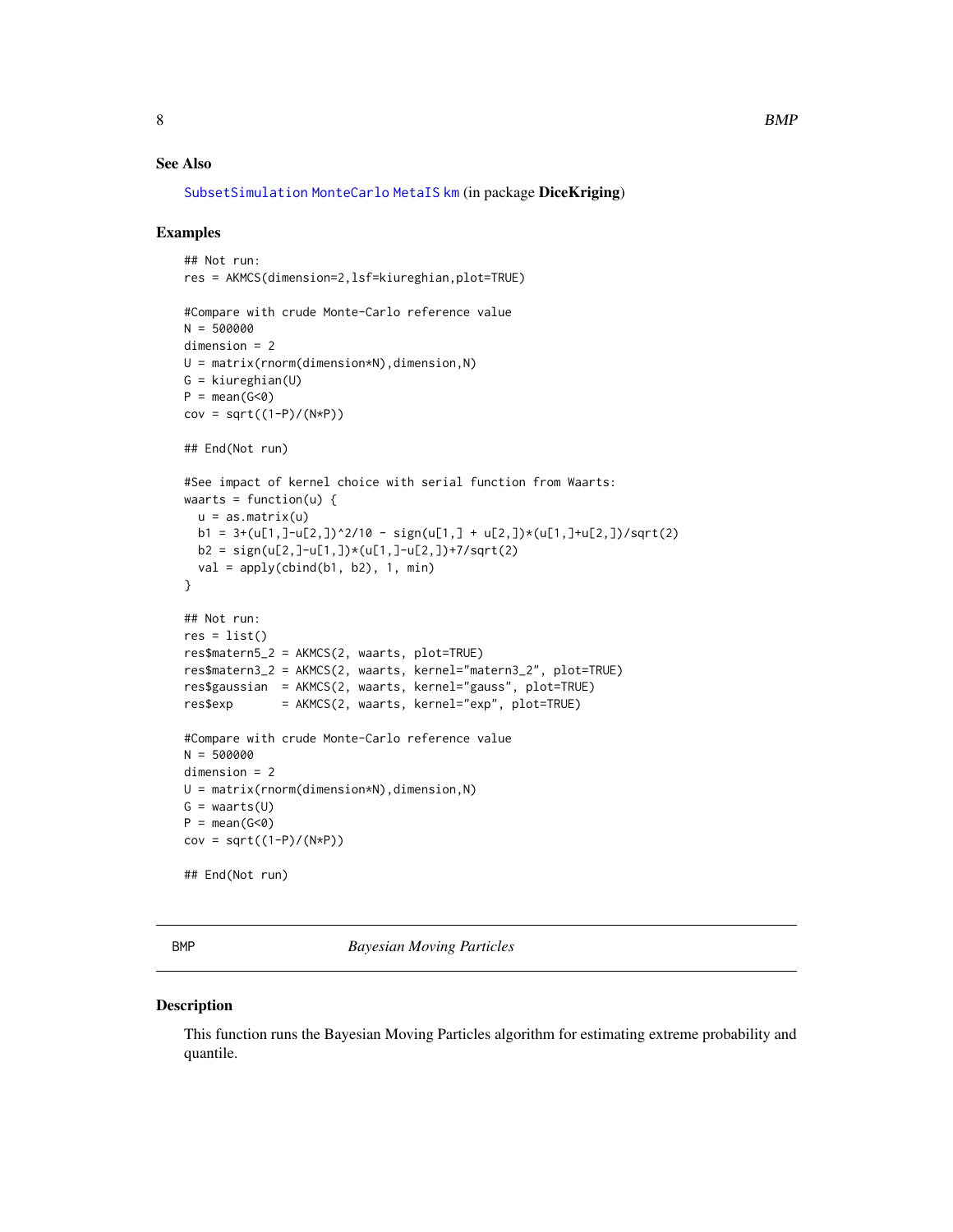### See Also

SubsetSimulation MonteCarlo MetaIS km (in package **DiceKriging**)

### Examples

```
## Not run:
res = AKMCS(dimension=2,lsf=kiureghian,plot=TRUE)

#Compare with crude Monte-Carlo reference value
N = 500000
dimension = 2
U = matrix(rnorm(dimension*N),dimension,N)
G = kiureghian(U)
P = mean(G<0)
cov = sqrt((1-P)/(N*P))

## End(Not run)

#See impact of kernel choice with serial function from Waarts:
waarts = function(u) {
  u = as.matrix(u)
  b1 = 3+(u[1,]-u[2,])^2/10 - sign(u[1,] + u[2,])*(u[1,]+u[2,])/sqrt(2)
  b2 = sign(u[2,]-u[1,])*(u[1,]-u[2,])+7/sqrt(2)
  val = apply(cbind(b1, b2), 1, min)
}

## Not run:
res = list()
res$matern5_2 = AKMCS(2, waarts, plot=TRUE)
res$matern3_2 = AKMCS(2, waarts, kernel="matern3_2", plot=TRUE)
res$gaussian  = AKMCS(2, waarts, kernel="gauss", plot=TRUE)
res$exp       = AKMCS(2, waarts, kernel="exp", plot=TRUE)

#Compare with crude Monte-Carlo reference value
N = 500000
dimension = 2
U = matrix(rnorm(dimension*N),dimension,N)
G = waarts(U)
P = mean(G<0)
cov = sqrt((1-P)/(N*P))

## End(Not run)
```

---

## BMP — *Bayesian Moving Particles*

### Description

This function runs the Bayesian Moving Particles algorithm for estimating extreme probability and quantile.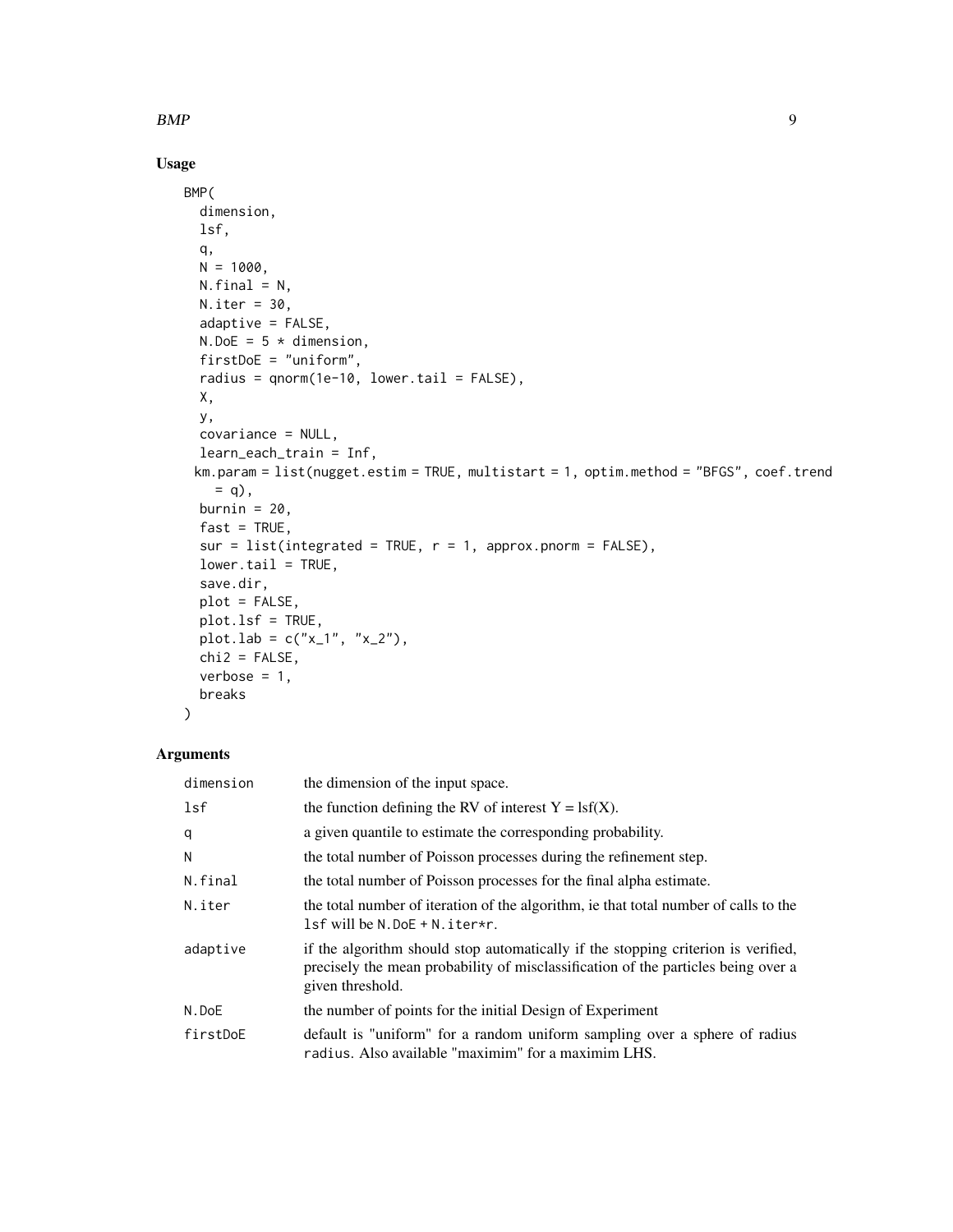## Usage

```
BMP(
  dimension,
  lsf,
  q,
  N = 1000,
  N.final = N,
  N.iter = 30,
  adaptive = FALSE,
  N.DoE = 5 * dimension,
  firstDoE = "uniform",
  radius = qnorm(1e-10, lower.tail = FALSE),
  X,
  y,
  covariance = NULL,
  learn_each_train = Inf,
 km.param = list(nugget.estim = TRUE, multistart = 1, optim.method = "BFGS", coef.trend
    = q),
  burnin = 20,
  fast = TRUE,
  sur = list(integrated = TRUE, r = 1, approx.pnorm = FALSE),
  lower.tail = TRUE,
  save.dir,
  plot = FALSE,
  plot.lsf = TRUE,
  plot.lab = c("x_1", "x_2"),
  chi2 = FALSE,
  verbose = 1,
  breaks
)
```

## Arguments

| | |
|---|---|
| `dimension` | the dimension of the input space. |
| `lsf` | the function defining the RV of interest Y = lsf(X). |
| `q` | a given quantile to estimate the corresponding probability. |
| `N` | the total number of Poisson processes during the refinement step. |
| `N.final` | the total number of Poisson processes for the final alpha estimate. |
| `N.iter` | the total number of iteration of the algorithm, ie that total number of calls to the `lsf` will be `N.DoE + N.iter*r`. |
| `adaptive` | if the algorithm should stop automatically if the stopping criterion is verified, precisely the mean probability of misclassification of the particles being over a given threshold. |
| `N.DoE` | the number of points for the initial Design of Experiment |
| `firstDoE` | default is "uniform" for a random uniform sampling over a sphere of radius `radius`. Also available "maximim" for a maximim LHS. |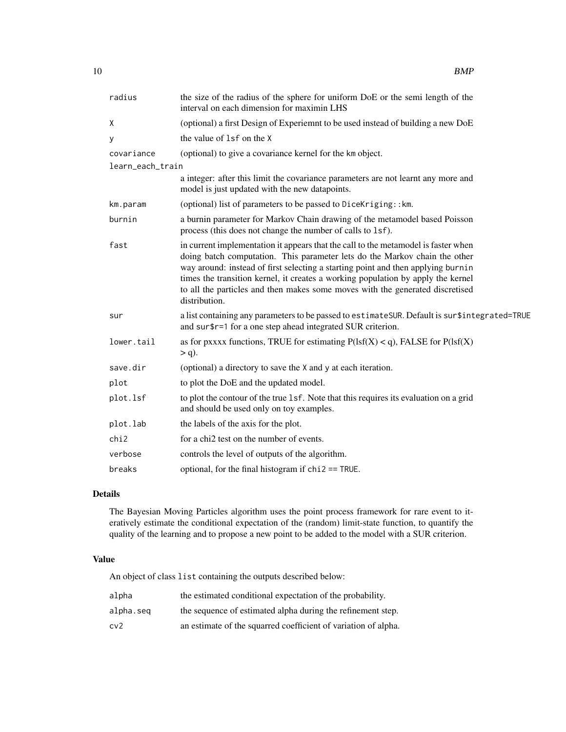| | |
|---|---|
| radius | the size of the radius of the sphere for uniform DoE or the semi length of the interval on each dimension for maximin LHS |
| X | (optional) a first Design of Experiemnt to be used instead of building a new DoE |
| y | the value of `lsf` on the `X` |
| covariance | (optional) to give a covariance kernel for the `km` object. |
| learn_each_train | a integer: after this limit the covariance parameters are not learnt any more and model is just updated with the new datapoints. |
| km.param | (optional) list of parameters to be passed to `DiceKriging::km`. |
| burnin | a burnin parameter for Markov Chain drawing of the metamodel based Poisson process (this does not change the number of calls to `lsf`). |
| fast | in current implementation it appears that the call to the metamodel is faster when doing batch computation. This parameter lets do the Markov chain the other way around: instead of first selecting a starting point and then applying `burnin` times the transition kernel, it creates a working population by apply the kernel to all the particles and then makes some moves with the generated discretised distribution. |
| sur | a list containing any parameters to be passed to `estimateSUR`. Default is `sur$integrated=TRUE` and `sur$r=1` for a one step ahead integrated SUR criterion. |
| lower.tail | as for pxxxx functions, TRUE for estimating P(lsf(X) < q), FALSE for P(lsf(X) > q). |
| save.dir | (optional) a directory to save the `X` and `y` at each iteration. |
| plot | to plot the DoE and the updated model. |
| plot.lsf | to plot the contour of the true `lsf`. Note that this requires its evaluation on a grid and should be used only on toy examples. |
| plot.lab | the labels of the axis for the plot. |
| chi2 | for a chi2 test on the number of events. |
| verbose | controls the level of outputs of the algorithm. |
| breaks | optional, for the final histogram if `chi2 == TRUE`. |

## Details

The Bayesian Moving Particles algorithm uses the point process framework for rare event to iteratively estimate the conditional expectation of the (random) limit-state function, to quantify the quality of the learning and to propose a new point to be added to the model with a SUR criterion.

## Value

An object of class `list` containing the outputs described below:

| | |
|---|---|
| alpha | the estimated conditional expectation of the probability. |
| alpha.seq | the sequence of estimated alpha during the refinement step. |
| cv2 | an estimate of the squarred coefficient of variation of alpha. |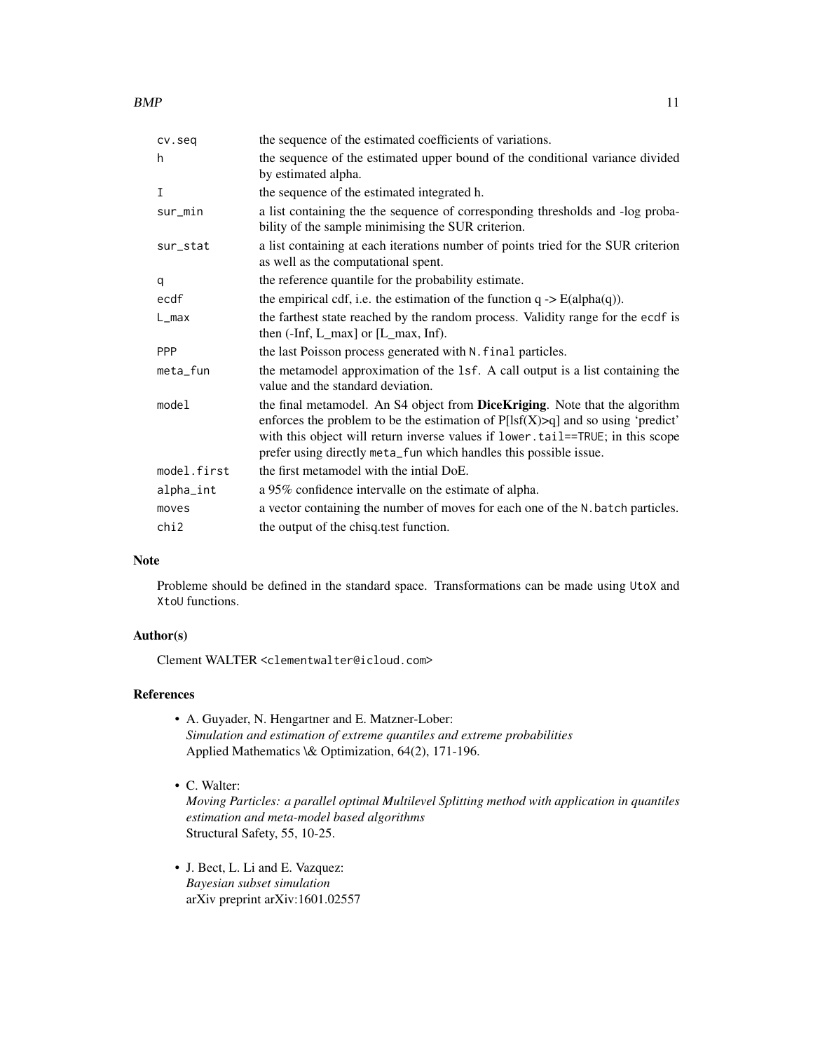| | |
|---|---|
| `cv.seq` | the sequence of the estimated coefficients of variations. |
| `h` | the sequence of the estimated upper bound of the conditional variance divided by estimated alpha. |
| `I` | the sequence of the estimated integrated h. |
| `sur_min` | a list containing the the sequence of corresponding thresholds and -log probability of the sample minimising the SUR criterion. |
| `sur_stat` | a list containing at each iterations number of points tried for the SUR criterion as well as the computational spent. |
| `q` | the reference quantile for the probability estimate. |
| `ecdf` | the empirical cdf, i.e. the estimation of the function q -> E(alpha(q)). |
| `L_max` | the farthest state reached by the random process. Validity range for the `ecdf` is then (-Inf, L_max] or [L_max, Inf). |
| `PPP` | the last Poisson process generated with `N.final` particles. |
| `meta_fun` | the metamodel approximation of the `lsf`. A call output is a list containing the value and the standard deviation. |
| `model` | the final metamodel. An S4 object from **DiceKriging**. Note that the algorithm enforces the problem to be the estimation of P[lsf(X)>q] and so using 'predict' with this object will return inverse values if `lower.tail==TRUE`; in this scope prefer using directly `meta_fun` which handles this possible issue. |
| `model.first` | the first metamodel with the intial DoE. |
| `alpha_int` | a 95% confidence intervalle on the estimate of alpha. |
| `moves` | a vector containing the number of moves for each one of the `N.batch` particles. |
| `chi2` | the output of the chisq.test function. |

## Note

Probleme should be defined in the standard space. Transformations can be made using `UtoX` and `XtoU` functions.

## Author(s)

Clement WALTER <clementwalter@icloud.com>

## References

- A. Guyader, N. Hengartner and E. Matzner-Lober:  
  *Simulation and estimation of extreme quantiles and extreme probabilities*  
  Applied Mathematics \& Optimization, 64(2), 171-196.

- C. Walter:  
  *Moving Particles: a parallel optimal Multilevel Splitting method with application in quantiles estimation and meta-model based algorithms*  
  Structural Safety, 55, 10-25.

- J. Bect, L. Li and E. Vazquez:  
  *Bayesian subset simulation*  
  arXiv preprint arXiv:1601.02557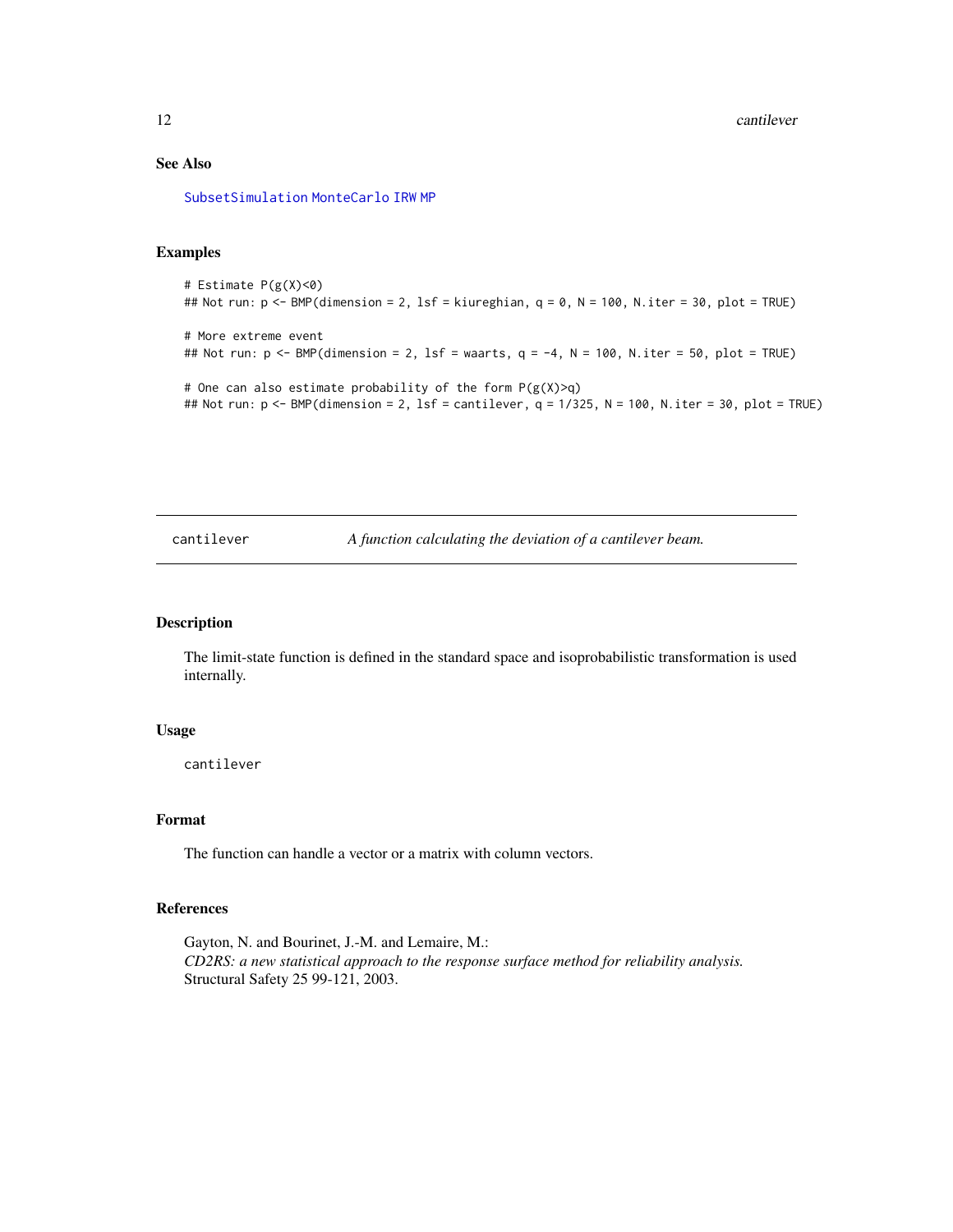## See Also

SubsetSimulation MonteCarlo IRW MP

## Examples

```
# Estimate P(g(X)<0)
## Not run: p <- BMP(dimension = 2, lsf = kiureghian, q = 0, N = 100, N.iter = 30, plot = TRUE)

# More extreme event
## Not run: p <- BMP(dimension = 2, lsf = waarts, q = -4, N = 100, N.iter = 50, plot = TRUE)

# One can also estimate probability of the form P(g(X)>q)
## Not run: p <- BMP(dimension = 2, lsf = cantilever, q = 1/325, N = 100, N.iter = 30, plot = TRUE)
```

---

# cantilever — *A function calculating the deviation of a cantilever beam.*

---

## Description

The limit-state function is defined in the standard space and isoprobabilistic transformation is used internally.

## Usage

```
cantilever
```

## Format

The function can handle a vector or a matrix with column vectors.

## References

Gayton, N. and Bourinet, J.-M. and Lemaire, M.:
*CD2RS: a new statistical approach to the response surface method for reliability analysis.*
Structural Safety 25 99-121, 2003.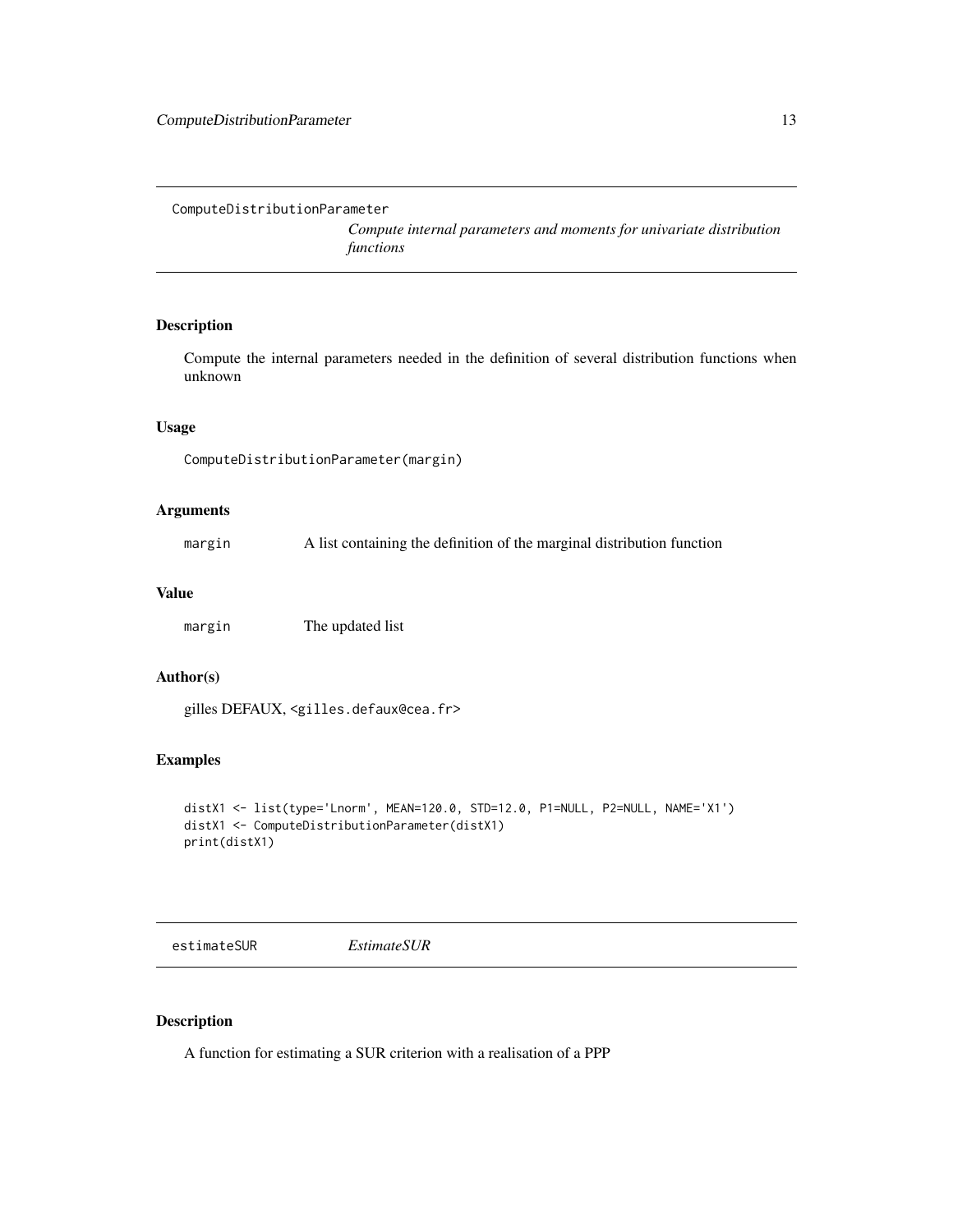## ComputeDistributionParameter

*Compute internal parameters and moments for univariate distribution functions*

### Description

Compute the internal parameters needed in the definition of several distribution functions when unknown

### Usage

```
ComputeDistributionParameter(margin)
```

### Arguments

| | |
|---|---|
| margin | A list containing the definition of the marginal distribution function |

### Value

| | |
|---|---|
| margin | The updated list |

### Author(s)

gilles DEFAUX, <gilles.defaux@cea.fr>

### Examples

```
distX1 <- list(type='Lnorm', MEAN=120.0, STD=12.0, P1=NULL, P2=NULL, NAME='X1')
distX1 <- ComputeDistributionParameter(distX1)
print(distX1)
```

## estimateSUR

*EstimateSUR*

### Description

A function for estimating a SUR criterion with a realisation of a PPP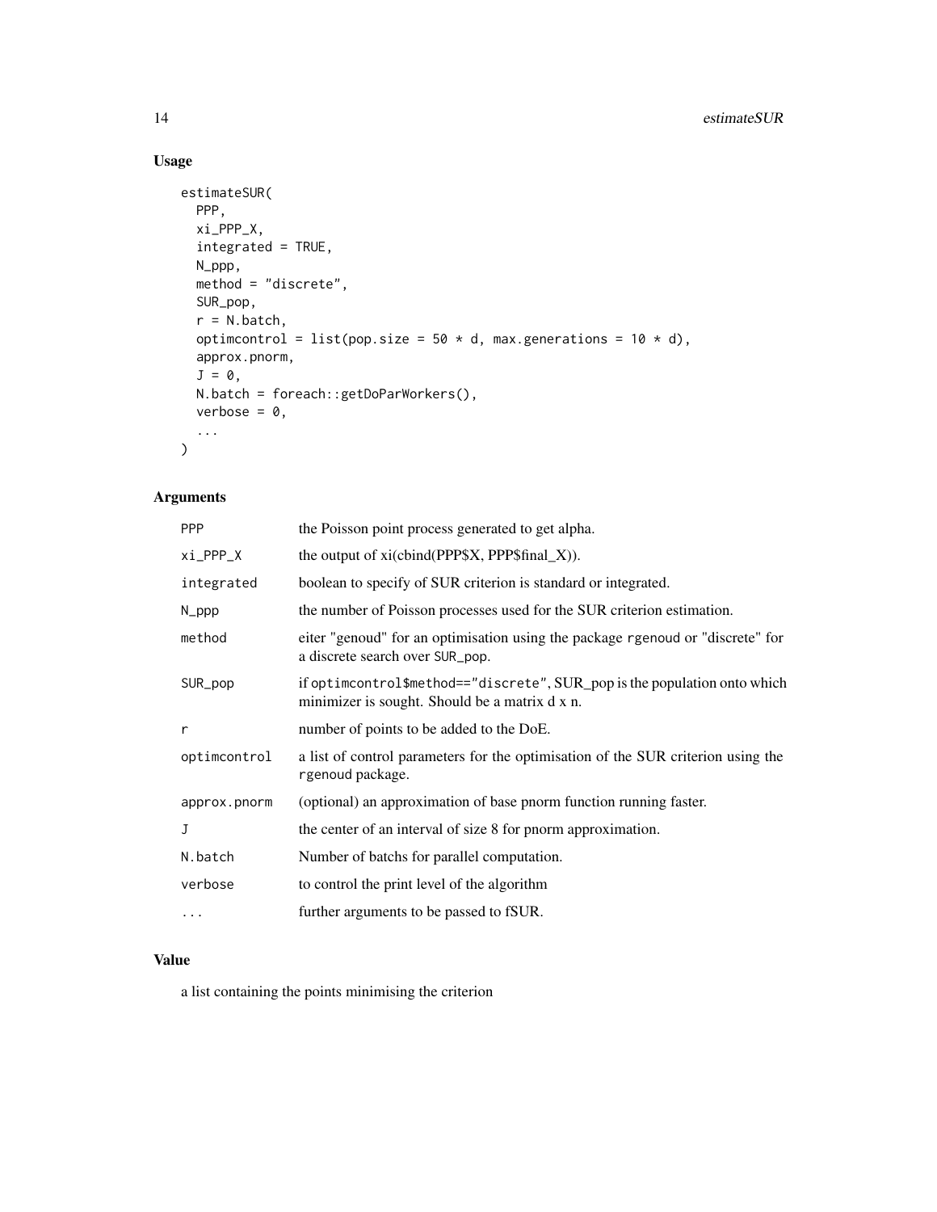## Usage

```
estimateSUR(
  PPP,
  xi_PPP_X,
  integrated = TRUE,
  N_ppp,
  method = "discrete",
  SUR_pop,
  r = N.batch,
  optimcontrol = list(pop.size = 50 * d, max.generations = 10 * d),
  approx.pnorm,
  J = 0,
  N.batch = foreach::getDoParWorkers(),
  verbose = 0,
  ...
)
```

## Arguments

| | |
|---|---|
| PPP | the Poisson point process generated to get alpha. |
| xi_PPP_X | the output of xi(cbind(PPP$X, PPP$final_X)). |
| integrated | boolean to specify of SUR criterion is standard or integrated. |
| N_ppp | the number of Poisson processes used for the SUR criterion estimation. |
| method | eiter "genoud" for an optimisation using the package rgenoud or "discrete" for a discrete search over SUR_pop. |
| SUR_pop | if optimcontrol$method=="discrete", SUR_pop is the population onto which minimizer is sought. Should be a matrix d x n. |
| r | number of points to be added to the DoE. |
| optimcontrol | a list of control parameters for the optimisation of the SUR criterion using the rgenoud package. |
| approx.pnorm | (optional) an approximation of base pnorm function running faster. |
| J | the center of an interval of size 8 for pnorm approximation. |
| N.batch | Number of batchs for parallel computation. |
| verbose | to control the print level of the algorithm |
| ... | further arguments to be passed to fSUR. |

## Value

a list containing the points minimising the criterion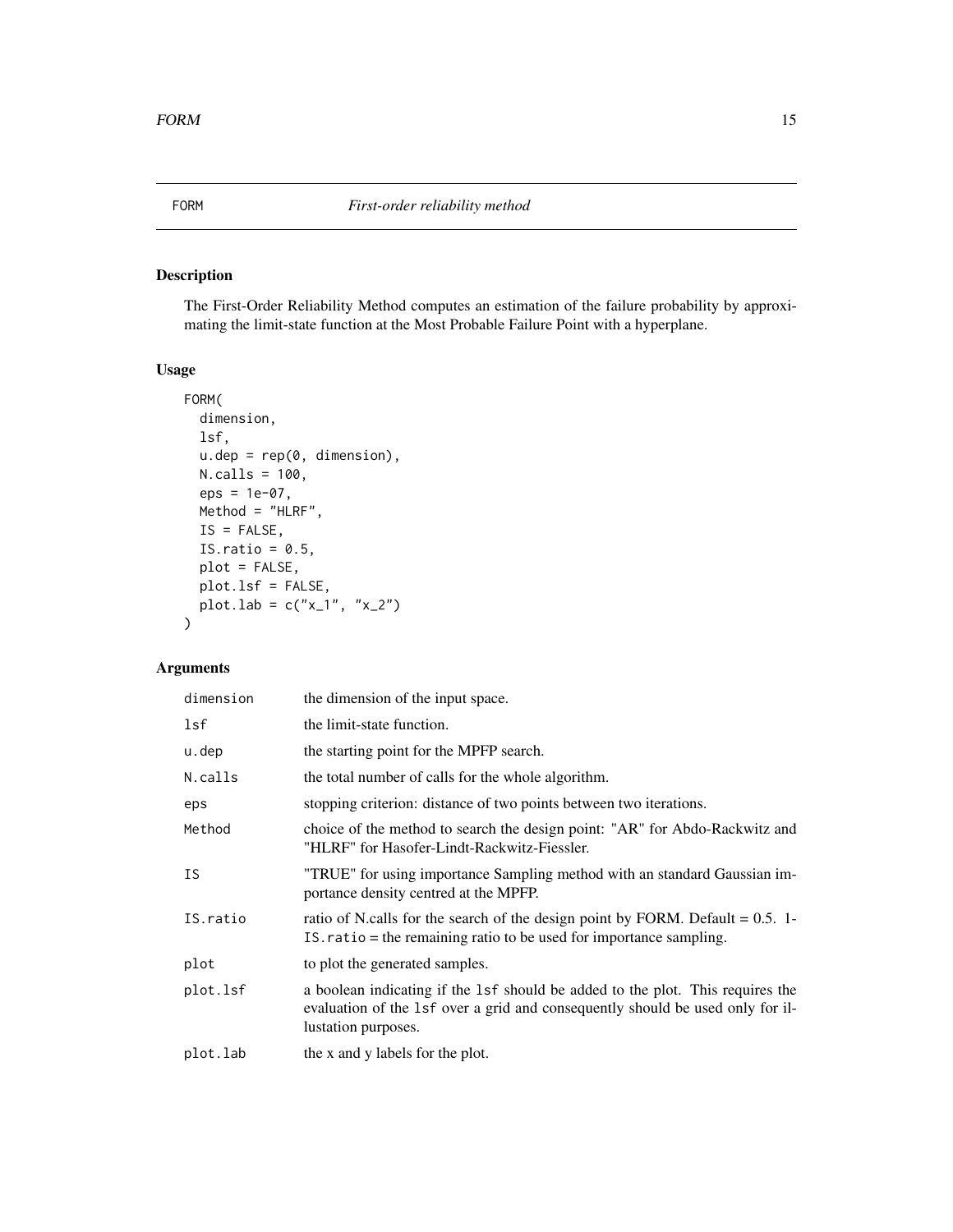# FORM — *First-order reliability method*

## Description

The First-Order Reliability Method computes an estimation of the failure probability by approximating the limit-state function at the Most Probable Failure Point with a hyperplane.

## Usage

```
FORM(
  dimension,
  lsf,
  u.dep = rep(0, dimension),
  N.calls = 100,
  eps = 1e-07,
  Method = "HLRF",
  IS = FALSE,
  IS.ratio = 0.5,
  plot = FALSE,
  plot.lsf = FALSE,
  plot.lab = c("x_1", "x_2")
)
```

## Arguments

| | |
|---|---|
| `dimension` | the dimension of the input space. |
| `lsf` | the limit-state function. |
| `u.dep` | the starting point for the MPFP search. |
| `N.calls` | the total number of calls for the whole algorithm. |
| `eps` | stopping criterion: distance of two points between two iterations. |
| `Method` | choice of the method to search the design point: "AR" for Abdo-Rackwitz and "HLRF" for Hasofer-Lindt-Rackwitz-Fiessler. |
| `IS` | "TRUE" for using importance Sampling method with an standard Gaussian importance density centred at the MPFP. |
| `IS.ratio` | ratio of N.calls for the search of the design point by FORM. Default = 0.5. 1-`IS.ratio` = the remaining ratio to be used for importance sampling. |
| `plot` | to plot the generated samples. |
| `plot.lsf` | a boolean indicating if the `lsf` should be added to the plot. This requires the evaluation of the `lsf` over a grid and consequently should be used only for illustation purposes. |
| `plot.lab` | the x and y labels for the plot. |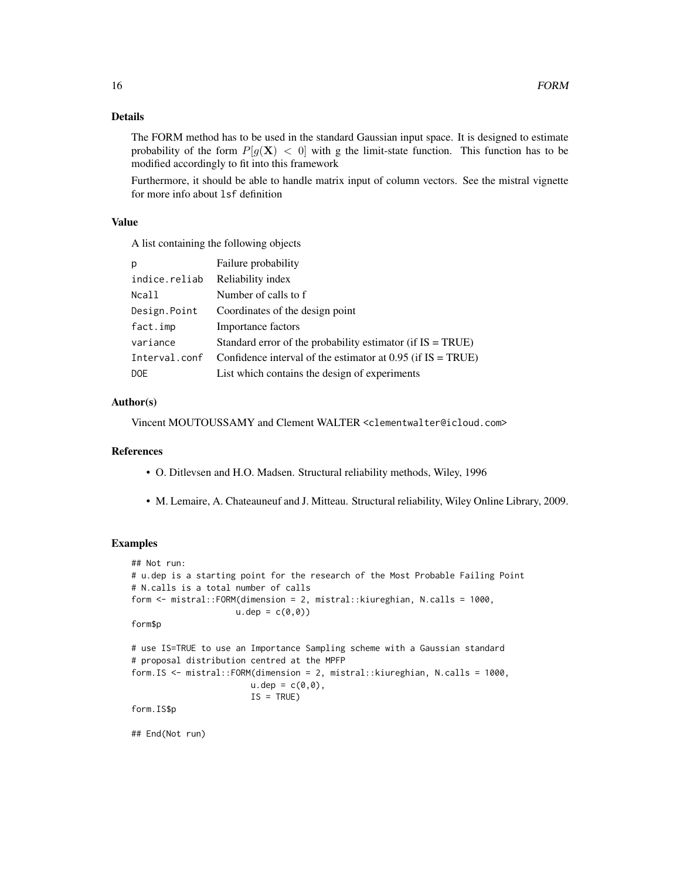## Details

The FORM method has to be used in the standard Gaussian input space. It is designed to estimate probability of the form $P[g(\mathbf{X}) < 0]$ with g the limit-state function. This function has to be modified accordingly to fit into this framework

Furthermore, it should be able to handle matrix input of column vectors. See the mistral vignette for more info about `lsf` definition

## Value

A list containing the following objects

| | |
|---|---|
| p | Failure probability |
| indice.reliab | Reliability index |
| Ncall | Number of calls to f |
| Design.Point | Coordinates of the design point |
| fact.imp | Importance factors |
| variance | Standard error of the probability estimator (if IS = TRUE) |
| Interval.conf | Confidence interval of the estimator at 0.95 (if IS = TRUE) |
| DOE | List which contains the design of experiments |

## Author(s)

Vincent MOUTOUSSAMY and Clement WALTER <clementwalter@icloud.com>

## References

- O. Ditlevsen and H.O. Madsen. Structural reliability methods, Wiley, 1996
- M. Lemaire, A. Chateauneuf and J. Mitteau. Structural reliability, Wiley Online Library, 2009.

## Examples

```
## Not run:
# u.dep is a starting point for the research of the Most Probable Failing Point
# N.calls is a total number of calls
form <- mistral::FORM(dimension = 2, mistral::kiureghian, N.calls = 1000,
                      u.dep = c(0,0))
form$p

# use IS=TRUE to use an Importance Sampling scheme with a Gaussian standard
# proposal distribution centred at the MPFP
form.IS <- mistral::FORM(dimension = 2, mistral::kiureghian, N.calls = 1000,
                         u.dep = c(0,0),
                         IS = TRUE)
form.IS$p

## End(Not run)
```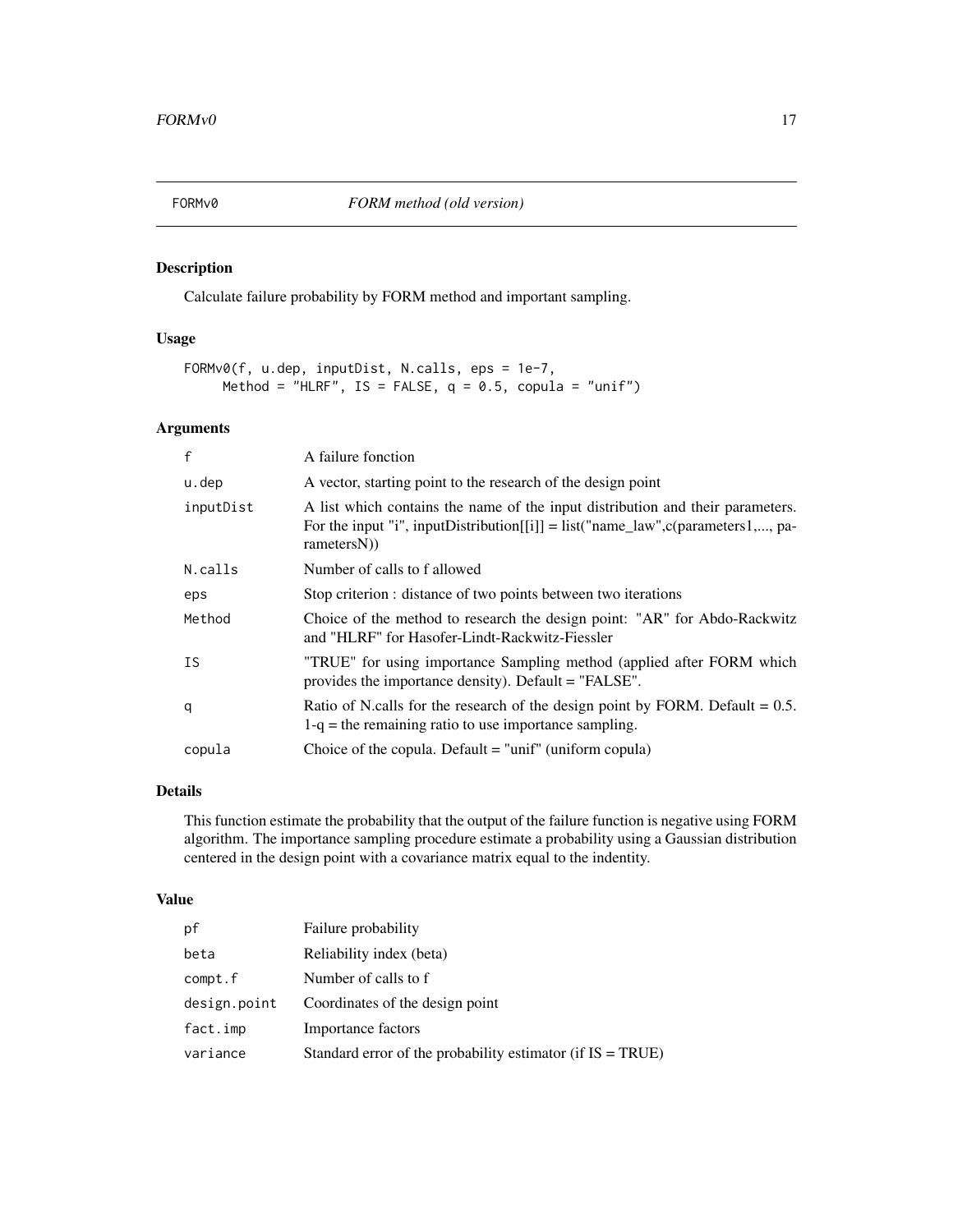# FORMv0 *FORM method (old version)*

## Description

Calculate failure probability by FORM method and important sampling.

## Usage

```
FORMv0(f, u.dep, inputDist, N.calls, eps = 1e-7,
     Method = "HLRF", IS = FALSE, q = 0.5, copula = "unif")
```

## Arguments

| | |
|---|---|
| f | A failure fonction |
| u.dep | A vector, starting point to the research of the design point |
| inputDist | A list which contains the name of the input distribution and their parameters. For the input "i", inputDistribution[[i]] = list("name_law",c(parameters1,..., parametersN)) |
| N.calls | Number of calls to f allowed |
| eps | Stop criterion : distance of two points between two iterations |
| Method | Choice of the method to research the design point: "AR" for Abdo-Rackwitz and "HLRF" for Hasofer-Lindt-Rackwitz-Fiessler |
| IS | "TRUE" for using importance Sampling method (applied after FORM which provides the importance density). Default = "FALSE". |
| q | Ratio of N.calls for the research of the design point by FORM. Default = 0.5. 1-q = the remaining ratio to use importance sampling. |
| copula | Choice of the copula. Default = "unif" (uniform copula) |

## Details

This function estimate the probability that the output of the failure function is negative using FORM algorithm. The importance sampling procedure estimate a probability using a Gaussian distribution centered in the design point with a covariance matrix equal to the indentity.

## Value

| | |
|---|---|
| pf | Failure probability |
| beta | Reliability index (beta) |
| compt.f | Number of calls to f |
| design.point | Coordinates of the design point |
| fact.imp | Importance factors |
| variance | Standard error of the probability estimator (if IS = TRUE) |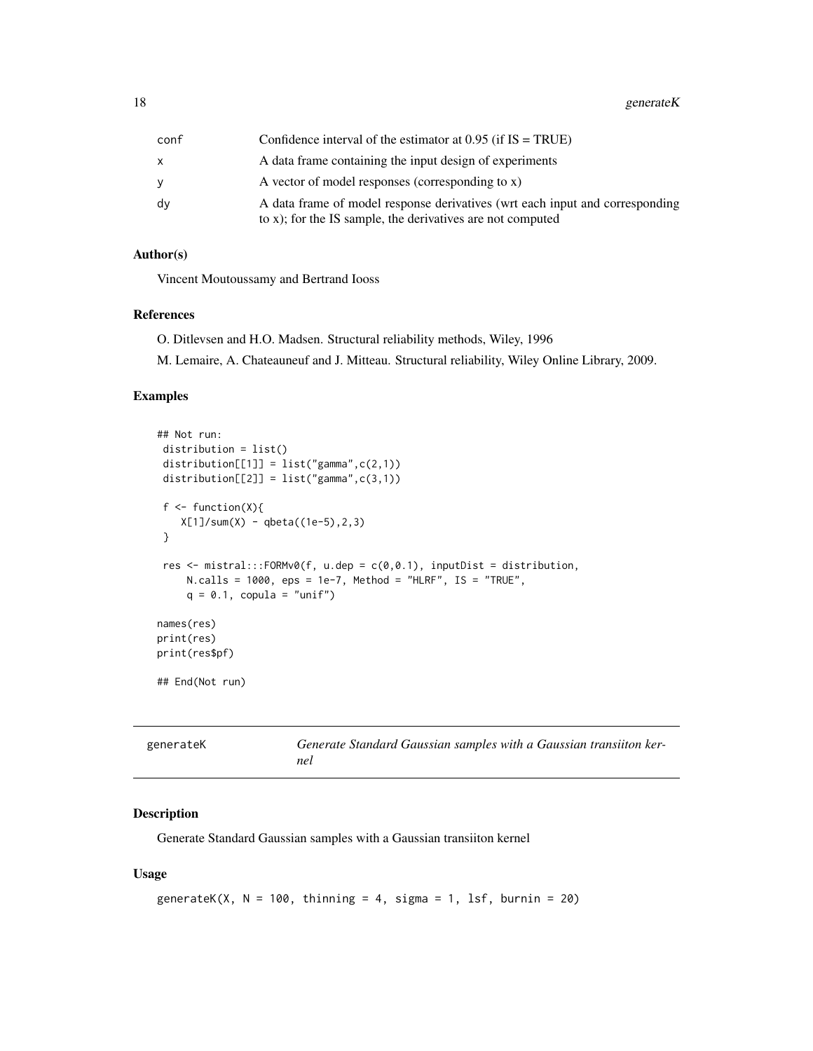| | |
|---|---|
| conf | Confidence interval of the estimator at 0.95 (if IS = TRUE) |
| x | A data frame containing the input design of experiments |
| y | A vector of model responses (corresponding to x) |
| dy | A data frame of model response derivatives (wrt each input and corresponding to x); for the IS sample, the derivatives are not computed |

### Author(s)

Vincent Moutoussamy and Bertrand Iooss

### References

O. Ditlevsen and H.O. Madsen. Structural reliability methods, Wiley, 1996

M. Lemaire, A. Chateauneuf and J. Mitteau. Structural reliability, Wiley Online Library, 2009.

### Examples

```
## Not run:
 distribution = list()
 distribution[[1]] = list("gamma",c(2,1))
 distribution[[2]] = list("gamma",c(3,1))

 f <- function(X){
    X[1]/sum(X) - qbeta((1e-5),2,3)
 }

 res <- mistral:::FORMv0(f, u.dep = c(0,0.1), inputDist = distribution,
     N.calls = 1000, eps = 1e-7, Method = "HLRF", IS = "TRUE",
     q = 0.1, copula = "unif")

names(res)
print(res)
print(res$pf)

## End(Not run)
```

---

## generateK — *Generate Standard Gaussian samples with a Gaussian transiiton kernel*

### Description

Generate Standard Gaussian samples with a Gaussian transiiton kernel

### Usage

```
generateK(X, N = 100, thinning = 4, sigma = 1, lsf, burnin = 20)
```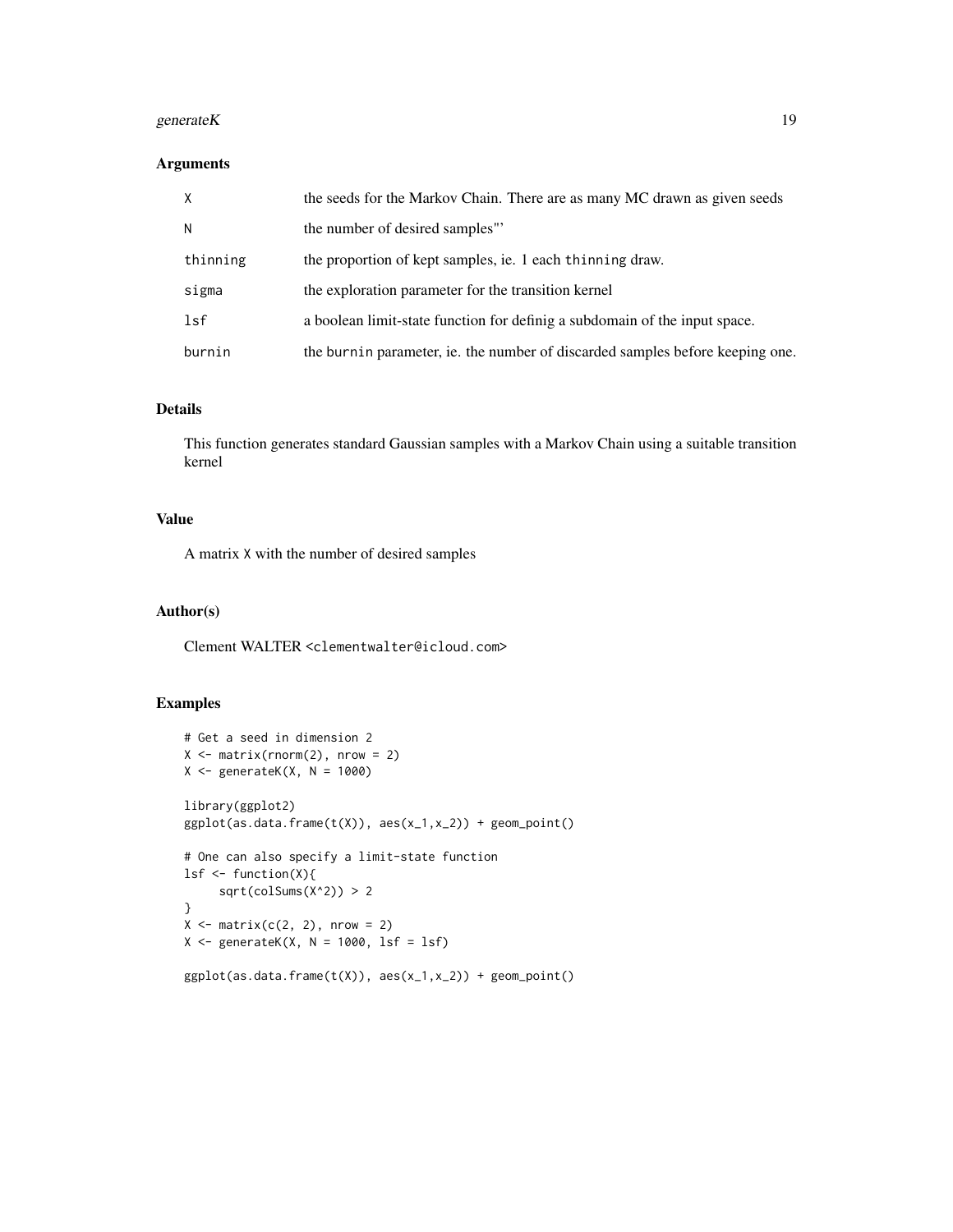### Arguments

| | |
|---|---|
| X | the seeds for the Markov Chain. There are as many MC drawn as given seeds |
| N | the number of desired samples"' |
| thinning | the proportion of kept samples, ie. 1 each thinning draw. |
| sigma | the exploration parameter for the transition kernel |
| lsf | a boolean limit-state function for definig a subdomain of the input space. |
| burnin | the burnin parameter, ie. the number of discarded samples before keeping one. |

### Details

This function generates standard Gaussian samples with a Markov Chain using a suitable transition kernel

### Value

A matrix X with the number of desired samples

### Author(s)

Clement WALTER <clementwalter@icloud.com>

### Examples

```
# Get a seed in dimension 2
X <- matrix(rnorm(2), nrow = 2)
X <- generateK(X, N = 1000)

library(ggplot2)
ggplot(as.data.frame(t(X)), aes(x_1,x_2)) + geom_point()

# One can also specify a limit-state function
lsf <- function(X){
     sqrt(colSums(X^2)) > 2
}
X <- matrix(c(2, 2), nrow = 2)
X <- generateK(X, N = 1000, lsf = lsf)

ggplot(as.data.frame(t(X)), aes(x_1,x_2)) + geom_point()
```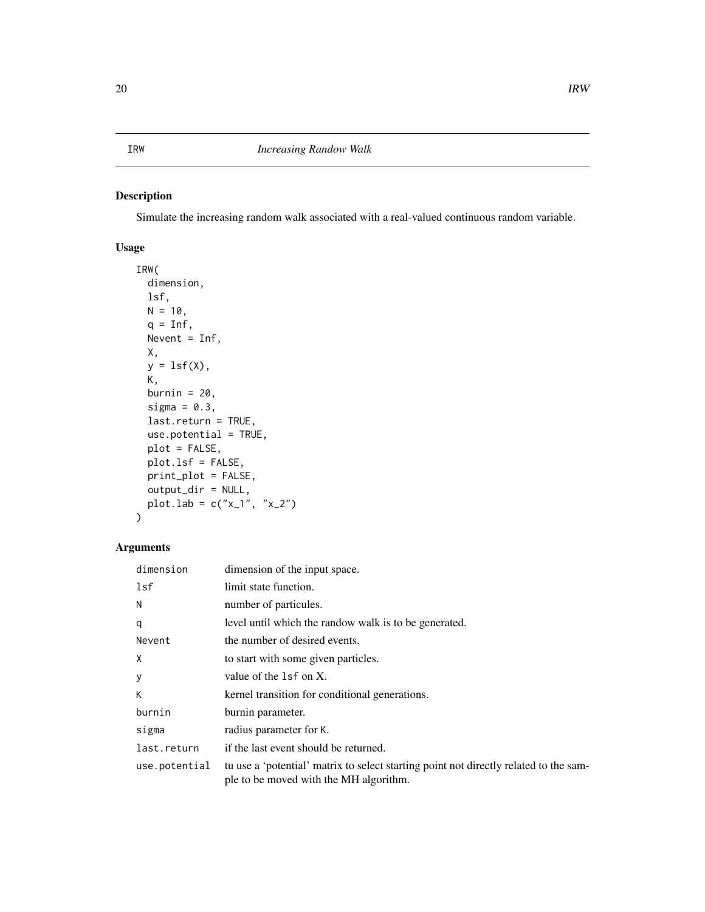IRW *Increasing Randow Walk*

## Description

Simulate the increasing random walk associated with a real-valued continuous random variable.

## Usage

```
IRW(
  dimension,
  lsf,
  N = 10,
  q = Inf,
  Nevent = Inf,
  X,
  y = lsf(X),
  K,
  burnin = 20,
  sigma = 0.3,
  last.return = TRUE,
  use.potential = TRUE,
  plot = FALSE,
  plot.lsf = FALSE,
  print_plot = FALSE,
  output_dir = NULL,
  plot.lab = c("x_1", "x_2")
)
```

## Arguments

| | |
|---|---|
| `dimension` | dimension of the input space. |
| `lsf` | limit state function. |
| `N` | number of particules. |
| `q` | level until which the randow walk is to be generated. |
| `Nevent` | the number of desired events. |
| `X` | to start with some given particles. |
| `y` | value of the `lsf` on X. |
| `K` | kernel transition for conditional generations. |
| `burnin` | burnin parameter. |
| `sigma` | radius parameter for `K`. |
| `last.return` | if the last event should be returned. |
| `use.potential` | tu use a 'potential' matrix to select starting point not directly related to the sample to be moved with the MH algorithm. |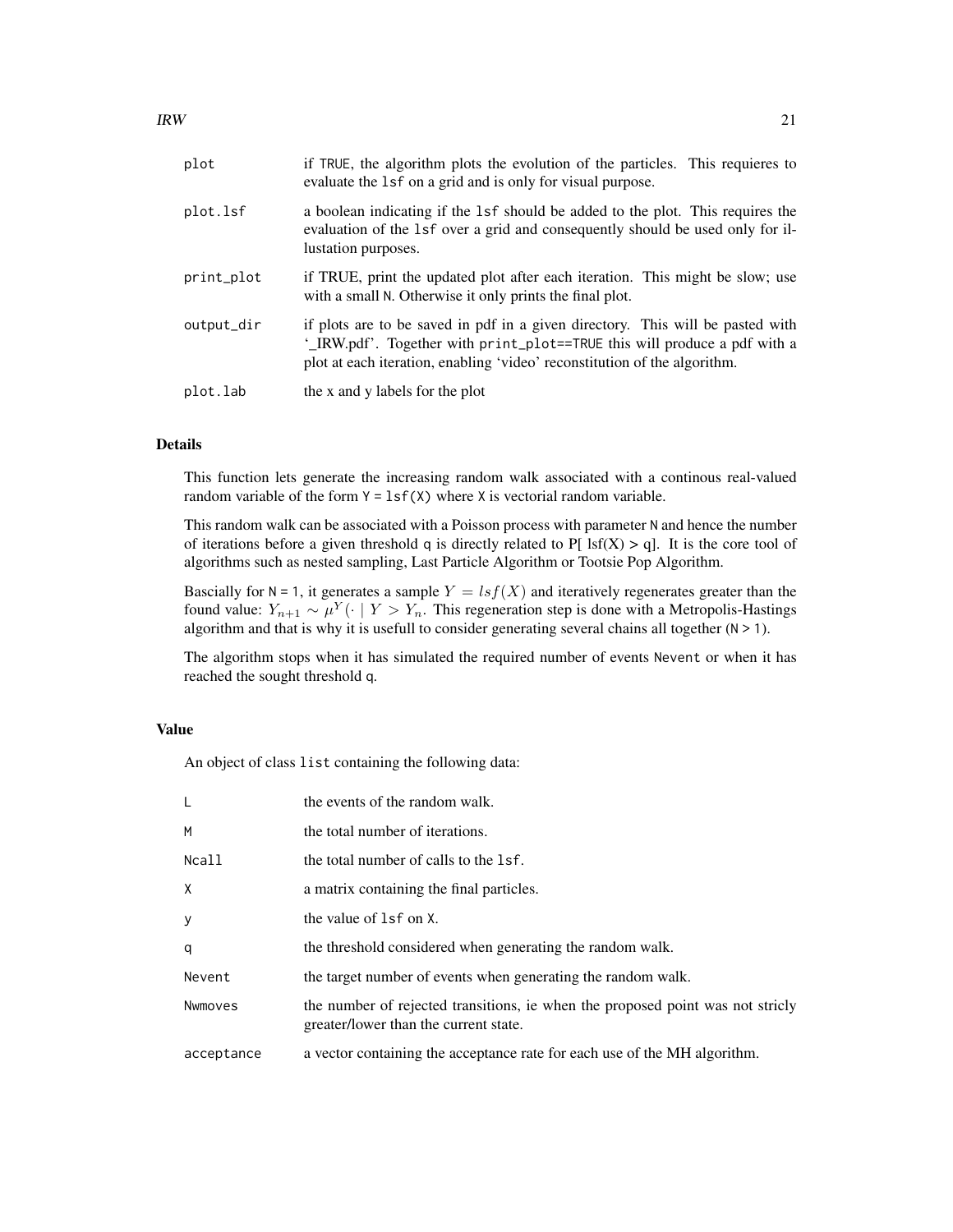| | |
|---|---|
| plot | if TRUE, the algorithm plots the evolution of the particles. This requieres to evaluate the lsf on a grid and is only for visual purpose. |
| plot.lsf | a boolean indicating if the lsf should be added to the plot. This requires the evaluation of the lsf over a grid and consequently should be used only for illustation purposes. |
| print_plot | if TRUE, print the updated plot after each iteration. This might be slow; use with a small N. Otherwise it only prints the final plot. |
| output_dir | if plots are to be saved in pdf in a given directory. This will be pasted with '_IRW.pdf'. Together with print_plot==TRUE this will produce a pdf with a plot at each iteration, enabling 'video' reconstitution of the algorithm. |
| plot.lab | the x and y labels for the plot |

## Details

This function lets generate the increasing random walk associated with a continous real-valued random variable of the form `Y = lsf(X)` where `X` is vectorial random variable.

This random walk can be associated with a Poisson process with parameter `N` and hence the number of iterations before a given threshold `q` is directly related to P[ lsf(X) > q]. It is the core tool of algorithms such as nested sampling, Last Particle Algorithm or Tootsie Pop Algorithm.

Bascially for `N = 1`, it generates a sample $Y = lsf(X)$ and iteratively regenerates greater than the found value: $Y_{n+1} \sim \mu^Y(\cdot \mid Y > Y_n$. This regeneration step is done with a Metropolis-Hastings algorithm and that is why it is usefull to consider generating several chains all together (`N > 1`).

The algorithm stops when it has simulated the required number of events `Nevent` or when it has reached the sought threshold `q`.

## Value

An object of class `list` containing the following data:

| | |
|---|---|
| L | the events of the random walk. |
| M | the total number of iterations. |
| Ncall | the total number of calls to the lsf. |
| X | a matrix containing the final particles. |
| y | the value of lsf on X. |
| q | the threshold considered when generating the random walk. |
| Nevent | the target number of events when generating the random walk. |
| Nwmoves | the number of rejected transitions, ie when the proposed point was not stricly greater/lower than the current state. |
| acceptance | a vector containing the acceptance rate for each use of the MH algorithm. |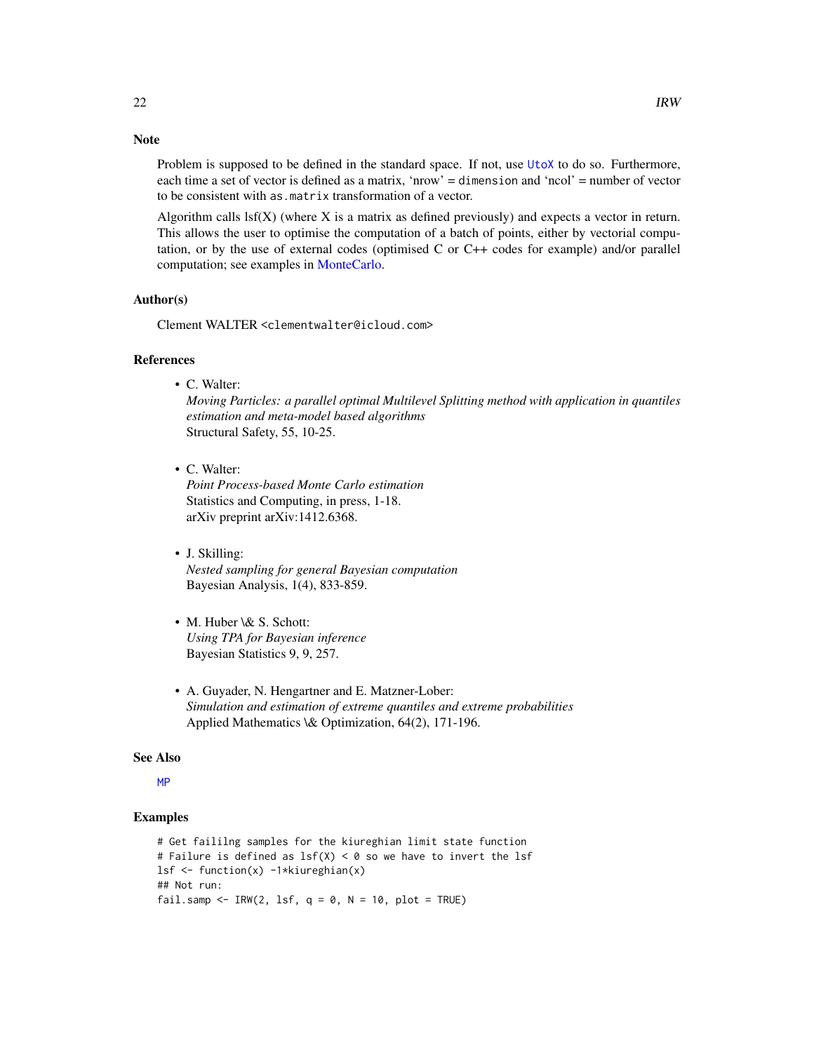### Note

Problem is supposed to be defined in the standard space. If not, use `UtoX` to do so. Furthermore, each time a set of vector is defined as a matrix, 'nrow' = `dimension` and 'ncol' = number of vector to be consistent with `as.matrix` transformation of a vector.

Algorithm calls lsf(X) (where X is a matrix as defined previously) and expects a vector in return. This allows the user to optimise the computation of a batch of points, either by vectorial computation, or by the use of external codes (optimised C or C++ codes for example) and/or parallel computation; see examples in MonteCarlo.

### Author(s)

Clement WALTER <`clementwalter@icloud.com`>

### References

- C. Walter:
  *Moving Particles: a parallel optimal Multilevel Splitting method with application in quantiles estimation and meta-model based algorithms*
  Structural Safety, 55, 10-25.

- C. Walter:
  *Point Process-based Monte Carlo estimation*
  Statistics and Computing, in press, 1-18.
  arXiv preprint arXiv:1412.6368.

- J. Skilling:
  *Nested sampling for general Bayesian computation*
  Bayesian Analysis, 1(4), 833-859.

- M. Huber \& S. Schott:
  *Using TPA for Bayesian inference*
  Bayesian Statistics 9, 9, 257.

- A. Guyader, N. Hengartner and E. Matzner-Lober:
  *Simulation and estimation of extreme quantiles and extreme probabilities*
  Applied Mathematics \& Optimization, 64(2), 171-196.

### See Also

`MP`

### Examples

```
# Get faililng samples for the kiureghian limit state function
# Failure is defined as lsf(X) < 0 so we have to invert the lsf
lsf <- function(x) -1*kiureghian(x)
## Not run:
fail.samp <- IRW(2, lsf, q = 0, N = 10, plot = TRUE)
```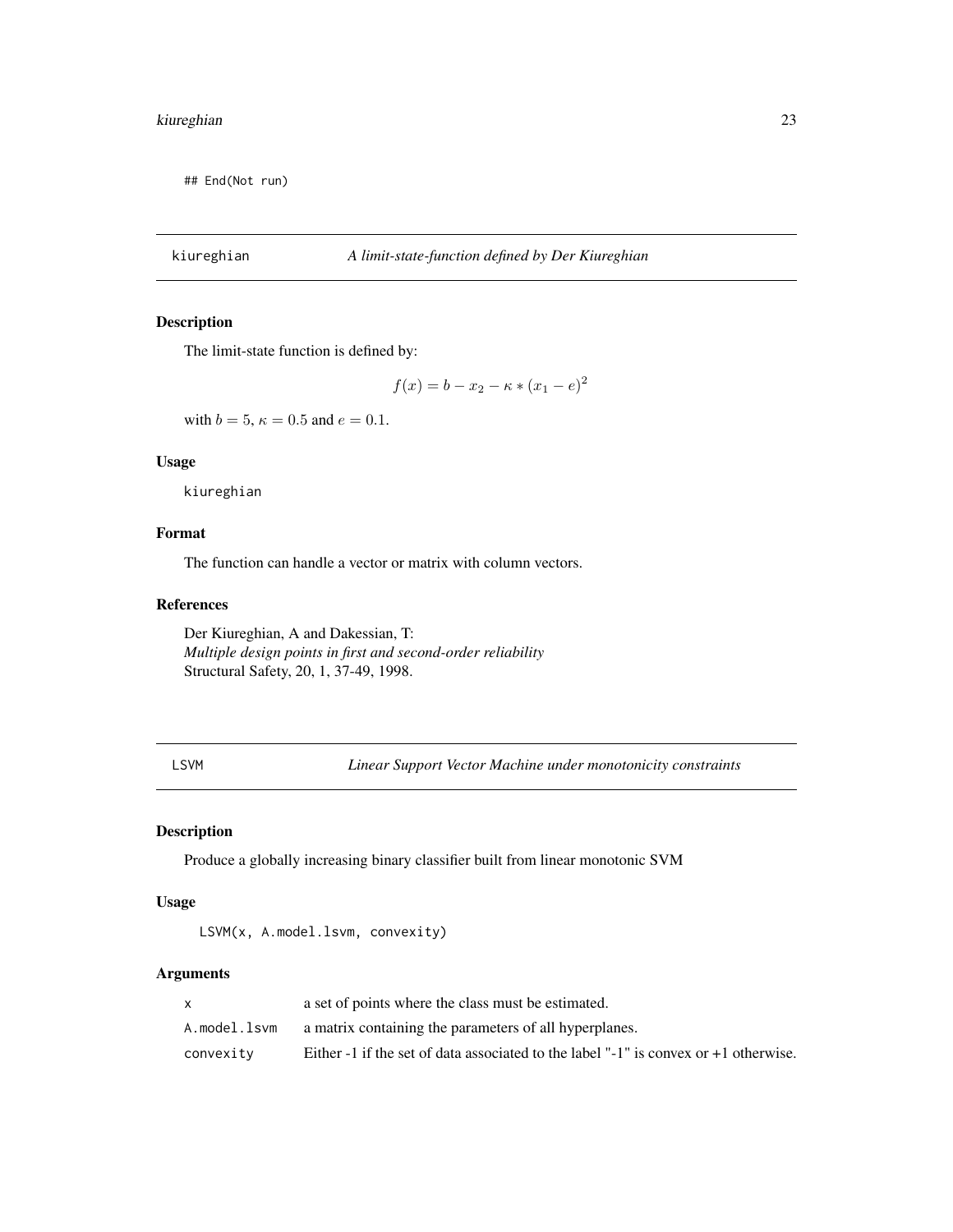```
## End(Not run)
```

## kiureghian — *A limit-state-function defined by Der Kiureghian*

### Description

The limit-state function is defined by:

$$f(x) = b - x_2 - \kappa * (x_1 - e)^2$$

with $b = 5$, $\kappa = 0.5$ and $e = 0.1$.

### Usage

```
kiureghian
```

### Format

The function can handle a vector or matrix with column vectors.

### References

Der Kiureghian, A and Dakessian, T:
*Multiple design points in first and second-order reliability*
Structural Safety, 20, 1, 37-49, 1998.

## LSVM — *Linear Support Vector Machine under monotonicity constraints*

### Description

Produce a globally increasing binary classifier built from linear monotonic SVM

### Usage

```
LSVM(x, A.model.lsvm, convexity)
```

### Arguments

| | |
|---|---|
| `x` | a set of points where the class must be estimated. |
| `A.model.lsvm` | a matrix containing the parameters of all hyperplanes. |
| `convexity` | Either -1 if the set of data associated to the label "-1" is convex or +1 otherwise. |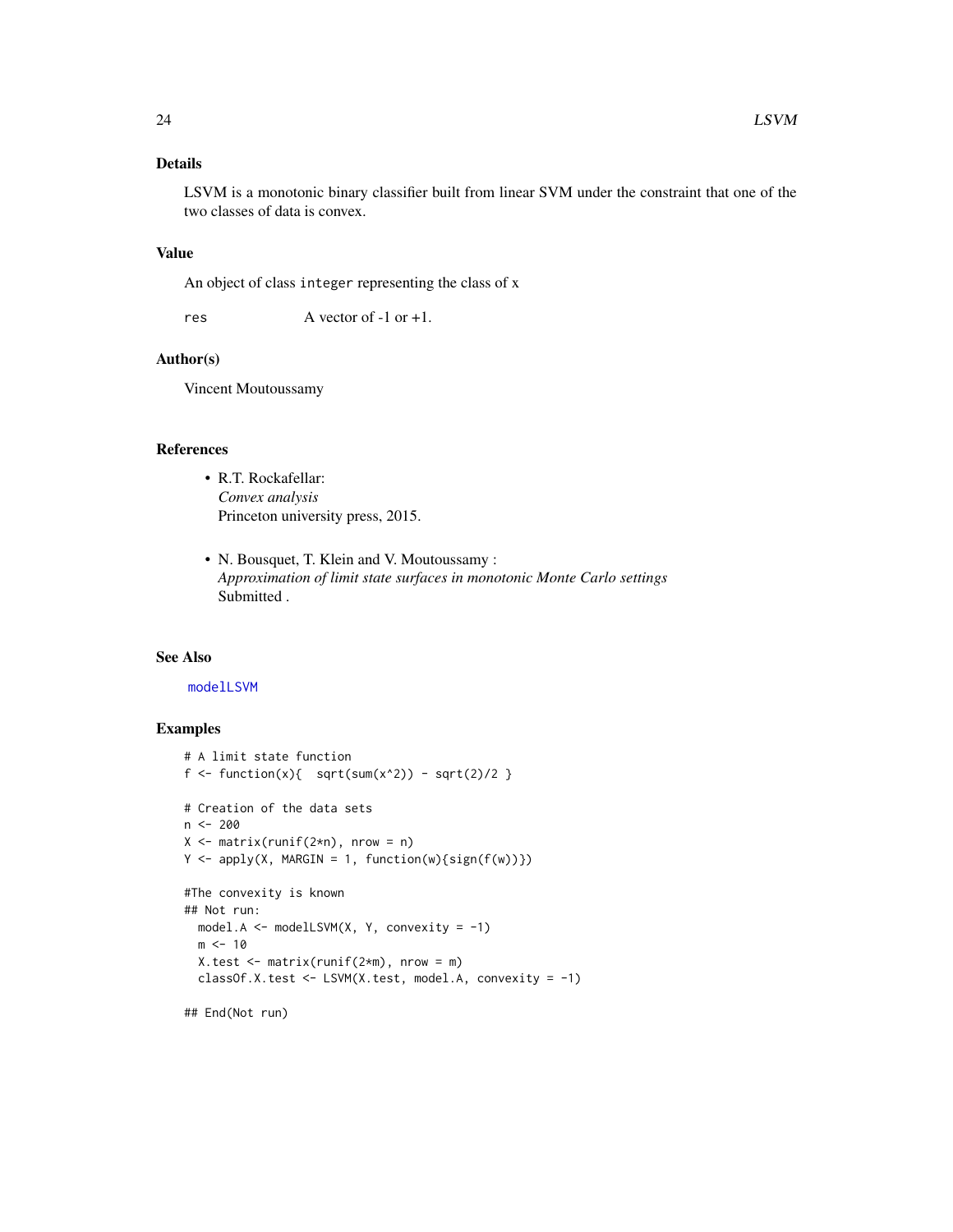### Details

LSVM is a monotonic binary classifier built from linear SVM under the constraint that one of the two classes of data is convex.

### Value

An object of class `integer` representing the class of x

`res` A vector of -1 or +1.

### Author(s)

Vincent Moutoussamy

### References

- R.T. Rockafellar:
  *Convex analysis*
  Princeton university press, 2015.

- N. Bousquet, T. Klein and V. Moutoussamy :
  *Approximation of limit state surfaces in monotonic Monte Carlo settings*
  Submitted .

### See Also

`modelLSVM`

### Examples

```
# A limit state function
f <- function(x){  sqrt(sum(x^2)) - sqrt(2)/2 }

# Creation of the data sets
n <- 200
X <- matrix(runif(2*n), nrow = n)
Y <- apply(X, MARGIN = 1, function(w){sign(f(w))})

#The convexity is known
## Not run:
  model.A <- modelLSVM(X, Y, convexity = -1)
  m <- 10
  X.test <- matrix(runif(2*m), nrow = m)
  classOf.X.test <- LSVM(X.test, model.A, convexity = -1)

## End(Not run)
```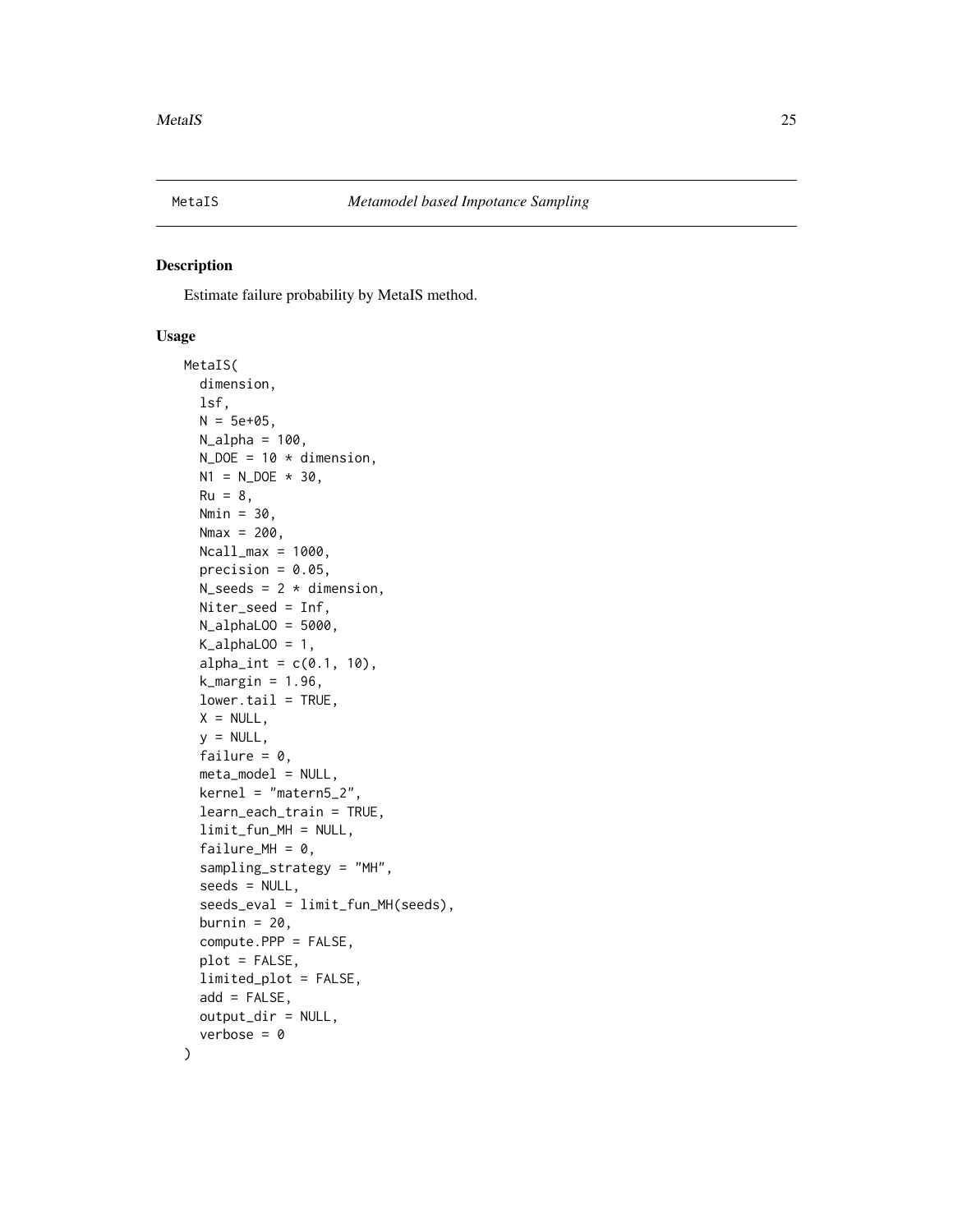MetaIS *Metamodel based Impotance Sampling*

## Description

Estimate failure probability by MetaIS method.

## Usage

```
MetaIS(
  dimension,
  lsf,
  N = 5e+05,
  N_alpha = 100,
  N_DOE = 10 * dimension,
  N1 = N_DOE * 30,
  Ru = 8,
  Nmin = 30,
  Nmax = 200,
  Ncall_max = 1000,
  precision = 0.05,
  N_seeds = 2 * dimension,
  Niter_seed = Inf,
  N_alphaLOO = 5000,
  K_alphaLOO = 1,
  alpha_int = c(0.1, 10),
  k_margin = 1.96,
  lower.tail = TRUE,
  X = NULL,
  y = NULL,
  failure = 0,
  meta_model = NULL,
  kernel = "matern5_2",
  learn_each_train = TRUE,
  limit_fun_MH = NULL,
  failure_MH = 0,
  sampling_strategy = "MH",
  seeds = NULL,
  seeds_eval = limit_fun_MH(seeds),
  burnin = 20,
  compute.PPP = FALSE,
  plot = FALSE,
  limited_plot = FALSE,
  add = FALSE,
  output_dir = NULL,
  verbose = 0
)
```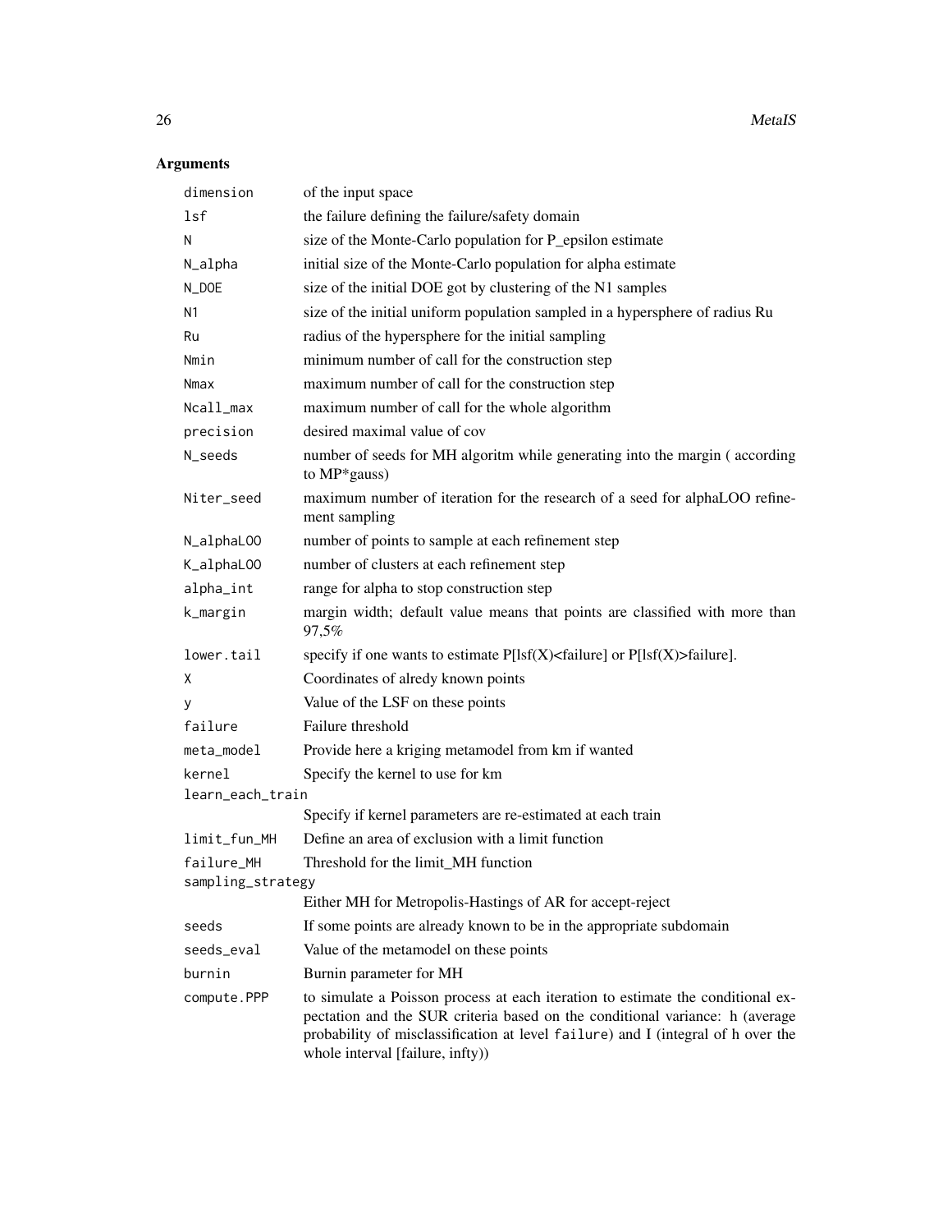## Arguments

| | |
|---|---|
| dimension | of the input space |
| lsf | the failure defining the failure/safety domain |
| N | size of the Monte-Carlo population for P_epsilon estimate |
| N_alpha | initial size of the Monte-Carlo population for alpha estimate |
| N_DOE | size of the initial DOE got by clustering of the N1 samples |
| N1 | size of the initial uniform population sampled in a hypersphere of radius Ru |
| Ru | radius of the hypersphere for the initial sampling |
| Nmin | minimum number of call for the construction step |
| Nmax | maximum number of call for the construction step |
| Ncall_max | maximum number of call for the whole algorithm |
| precision | desired maximal value of cov |
| N_seeds | number of seeds for MH algoritm while generating into the margin ( according to MP*gauss) |
| Niter_seed | maximum number of iteration for the research of a seed for alphaLOO refinement sampling |
| N_alphaLOO | number of points to sample at each refinement step |
| K_alphaLOO | number of clusters at each refinement step |
| alpha_int | range for alpha to stop construction step |
| k_margin | margin width; default value means that points are classified with more than 97,5% |
| lower.tail | specify if one wants to estimate P[lsf(X)<failure] or P[lsf(X)>failure]. |
| X | Coordinates of alredy known points |
| y | Value of the LSF on these points |
| failure | Failure threshold |
| meta_model | Provide here a kriging metamodel from km if wanted |
| kernel | Specify the kernel to use for km |
| learn_each_train | Specify if kernel parameters are re-estimated at each train |
| limit_fun_MH | Define an area of exclusion with a limit function |
| failure_MH | Threshold for the limit_MH function |
| sampling_strategy | Either MH for Metropolis-Hastings of AR for accept-reject |
| seeds | If some points are already known to be in the appropriate subdomain |
| seeds_eval | Value of the metamodel on these points |
| burnin | Burnin parameter for MH |
| compute.PPP | to simulate a Poisson process at each iteration to estimate the conditional expectation and the SUR criteria based on the conditional variance: h (average probability of misclassification at level failure) and I (integral of h over the whole interval [failure, infty)) |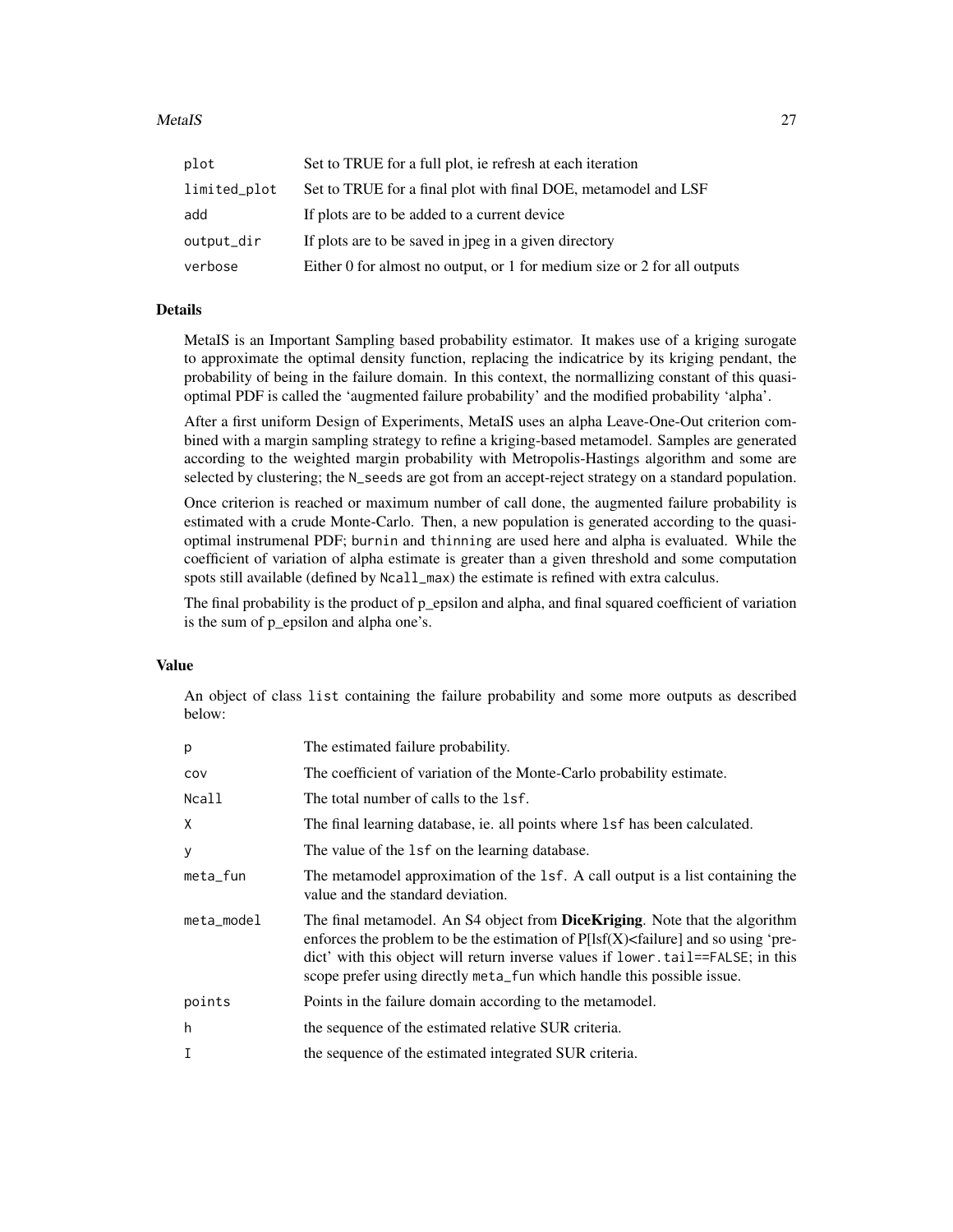| | |
|---|---|
| plot | Set to TRUE for a full plot, ie refresh at each iteration |
| limited_plot | Set to TRUE for a final plot with final DOE, metamodel and LSF |
| add | If plots are to be added to a current device |
| output_dir | If plots are to be saved in jpeg in a given directory |
| verbose | Either 0 for almost no output, or 1 for medium size or 2 for all outputs |

## Details

MetaIS is an Important Sampling based probability estimator. It makes use of a kriging surogate to approximate the optimal density function, replacing the indicatrice by its kriging pendant, the probability of being in the failure domain. In this context, the normallizing constant of this quasi-optimal PDF is called the 'augmented failure probability' and the modified probability 'alpha'.

After a first uniform Design of Experiments, MetaIS uses an alpha Leave-One-Out criterion combined with a margin sampling strategy to refine a kriging-based metamodel. Samples are generated according to the weighted margin probability with Metropolis-Hastings algorithm and some are selected by clustering; the `N_seeds` are got from an accept-reject strategy on a standard population.

Once criterion is reached or maximum number of call done, the augmented failure probability is estimated with a crude Monte-Carlo. Then, a new population is generated according to the quasi-optimal instrumenal PDF; `burnin` and `thinning` are used here and alpha is evaluated. While the coefficient of variation of alpha estimate is greater than a given threshold and some computation spots still available (defined by `Ncall_max`) the estimate is refined with extra calculus.

The final probability is the product of p_epsilon and alpha, and final squared coefficient of variation is the sum of p_epsilon and alpha one's.

## Value

An object of class `list` containing the failure probability and some more outputs as described below:

| | |
|---|---|
| p | The estimated failure probability. |
| cov | The coefficient of variation of the Monte-Carlo probability estimate. |
| Ncall | The total number of calls to the `lsf`. |
| X | The final learning database, ie. all points where `lsf` has been calculated. |
| y | The value of the `lsf` on the learning database. |
| meta_fun | The metamodel approximation of the `lsf`. A call output is a list containing the value and the standard deviation. |
| meta_model | The final metamodel. An S4 object from **DiceKriging**. Note that the algorithm enforces the problem to be the estimation of P[lsf(X)<failure] and so using 'predict' with this object will return inverse values if `lower.tail==FALSE`; in this scope prefer using directly `meta_fun` which handle this possible issue. |
| points | Points in the failure domain according to the metamodel. |
| h | the sequence of the estimated relative SUR criteria. |
| I | the sequence of the estimated integrated SUR criteria. |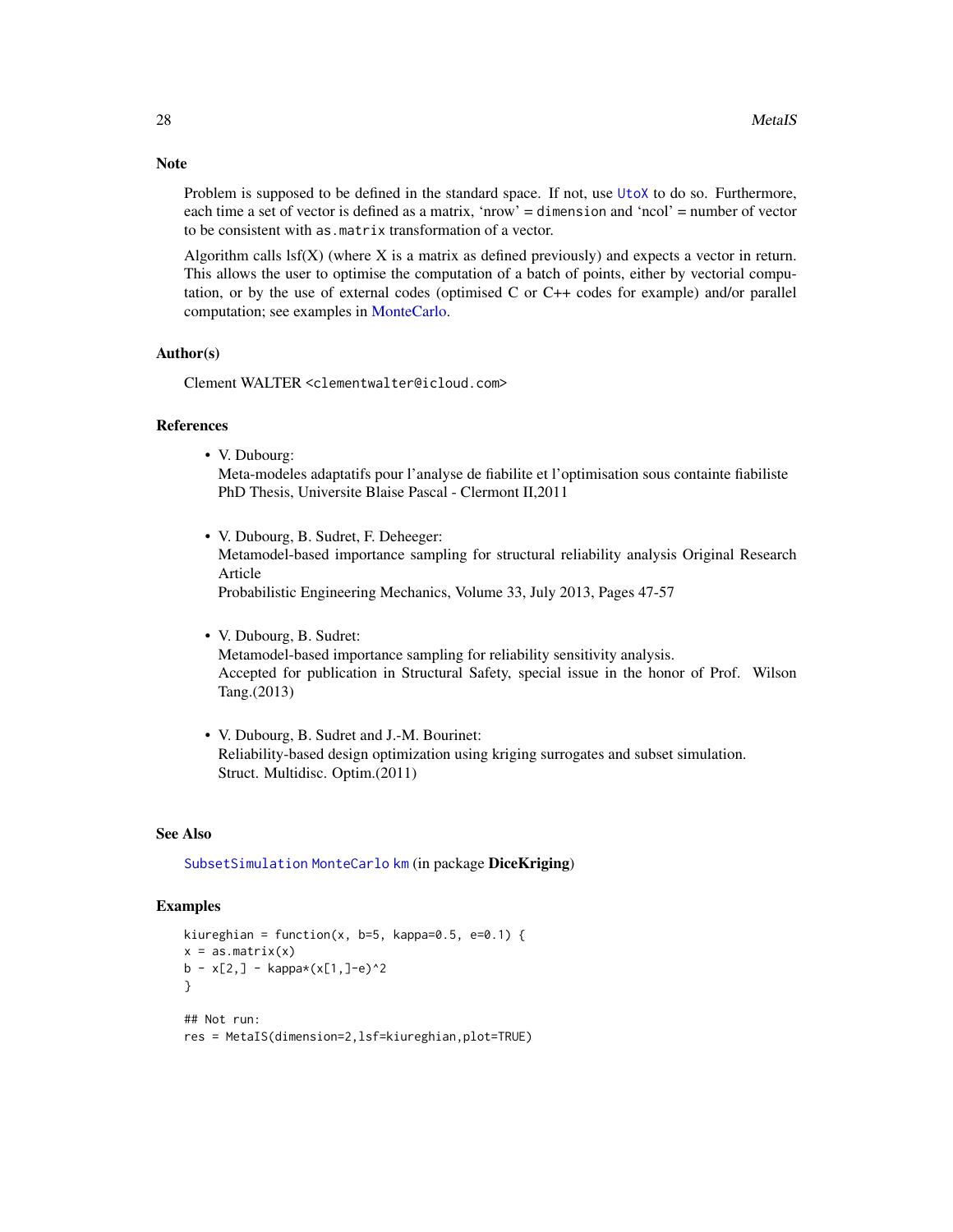## Note

Problem is supposed to be defined in the standard space. If not, use `UtoX` to do so. Furthermore, each time a set of vector is defined as a matrix, 'nrow' = `dimension` and 'ncol' = number of vector to be consistent with `as.matrix` transformation of a vector.

Algorithm calls lsf(X) (where X is a matrix as defined previously) and expects a vector in return. This allows the user to optimise the computation of a batch of points, either by vectorial computation, or by the use of external codes (optimised C or C++ codes for example) and/or parallel computation; see examples in MonteCarlo.

## Author(s)

Clement WALTER <clementwalter@icloud.com>

## References

- V. Dubourg:
  Meta-modeles adaptatifs pour l'analyse de fiabilite et l'optimisation sous containte fiabiliste
  PhD Thesis, Universite Blaise Pascal - Clermont II,2011

- V. Dubourg, B. Sudret, F. Deheeger:
  Metamodel-based importance sampling for structural reliability analysis Original Research Article
  Probabilistic Engineering Mechanics, Volume 33, July 2013, Pages 47-57

- V. Dubourg, B. Sudret:
  Metamodel-based importance sampling for reliability sensitivity analysis.
  Accepted for publication in Structural Safety, special issue in the honor of Prof. Wilson Tang.(2013)

- V. Dubourg, B. Sudret and J.-M. Bourinet:
  Reliability-based design optimization using kriging surrogates and subset simulation.
  Struct. Multidisc. Optim.(2011)

## See Also

`SubsetSimulation` `MonteCarlo` `km` (in package **DiceKriging**)

## Examples

```
kiureghian = function(x, b=5, kappa=0.5, e=0.1) {
x = as.matrix(x)
b - x[2,] - kappa*(x[1,]-e)^2
}

## Not run:
res = MetaIS(dimension=2,lsf=kiureghian,plot=TRUE)
```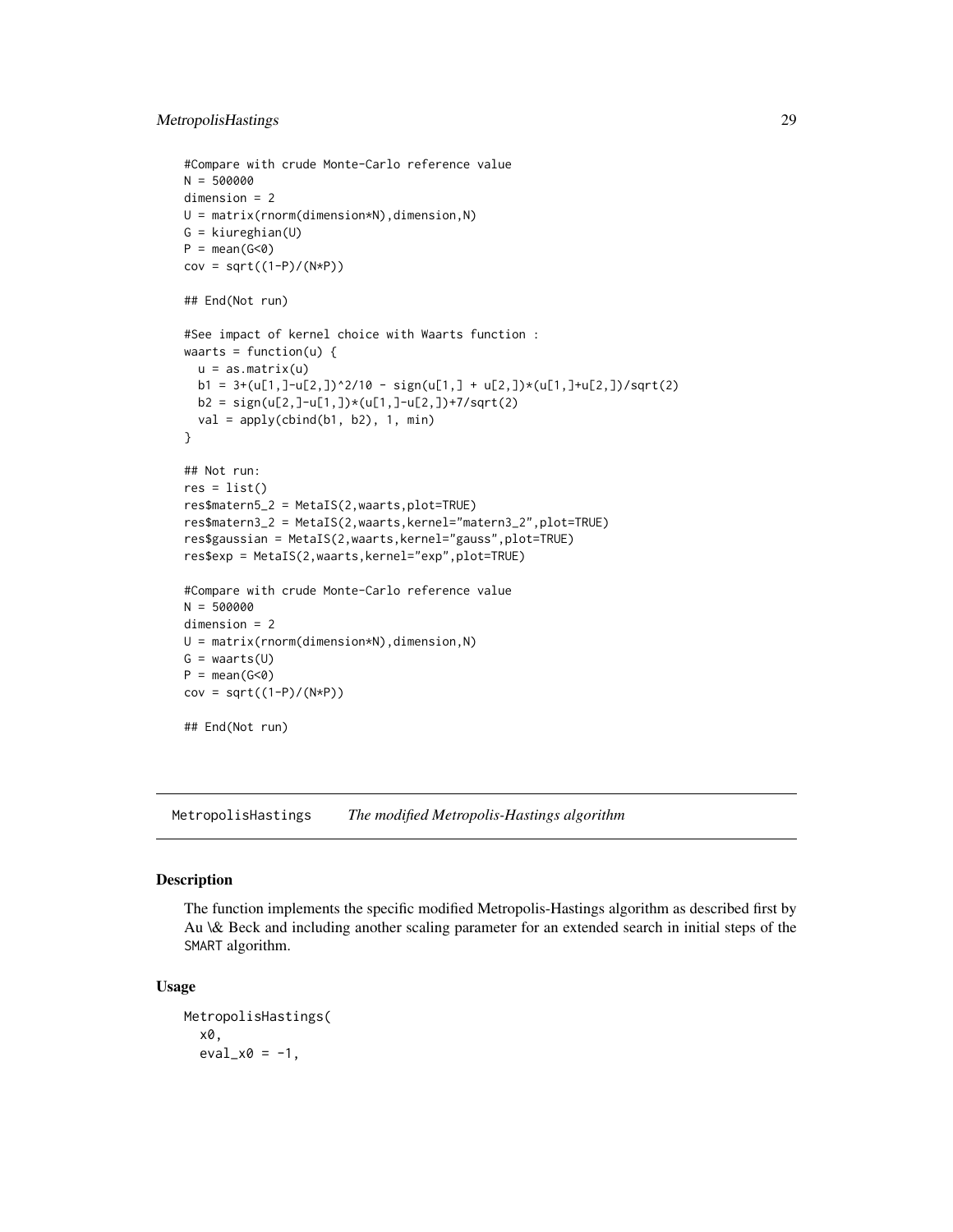```
#Compare with crude Monte-Carlo reference value
N = 500000
dimension = 2
U = matrix(rnorm(dimension*N),dimension,N)
G = kiureghian(U)
P = mean(G<0)
cov = sqrt((1-P)/(N*P))

## End(Not run)

#See impact of kernel choice with Waarts function :
waarts = function(u) {
  u = as.matrix(u)
  b1 = 3+(u[1,]-u[2,])^2/10 - sign(u[1,] + u[2,])*(u[1,]+u[2,])/sqrt(2)
  b2 = sign(u[2,]-u[1,])*(u[1,]-u[2,])+7/sqrt(2)
  val = apply(cbind(b1, b2), 1, min)
}

## Not run:
res = list()
res$matern5_2 = MetaIS(2,waarts,plot=TRUE)
res$matern3_2 = MetaIS(2,waarts,kernel="matern3_2",plot=TRUE)
res$gaussian = MetaIS(2,waarts,kernel="gauss",plot=TRUE)
res$exp = MetaIS(2,waarts,kernel="exp",plot=TRUE)

#Compare with crude Monte-Carlo reference value
N = 500000
dimension = 2
U = matrix(rnorm(dimension*N),dimension,N)
G = waarts(U)
P = mean(G<0)
cov = sqrt((1-P)/(N*P))

## End(Not run)
```

# MetropolisHastings *The modified Metropolis-Hastings algorithm*

## Description

The function implements the specific modified Metropolis-Hastings algorithm as described first by Au \& Beck and including another scaling parameter for an extended search in initial steps of the SMART algorithm.

## Usage

```
MetropolisHastings(
  x0,
  eval_x0 = -1,
```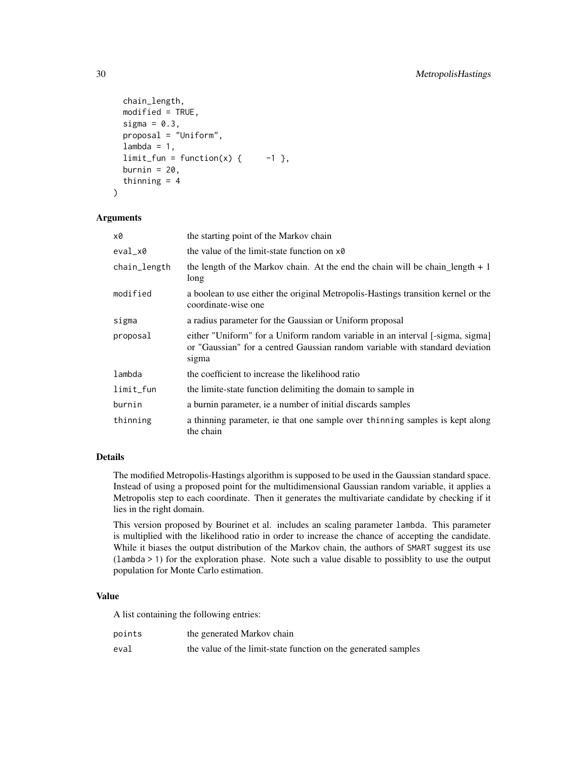```
  chain_length,
  modified = TRUE,
  sigma = 0.3,
  proposal = "Uniform",
  lambda = 1,
  limit_fun = function(x) {      -1 },
  burnin = 20,
  thinning = 4
)
```

### Arguments

| | |
|---|---|
| `x0` | the starting point of the Markov chain |
| `eval_x0` | the value of the limit-state function on `x0` |
| `chain_length` | the length of the Markov chain. At the end the chain will be chain_length + 1 long |
| `modified` | a boolean to use either the original Metropolis-Hastings transition kernel or the coordinate-wise one |
| `sigma` | a radius parameter for the Gaussian or Uniform proposal |
| `proposal` | either "Uniform" for a Uniform random variable in an interval [-sigma, sigma] or "Gaussian" for a centred Gaussian random variable with standard deviation sigma |
| `lambda` | the coefficient to increase the likelihood ratio |
| `limit_fun` | the limite-state function delimiting the domain to sample in |
| `burnin` | a burnin parameter, ie a number of initial discards samples |
| `thinning` | a thinning parameter, ie that one sample over `thinning` samples is kept along the chain |

### Details

The modified Metropolis-Hastings algorithm is supposed to be used in the Gaussian standard space. Instead of using a proposed point for the multidimensional Gaussian random variable, it applies a Metropolis step to each coordinate. Then it generates the multivariate candidate by checking if it lies in the right domain.

This version proposed by Bourinet et al. includes an scaling parameter `lambda`. This parameter is multiplied with the likelihood ratio in order to increase the chance of accepting the candidate. While it biases the output distribution of the Markov chain, the authors of `SMART` suggest its use (`lambda > 1`) for the exploration phase. Note such a value disable to possiblity to use the output population for Monte Carlo estimation.

### Value

A list containing the following entries:

| | |
|---|---|
| `points` | the generated Markov chain |
| `eval` | the value of the limit-state function on the generated samples |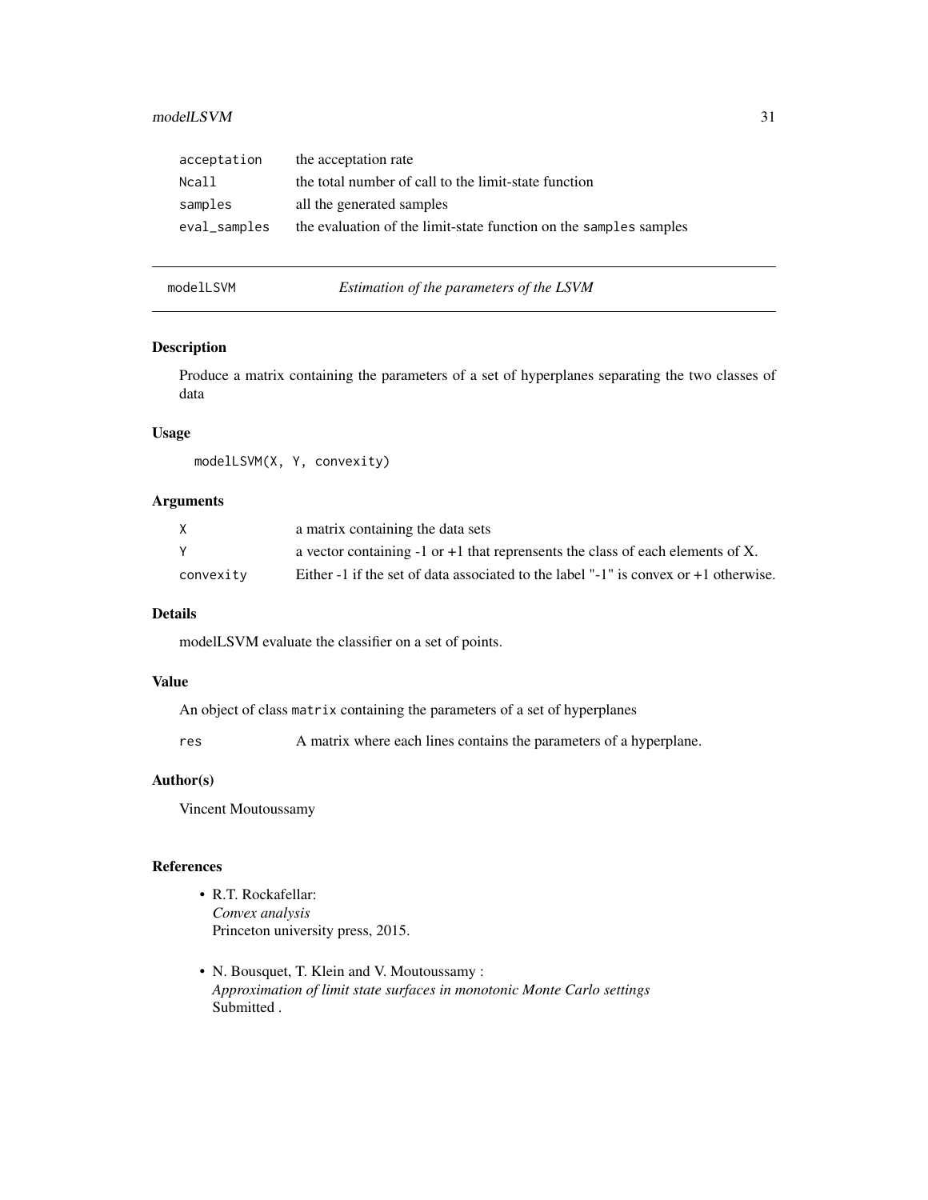| | |
|---|---|
| acceptation | the acceptation rate |
| Ncall | the total number of call to the limit-state function |
| samples | all the generated samples |
| eval_samples | the evaluation of the limit-state function on the samples samples |

---

modelLSVM *Estimation of the parameters of the LSVM*

---

### Description

Produce a matrix containing the parameters of a set of hyperplanes separating the two classes of data

### Usage

```
modelLSVM(X, Y, convexity)
```

### Arguments

| | |
|---|---|
| X | a matrix containing the data sets |
| Y | a vector containing -1 or +1 that reprensents the class of each elements of X. |
| convexity | Either -1 if the set of data associated to the label "-1" is convex or +1 otherwise. |

### Details

modelLSVM evaluate the classifier on a set of points.

### Value

An object of class matrix containing the parameters of a set of hyperplanes

| | |
|---|---|
| res | A matrix where each lines contains the parameters of a hyperplane. |

### Author(s)

Vincent Moutoussamy

### References

- R.T. Rockafellar:
  *Convex analysis*
  Princeton university press, 2015.
- N. Bousquet, T. Klein and V. Moutoussamy :
  *Approximation of limit state surfaces in monotonic Monte Carlo settings*
  Submitted .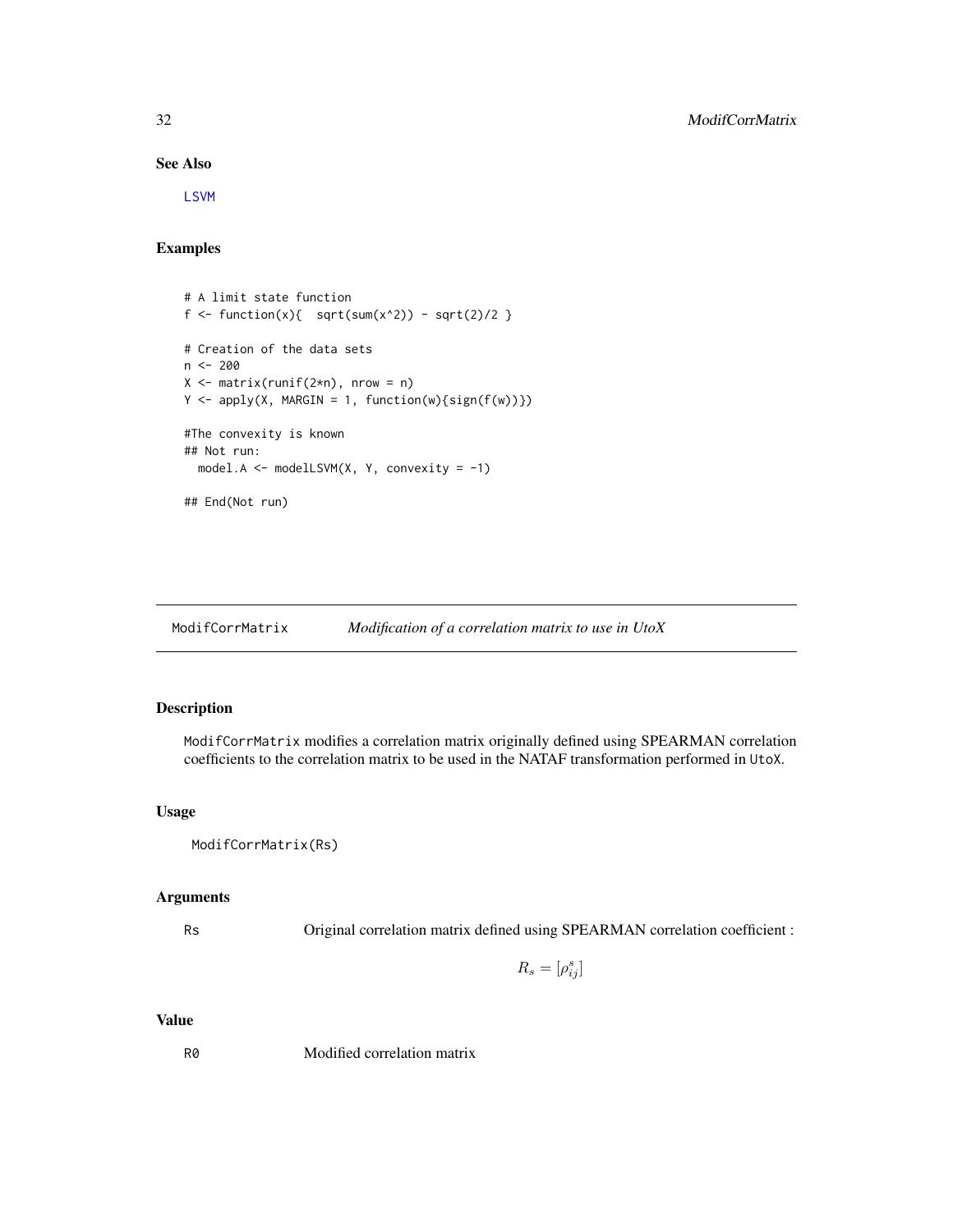### See Also

LSVM

### Examples

```
# A limit state function
f <- function(x){  sqrt(sum(x^2)) - sqrt(2)/2 }

# Creation of the data sets
n <- 200
X <- matrix(runif(2*n), nrow = n)
Y <- apply(X, MARGIN = 1, function(w){sign(f(w))})

#The convexity is known
## Not run:
  model.A <- modelLSVM(X, Y, convexity = -1)

## End(Not run)
```

---

## ModifCorrMatrix — *Modification of a correlation matrix to use in UtoX*

### Description

ModifCorrMatrix modifies a correlation matrix originally defined using SPEARMAN correlation coefficients to the correlation matrix to be used in the NATAF transformation performed in UtoX.

### Usage

```
ModifCorrMatrix(Rs)
```

### Arguments

Rs — Original correlation matrix defined using SPEARMAN correlation coefficient :

$$R_s = [\rho^s_{ij}]$$

### Value

R0 — Modified correlation matrix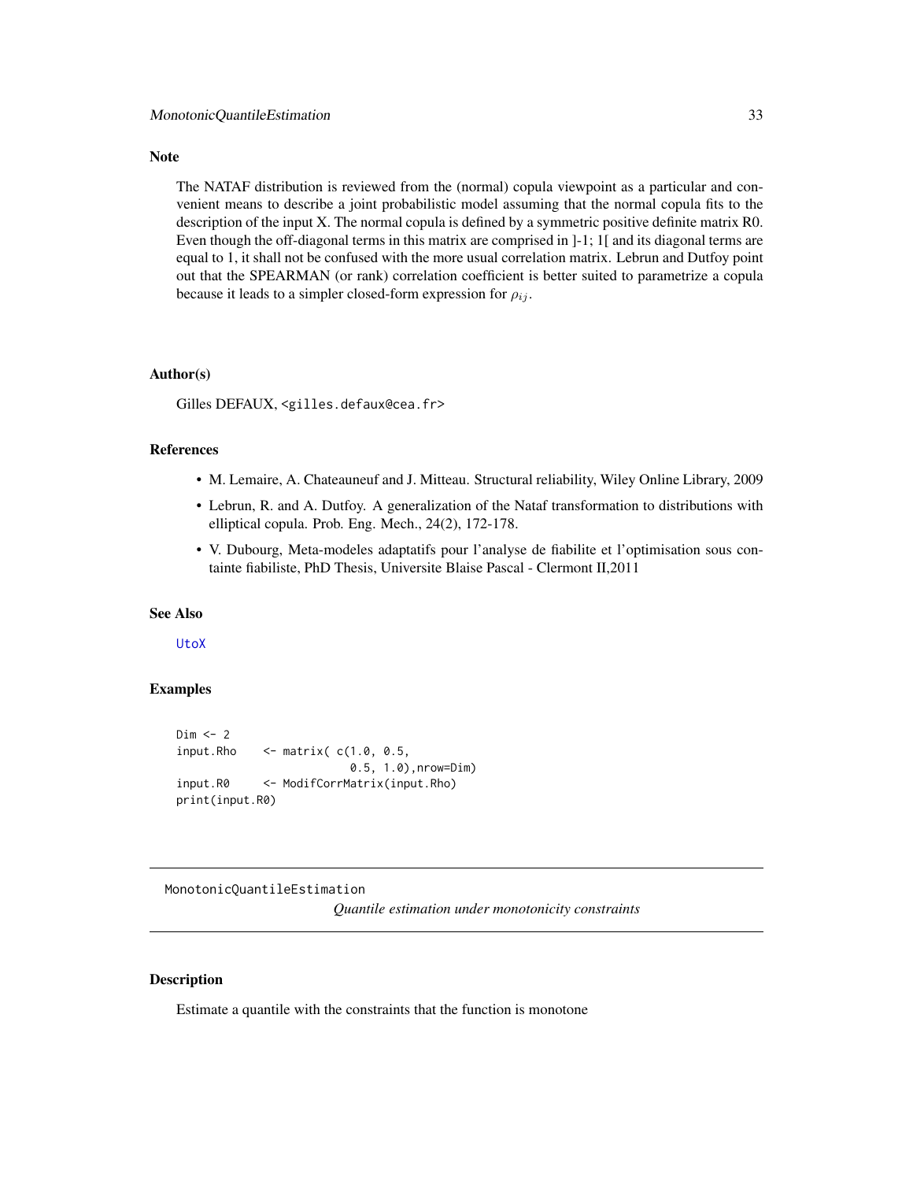### Note

The NATAF distribution is reviewed from the (normal) copula viewpoint as a particular and convenient means to describe a joint probabilistic model assuming that the normal copula fits to the description of the input X. The normal copula is defined by a symmetric positive definite matrix R0. Even though the off-diagonal terms in this matrix are comprised in ]-1; 1[ and its diagonal terms are equal to 1, it shall not be confused with the more usual correlation matrix. Lebrun and Dutfoy point out that the SPEARMAN (or rank) correlation coefficient is better suited to parametrize a copula because it leads to a simpler closed-form expression for $\rho_{ij}$.

### Author(s)

Gilles DEFAUX, <gilles.defaux@cea.fr>

### References

- M. Lemaire, A. Chateauneuf and J. Mitteau. Structural reliability, Wiley Online Library, 2009
- Lebrun, R. and A. Dutfoy. A generalization of the Nataf transformation to distributions with elliptical copula. Prob. Eng. Mech., 24(2), 172-178.
- V. Dubourg, Meta-modeles adaptatifs pour l'analyse de fiabilite et l'optimisation sous containte fiabiliste, PhD Thesis, Universite Blaise Pascal - Clermont II,2011

### See Also

UtoX

### Examples

```
Dim <- 2
input.Rho    <- matrix( c(1.0, 0.5,
                          0.5, 1.0),nrow=Dim)
input.R0     <- ModifCorrMatrix(input.Rho)
print(input.R0)
```

---

## MonotonicQuantileEstimation

*Quantile estimation under monotonicity constraints*

### Description

Estimate a quantile with the constraints that the function is monotone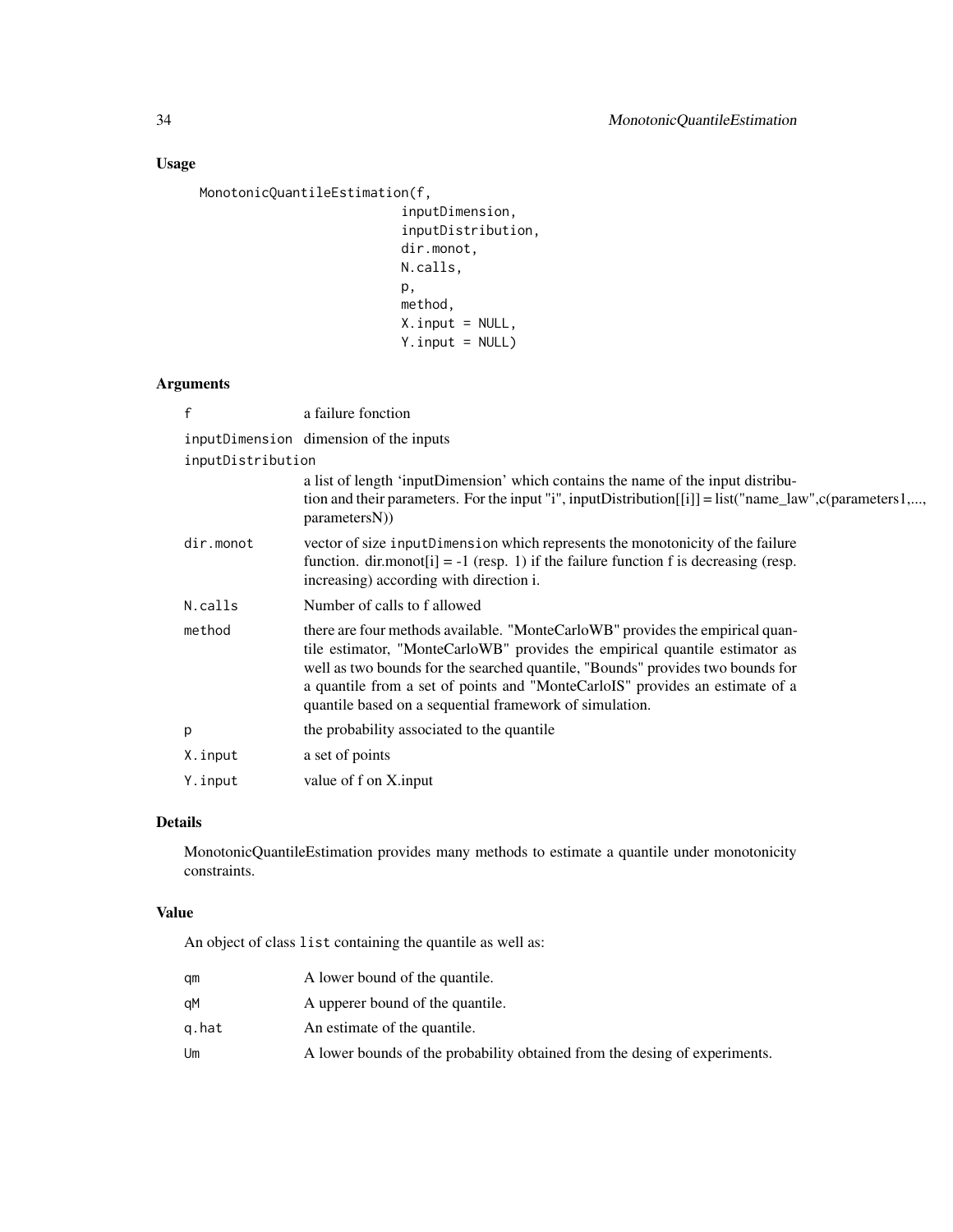## Usage

```
MonotonicQuantileEstimation(f,
                            inputDimension,
                            inputDistribution,
                            dir.monot,
                            N.calls,
                            p,
                            method,
                            X.input = NULL,
                            Y.input = NULL)
```

## Arguments

| | |
|---|---|
| f | a failure fonction |
| inputDimension | dimension of the inputs |
| inputDistribution | a list of length 'inputDimension' which contains the name of the input distribution and their parameters. For the input "i", inputDistribution[[i]] = list("name_law",c(parameters1,..., parametersN)) |
| dir.monot | vector of size inputDimension which represents the monotonicity of the failure function. dir.monot[i] = -1 (resp. 1) if the failure function f is decreasing (resp. increasing) according with direction i. |
| N.calls | Number of calls to f allowed |
| method | there are four methods available. "MonteCarloWB" provides the empirical quantile estimator, "MonteCarloWB" provides the empirical quantile estimator as well as two bounds for the searched quantile, "Bounds" provides two bounds for a quantile from a set of points and "MonteCarloIS" provides an estimate of a quantile based on a sequential framework of simulation. |
| p | the probability associated to the quantile |
| X.input | a set of points |
| Y.input | value of f on X.input |

## Details

MonotonicQuantileEstimation provides many methods to estimate a quantile under monotonicity constraints.

## Value

An object of class `list` containing the quantile as well as:

| | |
|---|---|
| qm | A lower bound of the quantile. |
| qM | A upperer bound of the quantile. |
| q.hat | An estimate of the quantile. |
| Um | A lower bounds of the probability obtained from the desing of experiments. |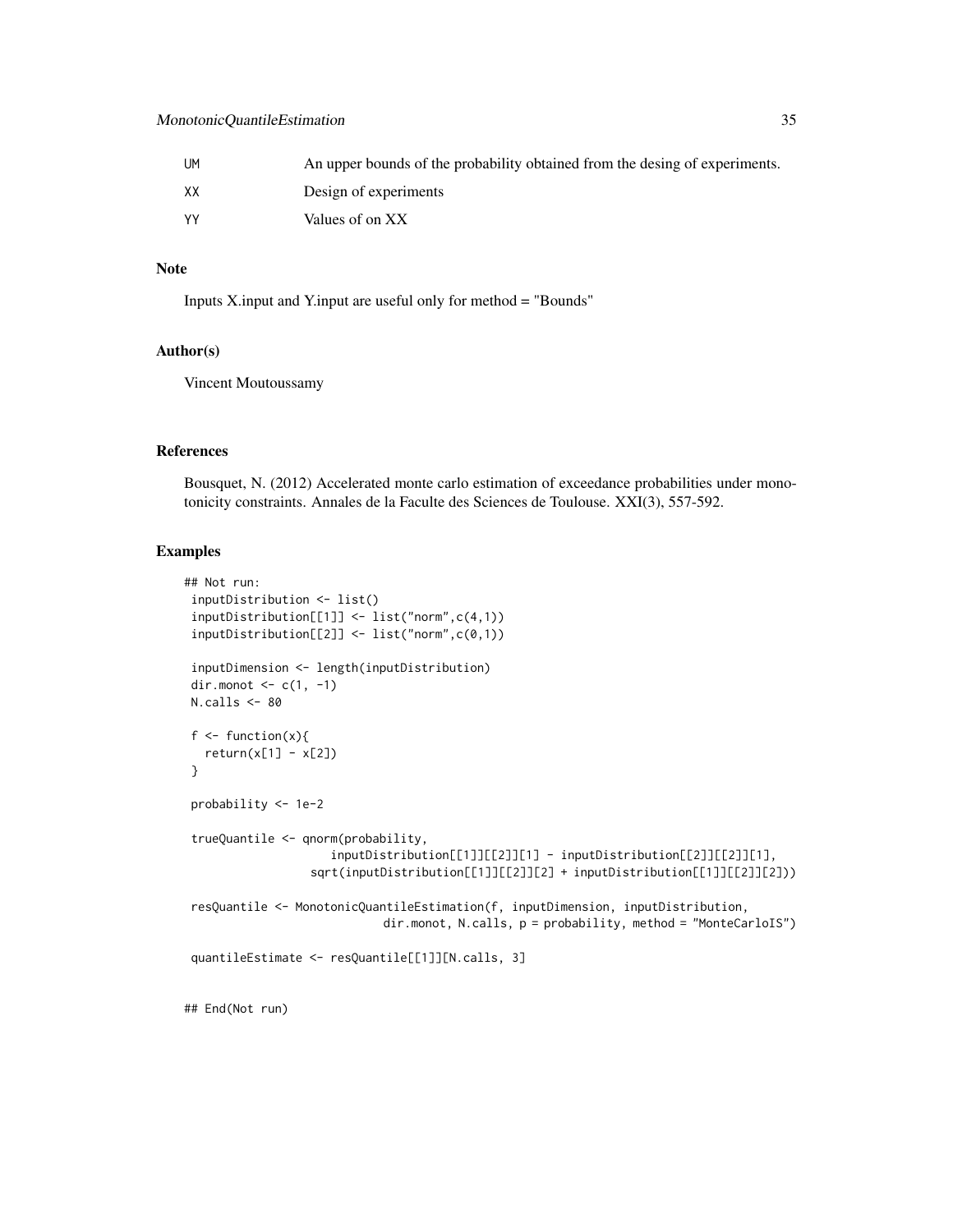| | |
|---|---|
| UM | An upper bounds of the probability obtained from the desing of experiments. |
| XX | Design of experiments |
| YY | Values of on XX |

### Note

Inputs X.input and Y.input are useful only for method = "Bounds"

### Author(s)

Vincent Moutoussamy

### References

Bousquet, N. (2012) Accelerated monte carlo estimation of exceedance probabilities under monotonicity constraints. Annales de la Faculte des Sciences de Toulouse. XXI(3), 557-592.

### Examples

```
## Not run:
 inputDistribution <- list()
 inputDistribution[[1]] <- list("norm",c(4,1))
 inputDistribution[[2]] <- list("norm",c(0,1))

 inputDimension <- length(inputDistribution)
 dir.monot <- c(1, -1)
 N.calls <- 80

 f <- function(x){
   return(x[1] - x[2])
 }

 probability <- 1e-2

 trueQuantile <- qnorm(probability,
                    inputDistribution[[1]][[2]][1] - inputDistribution[[2]][[2]][1],
                 sqrt(inputDistribution[[1]][[2]][2] + inputDistribution[[1]][[2]][2]))

 resQuantile <- MonotonicQuantileEstimation(f, inputDimension, inputDistribution,
                          dir.monot, N.calls, p = probability, method = "MonteCarloIS")

 quantileEstimate <- resQuantile[[1]][N.calls, 3]


## End(Not run)
```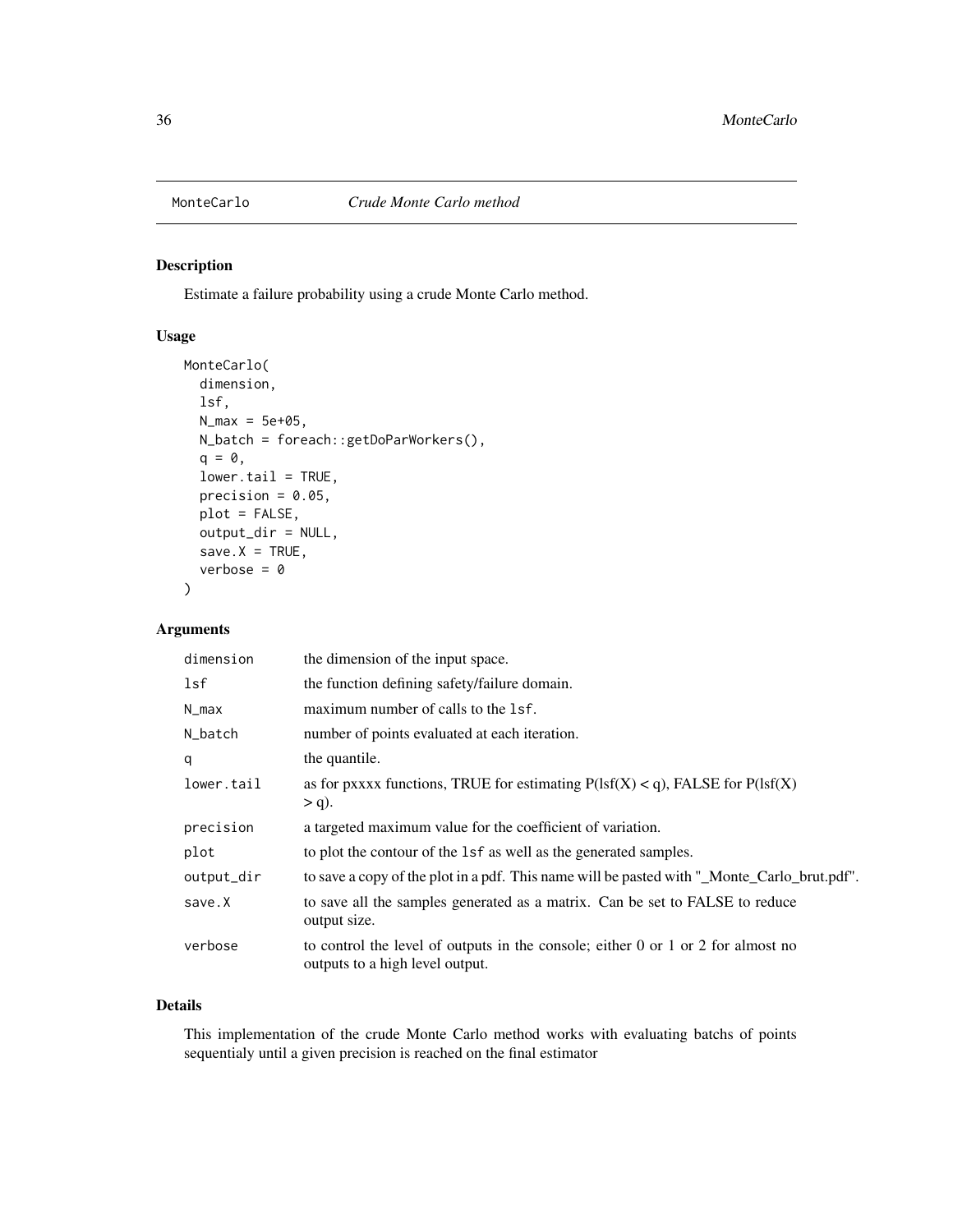MonteCarlo *Crude Monte Carlo method*

## Description

Estimate a failure probability using a crude Monte Carlo method.

## Usage

```
MonteCarlo(
  dimension,
  lsf,
  N_max = 5e+05,
  N_batch = foreach::getDoParWorkers(),
  q = 0,
  lower.tail = TRUE,
  precision = 0.05,
  plot = FALSE,
  output_dir = NULL,
  save.X = TRUE,
  verbose = 0
)
```

## Arguments

| Argument | Description |
|---|---|
| dimension | the dimension of the input space. |
| lsf | the function defining safety/failure domain. |
| N_max | maximum number of calls to the lsf. |
| N_batch | number of points evaluated at each iteration. |
| q | the quantile. |
| lower.tail | as for pxxxx functions, TRUE for estimating P(lsf(X) < q), FALSE for P(lsf(X) > q). |
| precision | a targeted maximum value for the coefficient of variation. |
| plot | to plot the contour of the lsf as well as the generated samples. |
| output_dir | to save a copy of the plot in a pdf. This name will be pasted with "_Monte_Carlo_brut.pdf". |
| save.X | to save all the samples generated as a matrix. Can be set to FALSE to reduce output size. |
| verbose | to control the level of outputs in the console; either 0 or 1 or 2 for almost no outputs to a high level output. |

## Details

This implementation of the crude Monte Carlo method works with evaluating batchs of points sequentialy until a given precision is reached on the final estimator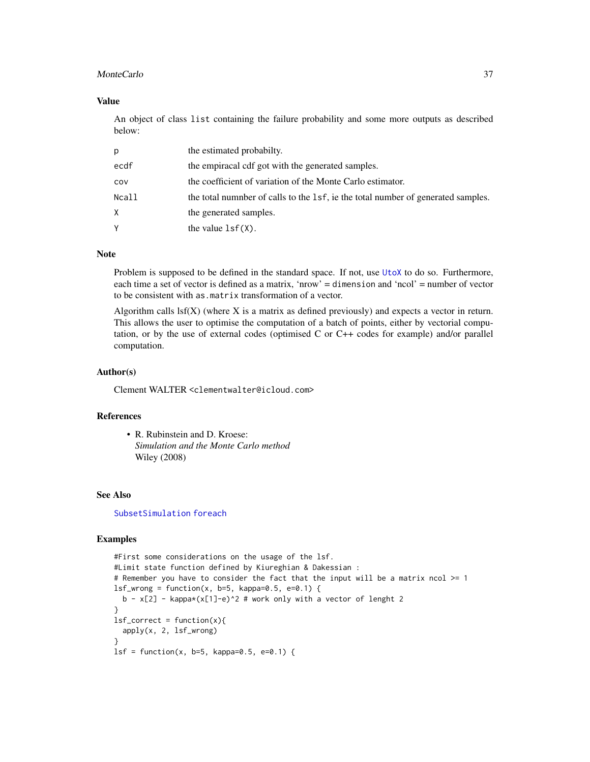## Value

An object of class `list` containing the failure probability and some more outputs as described below:

| | |
|---|---|
| `p` | the estimated probabilty. |
| `ecdf` | the empiracal cdf got with the generated samples. |
| `cov` | the coefficient of variation of the Monte Carlo estimator. |
| `Ncall` | the total numnber of calls to the `lsf`, ie the total number of generated samples. |
| `X` | the generated samples. |
| `Y` | the value `lsf(X)`. |

## Note

Problem is supposed to be defined in the standard space. If not, use `UtoX` to do so. Furthermore, each time a set of vector is defined as a matrix, 'nrow' = `dimension` and 'ncol' = number of vector to be consistent with `as.matrix` transformation of a vector.

Algorithm calls lsf(X) (where X is a matrix as defined previously) and expects a vector in return. This allows the user to optimise the computation of a batch of points, either by vectorial computation, or by the use of external codes (optimised C or C++ codes for example) and/or parallel computation.

## Author(s)

Clement WALTER <clementwalter@icloud.com>

## References

- R. Rubinstein and D. Kroese:
  *Simulation and the Monte Carlo method*
  Wiley (2008)

## See Also

`SubsetSimulation` `foreach`

## Examples

```
#First some considerations on the usage of the lsf.
#Limit state function defined by Kiureghian & Dakessian :
# Remember you have to consider the fact that the input will be a matrix ncol >= 1
lsf_wrong = function(x, b=5, kappa=0.5, e=0.1) {
  b - x[2] - kappa*(x[1]-e)^2 # work only with a vector of lenght 2
}
lsf_correct = function(x){
  apply(x, 2, lsf_wrong)
}
lsf = function(x, b=5, kappa=0.5, e=0.1) {
```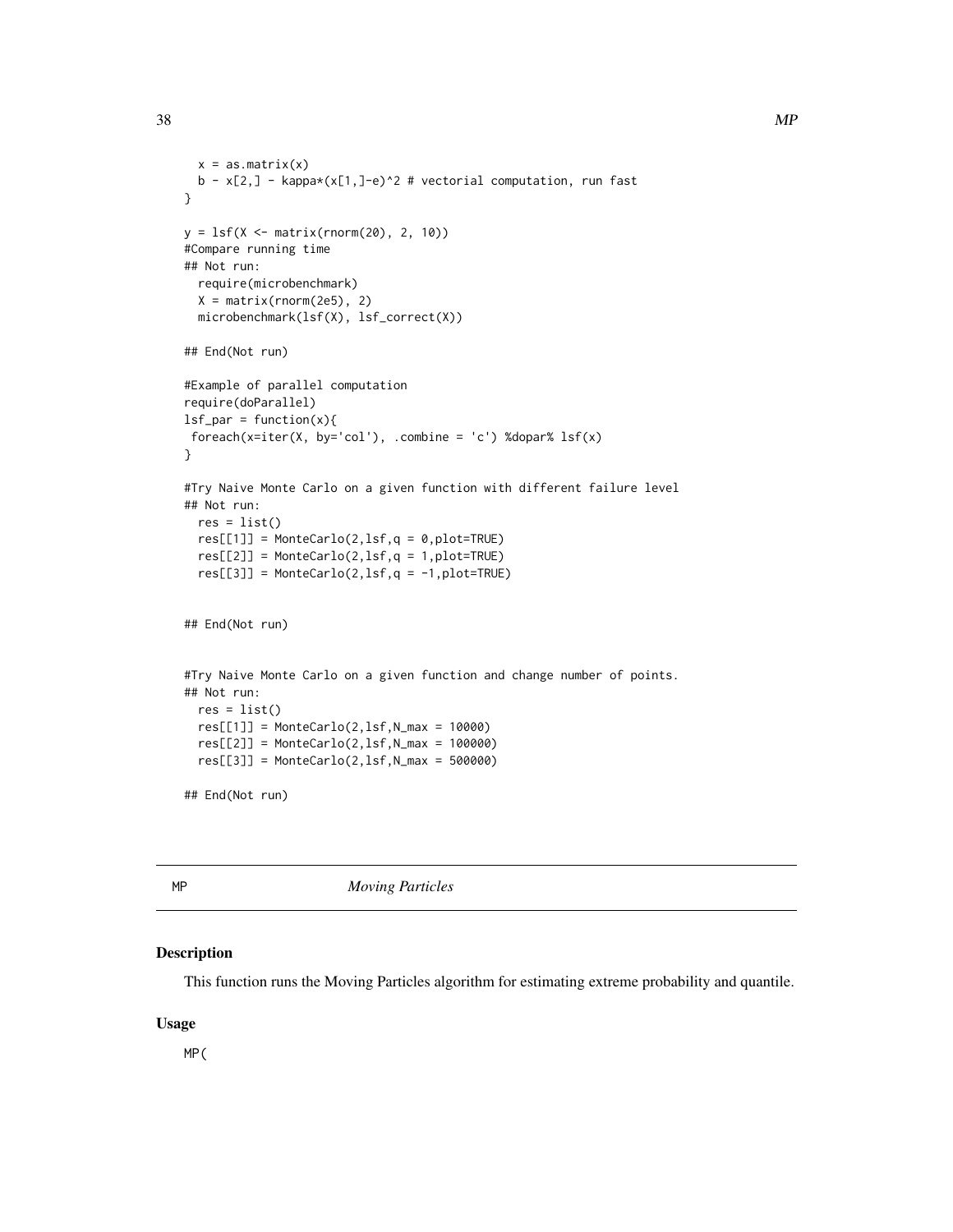```
  x = as.matrix(x)
  b - x[2,] - kappa*(x[1,]-e)^2 # vectorial computation, run fast
}

y = lsf(X <- matrix(rnorm(20), 2, 10))
#Compare running time
## Not run:
  require(microbenchmark)
  X = matrix(rnorm(2e5), 2)
  microbenchmark(lsf(X), lsf_correct(X))

## End(Not run)

#Example of parallel computation
require(doParallel)
lsf_par = function(x){
 foreach(x=iter(X, by='col'), .combine = 'c') %dopar% lsf(x)
}

#Try Naive Monte Carlo on a given function with different failure level
## Not run:
  res = list()
  res[[1]] = MonteCarlo(2,lsf,q = 0,plot=TRUE)
  res[[2]] = MonteCarlo(2,lsf,q = 1,plot=TRUE)
  res[[3]] = MonteCarlo(2,lsf,q = -1,plot=TRUE)


## End(Not run)


#Try Naive Monte Carlo on a given function and change number of points.
## Not run:
  res = list()
  res[[1]] = MonteCarlo(2,lsf,N_max = 10000)
  res[[2]] = MonteCarlo(2,lsf,N_max = 100000)
  res[[3]] = MonteCarlo(2,lsf,N_max = 500000)

## End(Not run)
```

## MP *Moving Particles*

### Description

This function runs the Moving Particles algorithm for estimating extreme probability and quantile.

### Usage

```
MP(
```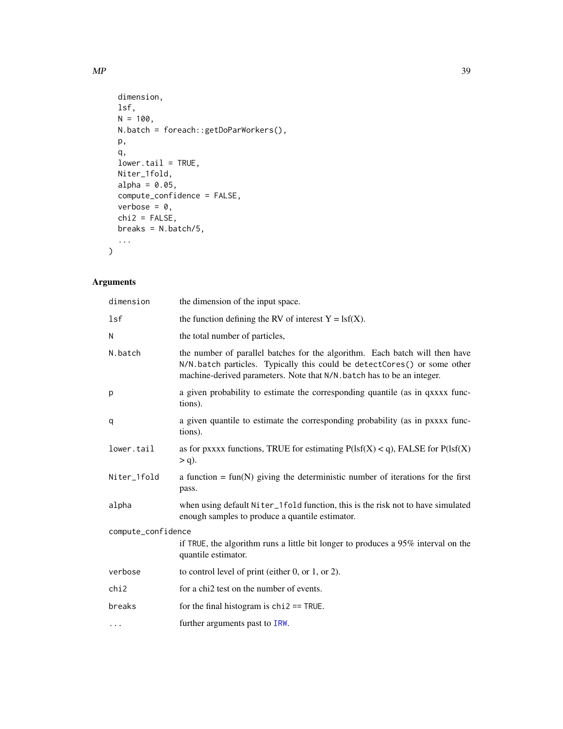```
  dimension,
  lsf,
  N = 100,
  N.batch = foreach::getDoParWorkers(),
  p,
  q,
  lower.tail = TRUE,
  Niter_1fold,
  alpha = 0.05,
  compute_confidence = FALSE,
  verbose = 0,
  chi2 = FALSE,
  breaks = N.batch/5,
  ...
)
```

## Arguments

| | |
|---|---|
| `dimension` | the dimension of the input space. |
| `lsf` | the function defining the RV of interest Y = lsf(X). |
| `N` | the total number of particles, |
| `N.batch` | the number of parallel batches for the algorithm. Each batch will then have `N/N.batch` particles. Typically this could be `detectCores()` or some other machine-derived parameters. Note that `N/N.batch` has to be an integer. |
| `p` | a given probability to estimate the corresponding quantile (as in qxxxx functions). |
| `q` | a given quantile to estimate the corresponding probability (as in pxxxx functions). |
| `lower.tail` | as for pxxxx functions, TRUE for estimating P(lsf(X) < q), FALSE for P(lsf(X) > q). |
| `Niter_1fold` | a function = fun(N) giving the deterministic number of iterations for the first pass. |
| `alpha` | when using default `Niter_1fold` function, this is the risk not to have simulated enough samples to produce a quantile estimator. |
| `compute_confidence` | if `TRUE`, the algorithm runs a little bit longer to produces a 95% interval on the quantile estimator. |
| `verbose` | to control level of print (either 0, or 1, or 2). |
| `chi2` | for a chi2 test on the number of events. |
| `breaks` | for the final histogram is `chi2 == TRUE`. |
| `...` | further arguments past to `IRW`. |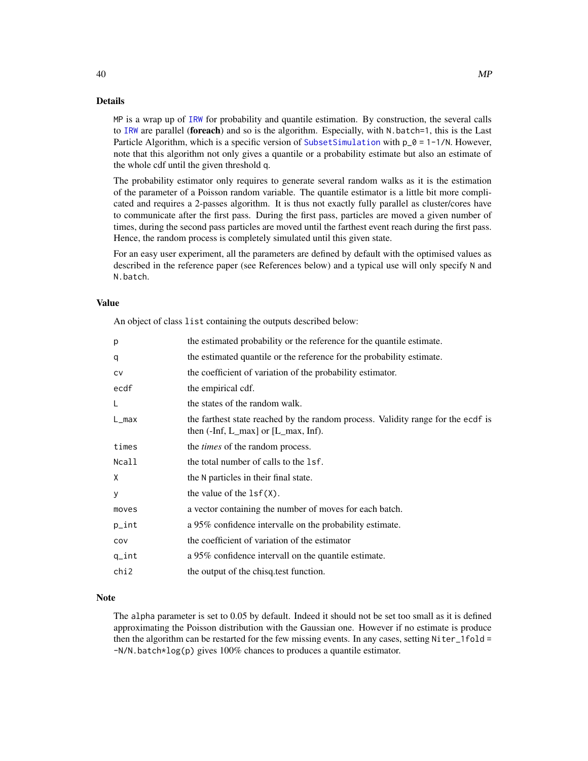## Details

MP is a wrap up of IRW for probability and quantile estimation. By construction, the several calls to IRW are parallel (**foreach**) and so is the algorithm. Especially, with N.batch=1, this is the Last Particle Algorithm, which is a specific version of SubsetSimulation with p_0 = 1-1/N. However, note that this algorithm not only gives a quantile or a probability estimate but also an estimate of the whole cdf until the given threshold q.

The probability estimator only requires to generate several random walks as it is the estimation of the parameter of a Poisson random variable. The quantile estimator is a little bit more complicated and requires a 2-passes algorithm. It is thus not exactly fully parallel as cluster/cores have to communicate after the first pass. During the first pass, particles are moved a given number of times, during the second pass particles are moved until the farthest event reach during the first pass. Hence, the random process is completely simulated until this given state.

For an easy user experiment, all the parameters are defined by default with the optimised values as described in the reference paper (see References below) and a typical use will only specify N and N.batch.

## Value

An object of class list containing the outputs described below:

| | |
|---|---|
| p | the estimated probability or the reference for the quantile estimate. |
| q | the estimated quantile or the reference for the probability estimate. |
| cv | the coefficient of variation of the probability estimator. |
| ecdf | the empirical cdf. |
| L | the states of the random walk. |
| L_max | the farthest state reached by the random process. Validity range for the ecdf is then (-Inf, L_max] or [L_max, Inf). |
| times | the *times* of the random process. |
| Ncall | the total number of calls to the lsf. |
| X | the N particles in their final state. |
| y | the value of the lsf(X). |
| moves | a vector containing the number of moves for each batch. |
| p_int | a 95% confidence intervalle on the probability estimate. |
| cov | the coefficient of variation of the estimator |
| q_int | a 95% confidence intervall on the quantile estimate. |
| chi2 | the output of the chisq.test function. |

## Note

The alpha parameter is set to 0.05 by default. Indeed it should not be set too small as it is defined approximating the Poisson distribution with the Gaussian one. However if no estimate is produce then the algorithm can be restarted for the few missing events. In any cases, setting Niter_1fold = -N/N.batch*log(p) gives 100% chances to produces a quantile estimator.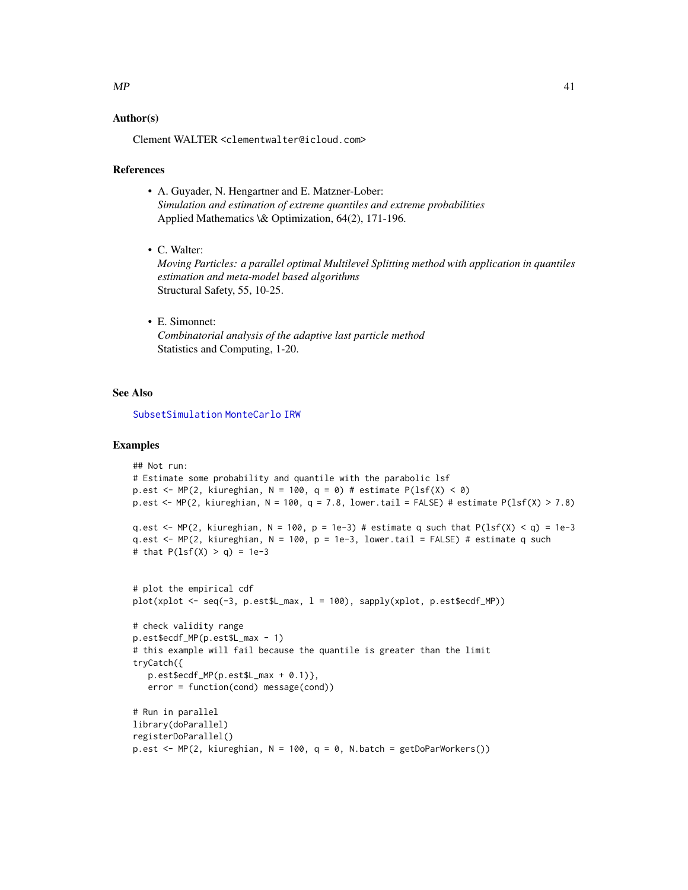## Author(s)

Clement WALTER <clementwalter@icloud.com>

## References

- A. Guyader, N. Hengartner and E. Matzner-Lober:  
  *Simulation and estimation of extreme quantiles and extreme probabilities*  
  Applied Mathematics \& Optimization, 64(2), 171-196.

- C. Walter:  
  *Moving Particles: a parallel optimal Multilevel Splitting method with application in quantiles estimation and meta-model based algorithms*  
  Structural Safety, 55, 10-25.

- E. Simonnet:  
  *Combinatorial analysis of the adaptive last particle method*  
  Statistics and Computing, 1-20.

## See Also

SubsetSimulation MonteCarlo IRW

## Examples

```
## Not run:
# Estimate some probability and quantile with the parabolic lsf
p.est <- MP(2, kiureghian, N = 100, q = 0) # estimate P(lsf(X) < 0)
p.est <- MP(2, kiureghian, N = 100, q = 7.8, lower.tail = FALSE) # estimate P(lsf(X) > 7.8)

q.est <- MP(2, kiureghian, N = 100, p = 1e-3) # estimate q such that P(lsf(X) < q) = 1e-3
q.est <- MP(2, kiureghian, N = 100, p = 1e-3, lower.tail = FALSE) # estimate q such
# that P(lsf(X) > q) = 1e-3


# plot the empirical cdf
plot(xplot <- seq(-3, p.est$L_max, l = 100), sapply(xplot, p.est$ecdf_MP))

# check validity range
p.est$ecdf_MP(p.est$L_max - 1)
# this example will fail because the quantile is greater than the limit
tryCatch({
   p.est$ecdf_MP(p.est$L_max + 0.1)},
   error = function(cond) message(cond))

# Run in parallel
library(doParallel)
registerDoParallel()
p.est <- MP(2, kiureghian, N = 100, q = 0, N.batch = getDoParWorkers())
```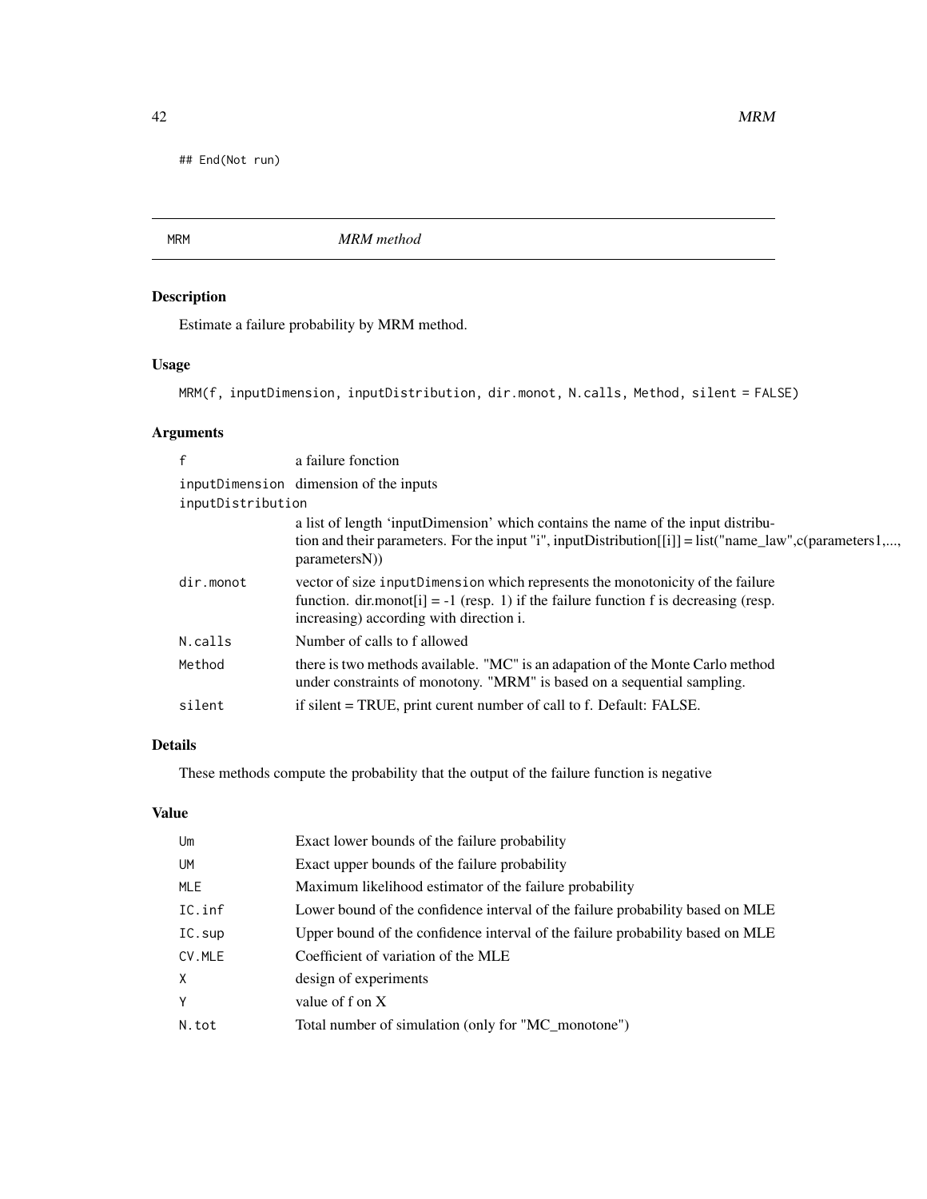```
## End(Not run)
```

---

# MRM — *MRM method*

## Description

Estimate a failure probability by MRM method.

## Usage

```
MRM(f, inputDimension, inputDistribution, dir.monot, N.calls, Method, silent = FALSE)
```

## Arguments

| | |
|---|---|
| `f` | a failure fonction |
| `inputDimension` | dimension of the inputs |
| `inputDistribution` | a list of length 'inputDimension' which contains the name of the input distribution and their parameters. For the input "i", inputDistribution[[i]] = list("name_law",c(parameters1,..., parametersN)) |
| `dir.monot` | vector of size `inputDimension` which represents the monotonicity of the failure function. dir.monot[i] = -1 (resp. 1) if the failure function f is decreasing (resp. increasing) according with direction i. |
| `N.calls` | Number of calls to f allowed |
| `Method` | there is two methods available. "MC" is an adapation of the Monte Carlo method under constraints of monotony. "MRM" is based on a sequential sampling. |
| `silent` | if silent = TRUE, print curent number of call to f. Default: FALSE. |

## Details

These methods compute the probability that the output of the failure function is negative

## Value

| | |
|---|---|
| `Um` | Exact lower bounds of the failure probability |
| `UM` | Exact upper bounds of the failure probability |
| `MLE` | Maximum likelihood estimator of the failure probability |
| `IC.inf` | Lower bound of the confidence interval of the failure probability based on MLE |
| `IC.sup` | Upper bound of the confidence interval of the failure probability based on MLE |
| `CV.MLE` | Coefficient of variation of the MLE |
| `X` | design of experiments |
| `Y` | value of f on X |
| `N.tot` | Total number of simulation (only for "MC_monotone") |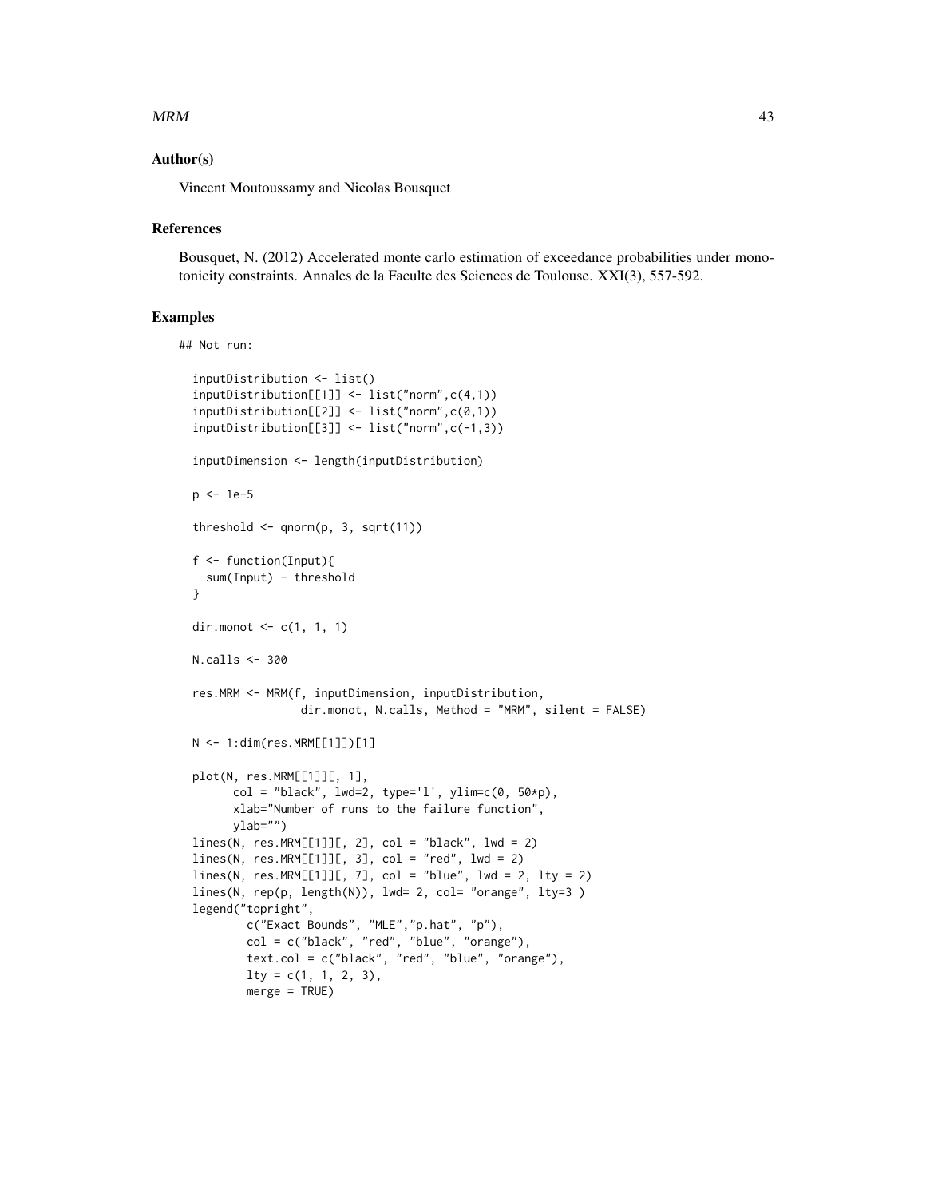### Author(s)

Vincent Moutoussamy and Nicolas Bousquet

### References

Bousquet, N. (2012) Accelerated monte carlo estimation of exceedance probabilities under monotonicity constraints. Annales de la Faculte des Sciences de Toulouse. XXI(3), 557-592.

### Examples

```
## Not run:

  inputDistribution <- list()
  inputDistribution[[1]] <- list("norm",c(4,1))
  inputDistribution[[2]] <- list("norm",c(0,1))
  inputDistribution[[3]] <- list("norm",c(-1,3))

  inputDimension <- length(inputDistribution)

  p <- 1e-5

  threshold <- qnorm(p, 3, sqrt(11))

  f <- function(Input){
    sum(Input) - threshold
  }

  dir.monot <- c(1, 1, 1)

  N.calls <- 300

  res.MRM <- MRM(f, inputDimension, inputDistribution,
                 dir.monot, N.calls, Method = "MRM", silent = FALSE)

  N <- 1:dim(res.MRM[[1]])[1]

  plot(N, res.MRM[[1]][, 1],
        col = "black", lwd=2, type='l', ylim=c(0, 50*p),
        xlab="Number of runs to the failure function",
        ylab="")
  lines(N, res.MRM[[1]][, 2], col = "black", lwd = 2)
  lines(N, res.MRM[[1]][, 3], col = "red", lwd = 2)
  lines(N, res.MRM[[1]][, 7], col = "blue", lwd = 2, lty = 2)
  lines(N, rep(p, length(N)), lwd= 2, col= "orange", lty=3 )
  legend("topright",
          c("Exact Bounds", "MLE","p.hat", "p"),
          col = c("black", "red", "blue", "orange"),
          text.col = c("black", "red", "blue", "orange"),
          lty = c(1, 1, 2, 3),
          merge = TRUE)
```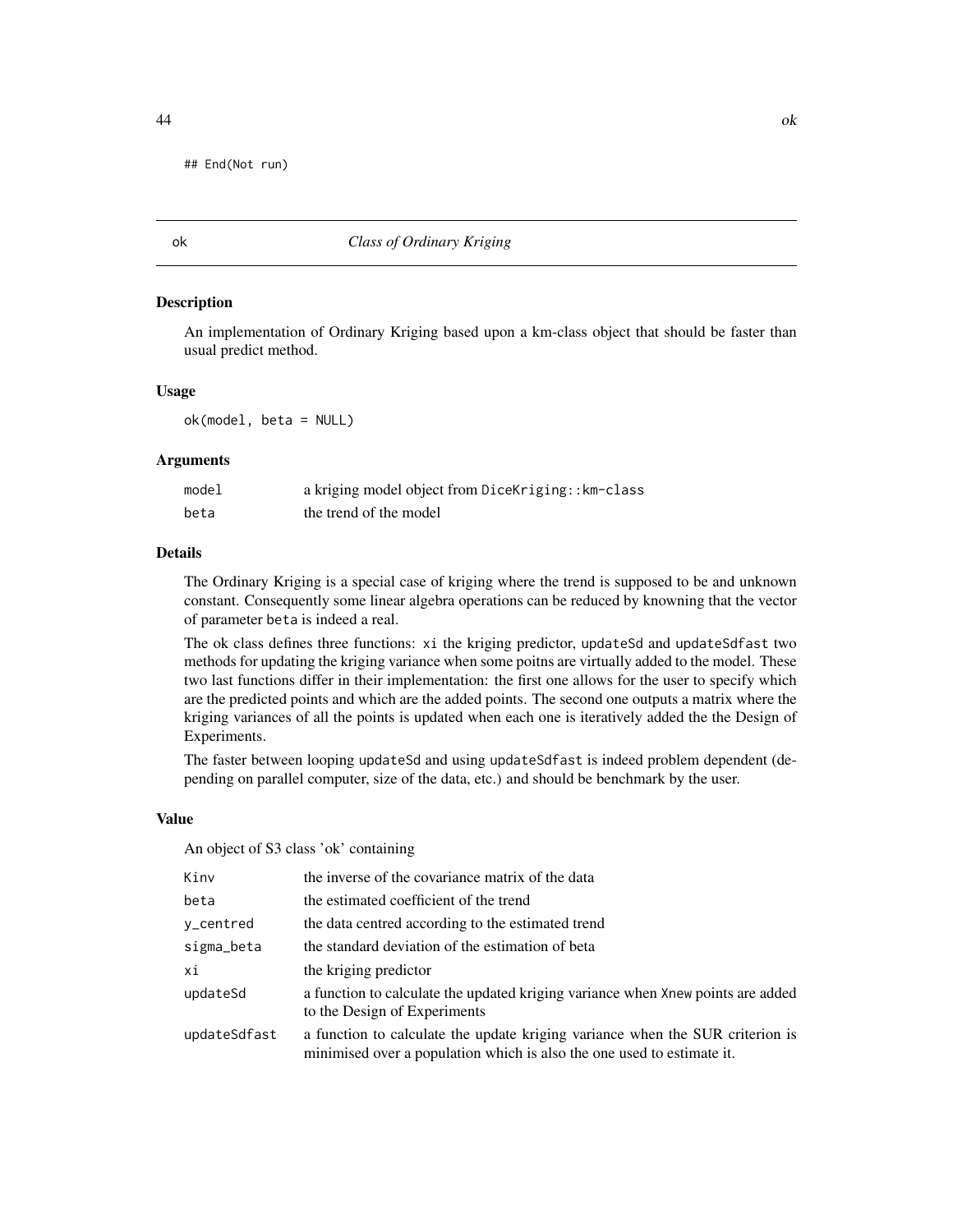```
## End(Not run)
```

## ok *Class of Ordinary Kriging*

### Description

An implementation of Ordinary Kriging based upon a km-class object that should be faster than usual predict method.

### Usage

```
ok(model, beta = NULL)
```

### Arguments

| | |
|---|---|
| model | a kriging model object from DiceKriging::km-class |
| beta | the trend of the model |

### Details

The Ordinary Kriging is a special case of kriging where the trend is supposed to be and unknown constant. Consequently some linear algebra operations can be reduced by knowning that the vector of parameter beta is indeed a real.

The ok class defines three functions: xi the kriging predictor, updateSd and updateSdfast two methods for updating the kriging variance when some poitns are virtually added to the model. These two last functions differ in their implementation: the first one allows for the user to specify which are the predicted points and which are the added points. The second one outputs a matrix where the kriging variances of all the points is updated when each one is iteratively added the the Design of Experiments.

The faster between looping updateSd and using updateSdfast is indeed problem dependent (depending on parallel computer, size of the data, etc.) and should be benchmark by the user.

### Value

An object of S3 class 'ok' containing

| | |
|---|---|
| Kinv | the inverse of the covariance matrix of the data |
| beta | the estimated coefficient of the trend |
| y_centred | the data centred according to the estimated trend |
| sigma_beta | the standard deviation of the estimation of beta |
| xi | the kriging predictor |
| updateSd | a function to calculate the updated kriging variance when Xnew points are added to the Design of Experiments |
| updateSdfast | a function to calculate the update kriging variance when the SUR criterion is minimised over a population which is also the one used to estimate it. |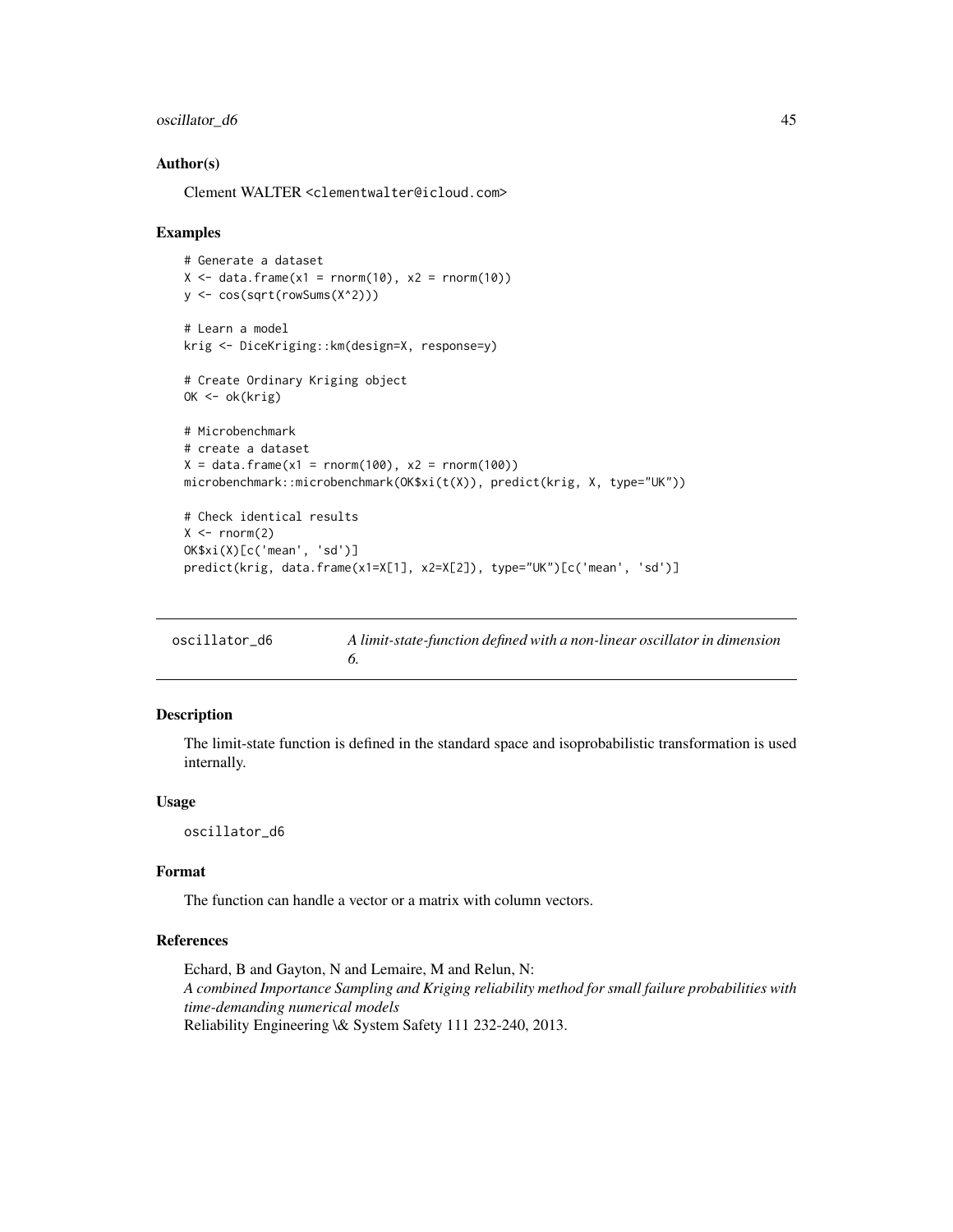### Author(s)

Clement WALTER <clementwalter@icloud.com>

### Examples

```
# Generate a dataset
X <- data.frame(x1 = rnorm(10), x2 = rnorm(10))
y <- cos(sqrt(rowSums(X^2)))

# Learn a model
krig <- DiceKriging::km(design=X, response=y)

# Create Ordinary Kriging object
OK <- ok(krig)

# Microbenchmark
# create a dataset
X = data.frame(x1 = rnorm(100), x2 = rnorm(100))
microbenchmark::microbenchmark(OK$xi(t(X)), predict(krig, X, type="UK"))

# Check identical results
X <- rnorm(2)
OK$xi(X)[c('mean', 'sd')]
predict(krig, data.frame(x1=X[1], x2=X[2]), type="UK")[c('mean', 'sd')]
```

---

## oscillator_d6 — *A limit-state-function defined with a non-linear oscillator in dimension 6.*

---

### Description

The limit-state function is defined in the standard space and isoprobabilistic transformation is used internally.

### Usage

```
oscillator_d6
```

### Format

The function can handle a vector or a matrix with column vectors.

### References

Echard, B and Gayton, N and Lemaire, M and Relun, N:
*A combined Importance Sampling and Kriging reliability method for small failure probabilities with time-demanding numerical models*
Reliability Engineering \& System Safety 111 232-240, 2013.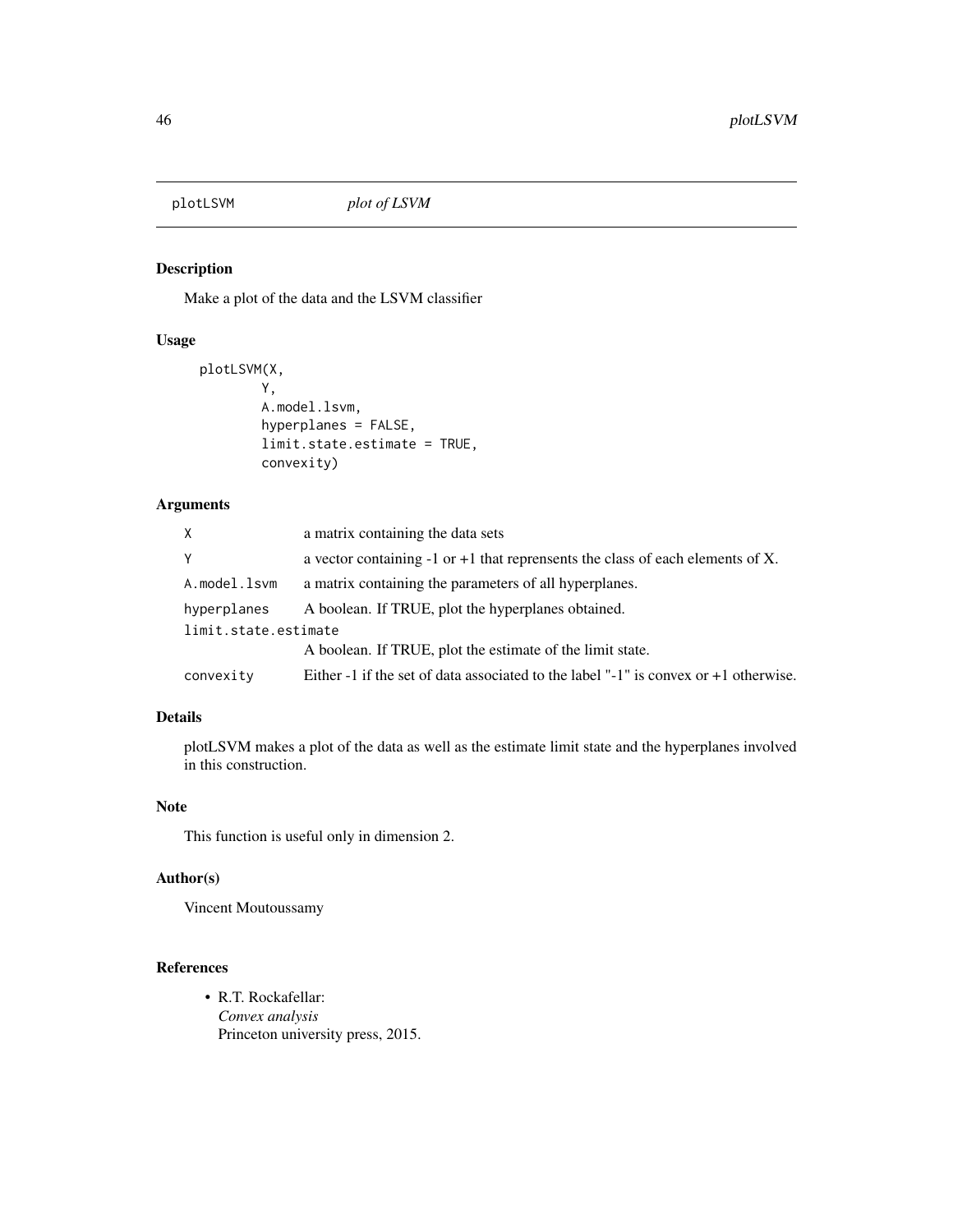# plotLSVM *plot of LSVM*

## Description

Make a plot of the data and the LSVM classifier

## Usage

```
plotLSVM(X,
         Y,
         A.model.lsvm,
         hyperplanes = FALSE,
         limit.state.estimate = TRUE,
         convexity)
```

## Arguments

| | |
|---|---|
| `X` | a matrix containing the data sets |
| `Y` | a vector containing -1 or +1 that reprensents the class of each elements of X. |
| `A.model.lsvm` | a matrix containing the parameters of all hyperplanes. |
| `hyperplanes` | A boolean. If TRUE, plot the hyperplanes obtained. |
| `limit.state.estimate` | A boolean. If TRUE, plot the estimate of the limit state. |
| `convexity` | Either -1 if the set of data associated to the label "-1" is convex or +1 otherwise. |

## Details

plotLSVM makes a plot of the data as well as the estimate limit state and the hyperplanes involved in this construction.

## Note

This function is useful only in dimension 2.

## Author(s)

Vincent Moutoussamy

## References

- R.T. Rockafellar:
  *Convex analysis*
  Princeton university press, 2015.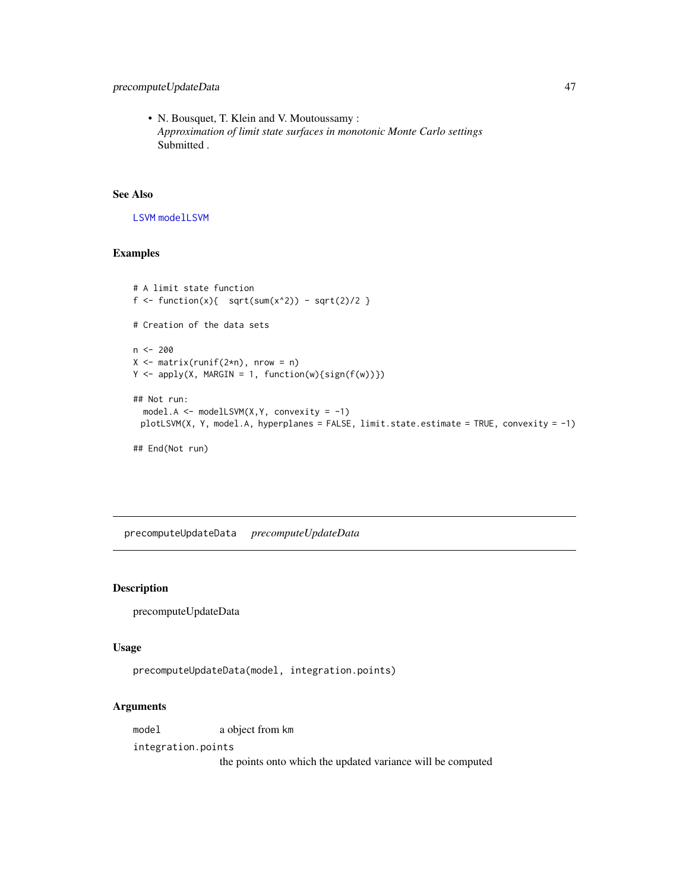- N. Bousquet, T. Klein and V. Moutoussamy :
  *Approximation of limit state surfaces in monotonic Monte Carlo settings*
  Submitted .

## See Also

LSVM modelLSVM

## Examples

```
# A limit state function
f <- function(x){  sqrt(sum(x^2)) - sqrt(2)/2 }

# Creation of the data sets

n <- 200
X <- matrix(runif(2*n), nrow = n)
Y <- apply(X, MARGIN = 1, function(w){sign(f(w))})

## Not run:
  model.A <- modelLSVM(X,Y, convexity = -1)
 plotLSVM(X, Y, model.A, hyperplanes = FALSE, limit.state.estimate = TRUE, convexity = -1)

## End(Not run)
```

---

# precomputeUpdateData *precomputeUpdateData*

## Description

precomputeUpdateData

## Usage

```
precomputeUpdateData(model, integration.points)
```

## Arguments

| | |
|---|---|
| model | a object from km |
| integration.points | the points onto which the updated variance will be computed |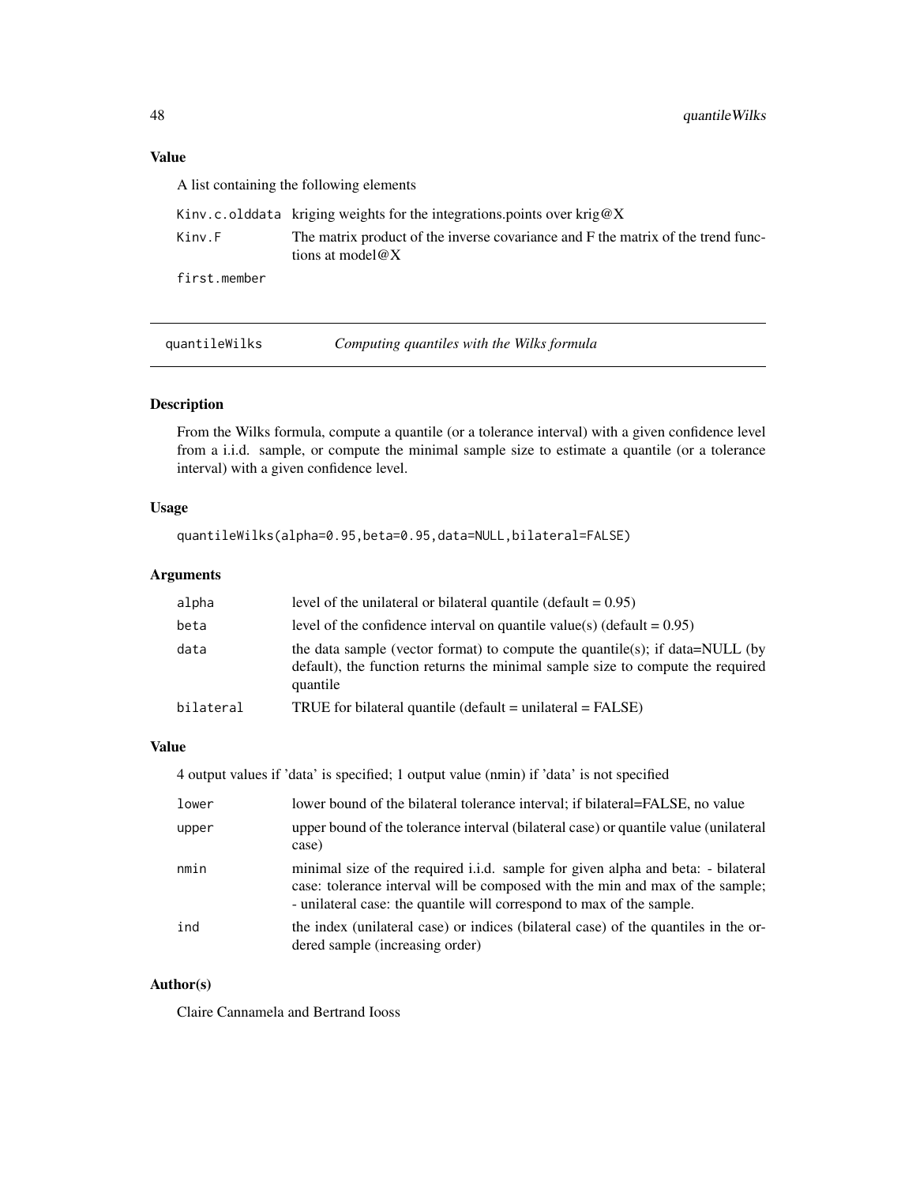## Value

A list containing the following elements

| | |
|---|---|
| `Kinv.c.olddata` | kriging weights for the integrations.points over krig@X |
| `Kinv.F` | The matrix product of the inverse covariance and F the matrix of the trend functions at model@X |
| `first.member` | |

---

# quantileWilks — *Computing quantiles with the Wilks formula*

---

## Description

From the Wilks formula, compute a quantile (or a tolerance interval) with a given confidence level from a i.i.d. sample, or compute the minimal sample size to estimate a quantile (or a tolerance interval) with a given confidence level.

## Usage

```
quantileWilks(alpha=0.95,beta=0.95,data=NULL,bilateral=FALSE)
```

## Arguments

| | |
|---|---|
| `alpha` | level of the unilateral or bilateral quantile (default = 0.95) |
| `beta` | level of the confidence interval on quantile value(s) (default = 0.95) |
| `data` | the data sample (vector format) to compute the quantile(s); if data=NULL (by default), the function returns the minimal sample size to compute the required quantile |
| `bilateral` | TRUE for bilateral quantile (default = unilateral = FALSE) |

## Value

4 output values if 'data' is specified; 1 output value (nmin) if 'data' is not specified

| | |
|---|---|
| `lower` | lower bound of the bilateral tolerance interval; if bilateral=FALSE, no value |
| `upper` | upper bound of the tolerance interval (bilateral case) or quantile value (unilateral case) |
| `nmin` | minimal size of the required i.i.d. sample for given alpha and beta: - bilateral case: tolerance interval will be composed with the min and max of the sample; - unilateral case: the quantile will correspond to max of the sample. |
| `ind` | the index (unilateral case) or indices (bilateral case) of the quantiles in the ordered sample (increasing order) |

## Author(s)

Claire Cannamela and Bertrand Iooss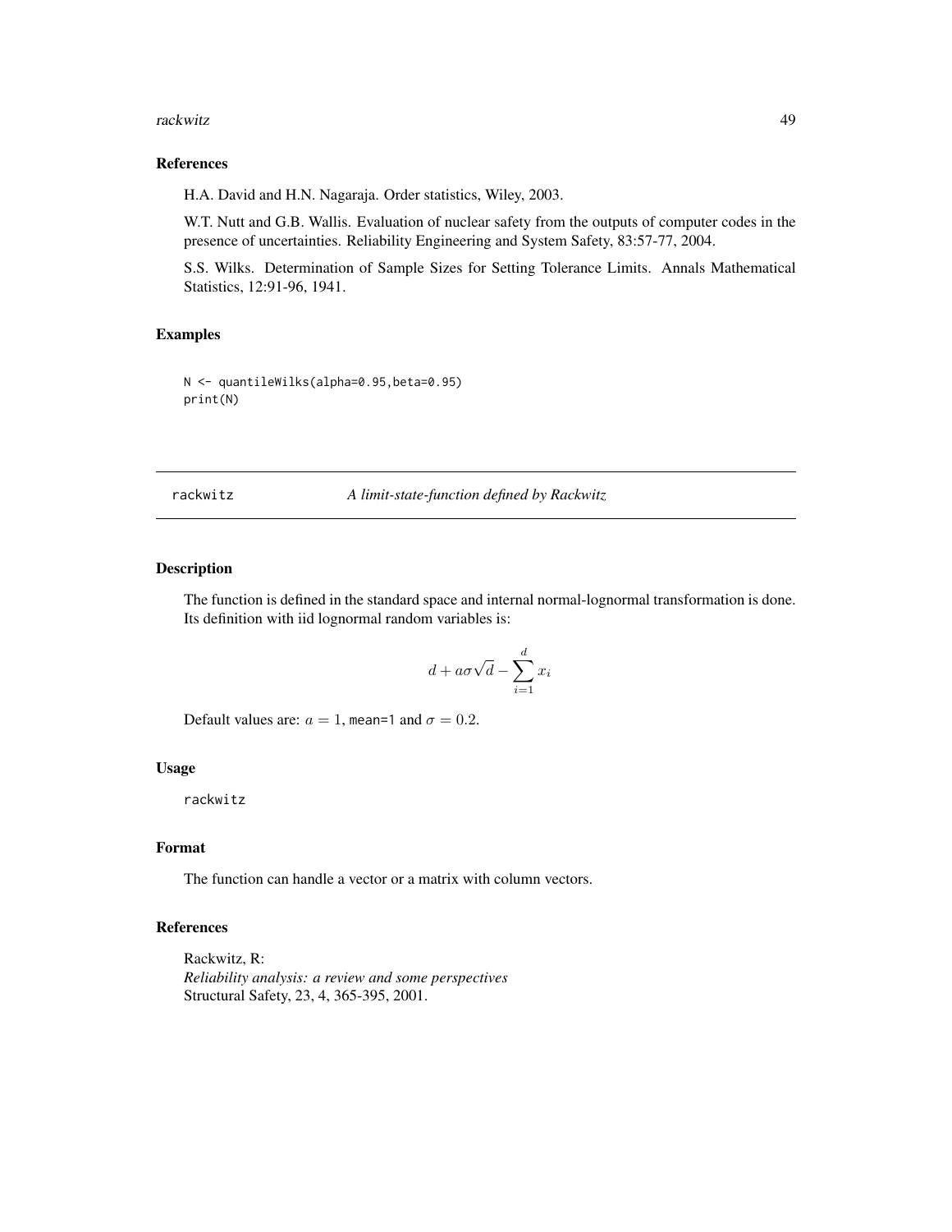### References

H.A. David and H.N. Nagaraja. Order statistics, Wiley, 2003.

W.T. Nutt and G.B. Wallis. Evaluation of nuclear safety from the outputs of computer codes in the presence of uncertainties. Reliability Engineering and System Safety, 83:57-77, 2004.

S.S. Wilks. Determination of Sample Sizes for Setting Tolerance Limits. Annals Mathematical Statistics, 12:91-96, 1941.

### Examples

```
N <- quantileWilks(alpha=0.95,beta=0.95)
print(N)
```

---

## rackwitz — *A limit-state-function defined by Rackwitz*

---

### Description

The function is defined in the standard space and internal normal-lognormal transformation is done. Its definition with iid lognormal random variables is:

$$d + a\sigma\sqrt{d} - \sum_{i=1}^{d} x_i$$

Default values are: $a = 1$, `mean=1` and $\sigma = 0.2$.

### Usage

```
rackwitz
```

### Format

The function can handle a vector or a matrix with column vectors.

### References

Rackwitz, R:
*Reliability analysis: a review and some perspectives*
Structural Safety, 23, 4, 365-395, 2001.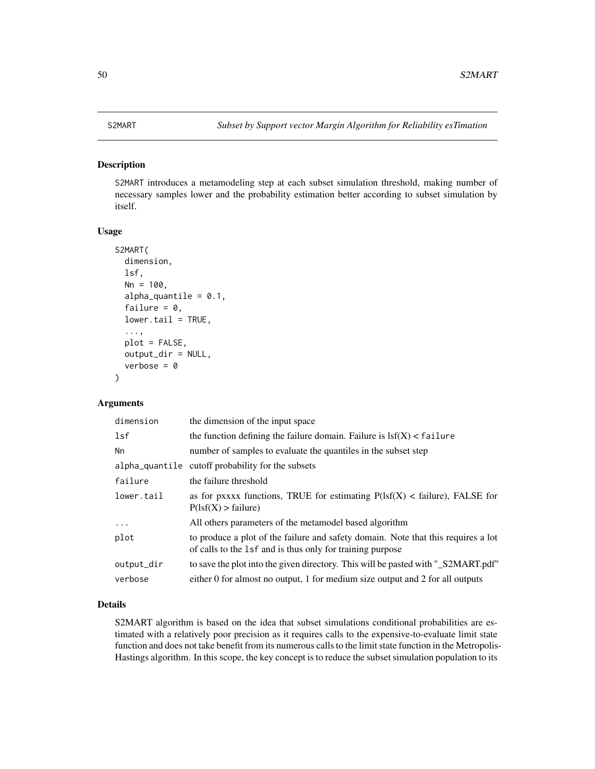S2MART — *Subset by Support vector Margin Algorithm for Reliability esTimation*

## Description

S2MART introduces a metamodeling step at each subset simulation threshold, making number of necessary samples lower and the probability estimation better according to subset simulation by itself.

## Usage

```
S2MART(
  dimension,
  lsf,
  Nn = 100,
  alpha_quantile = 0.1,
  failure = 0,
  lower.tail = TRUE,
  ...,
  plot = FALSE,
  output_dir = NULL,
  verbose = 0
)
```

## Arguments

| | |
|---|---|
| dimension | the dimension of the input space |
| lsf | the function defining the failure domain. Failure is lsf(X) < failure |
| Nn | number of samples to evaluate the quantiles in the subset step |
| alpha_quantile | cutoff probability for the subsets |
| failure | the failure threshold |
| lower.tail | as for pxxxx functions, TRUE for estimating P(lsf(X) < failure), FALSE for P(lsf(X) > failure) |
| ... | All others parameters of the metamodel based algorithm |
| plot | to produce a plot of the failure and safety domain. Note that this requires a lot of calls to the lsf and is thus only for training purpose |
| output_dir | to save the plot into the given directory. This will be pasted with "_S2MART.pdf" |
| verbose | either 0 for almost no output, 1 for medium size output and 2 for all outputs |

## Details

S2MART algorithm is based on the idea that subset simulations conditional probabilities are estimated with a relatively poor precision as it requires calls to the expensive-to-evaluate limit state function and does not take benefit from its numerous calls to the limit state function in the Metropolis-Hastings algorithm. In this scope, the key concept is to reduce the subset simulation population to its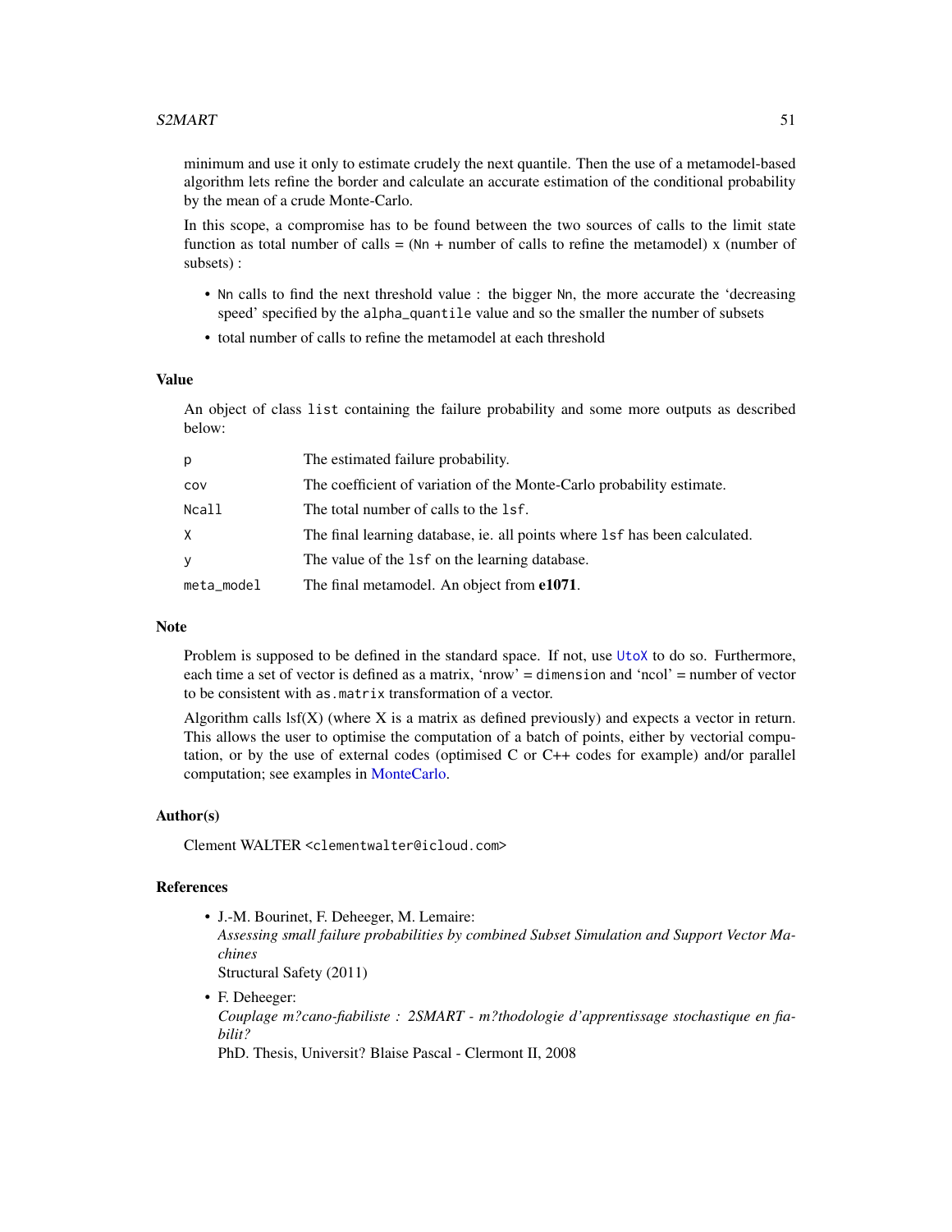minimum and use it only to estimate crudely the next quantile. Then the use of a metamodel-based algorithm lets refine the border and calculate an accurate estimation of the conditional probability by the mean of a crude Monte-Carlo.

In this scope, a compromise has to be found between the two sources of calls to the limit state function as total number of calls = (`Nn` + number of calls to refine the metamodel) x (number of subsets) :

- `Nn` calls to find the next threshold value : the bigger `Nn`, the more accurate the 'decreasing speed' specified by the `alpha_quantile` value and so the smaller the number of subsets
- total number of calls to refine the metamodel at each threshold

## Value

An object of class `list` containing the failure probability and some more outputs as described below:

| | |
|---|---|
| `p` | The estimated failure probability. |
| `cov` | The coefficient of variation of the Monte-Carlo probability estimate. |
| `Ncall` | The total number of calls to the `lsf`. |
| `X` | The final learning database, ie. all points where `lsf` has been calculated. |
| `y` | The value of the `lsf` on the learning database. |
| `meta_model` | The final metamodel. An object from **e1071**. |

## Note

Problem is supposed to be defined in the standard space. If not, use `UtoX` to do so. Furthermore, each time a set of vector is defined as a matrix, 'nrow' = `dimension` and 'ncol' = number of vector to be consistent with `as.matrix` transformation of a vector.

Algorithm calls lsf(X) (where X is a matrix as defined previously) and expects a vector in return. This allows the user to optimise the computation of a batch of points, either by vectorial computation, or by the use of external codes (optimised C or C++ codes for example) and/or parallel computation; see examples in MonteCarlo.

## Author(s)

Clement WALTER <clementwalter@icloud.com>

## References

- J.-M. Bourinet, F. Deheeger, M. Lemaire:
  *Assessing small failure probabilities by combined Subset Simulation and Support Vector Machines*
  Structural Safety (2011)
- F. Deheeger:
  *Couplage m?cano-fiabiliste : 2SMART - m?thodologie d'apprentissage stochastique en fiabilit?*
  PhD. Thesis, Universit? Blaise Pascal - Clermont II, 2008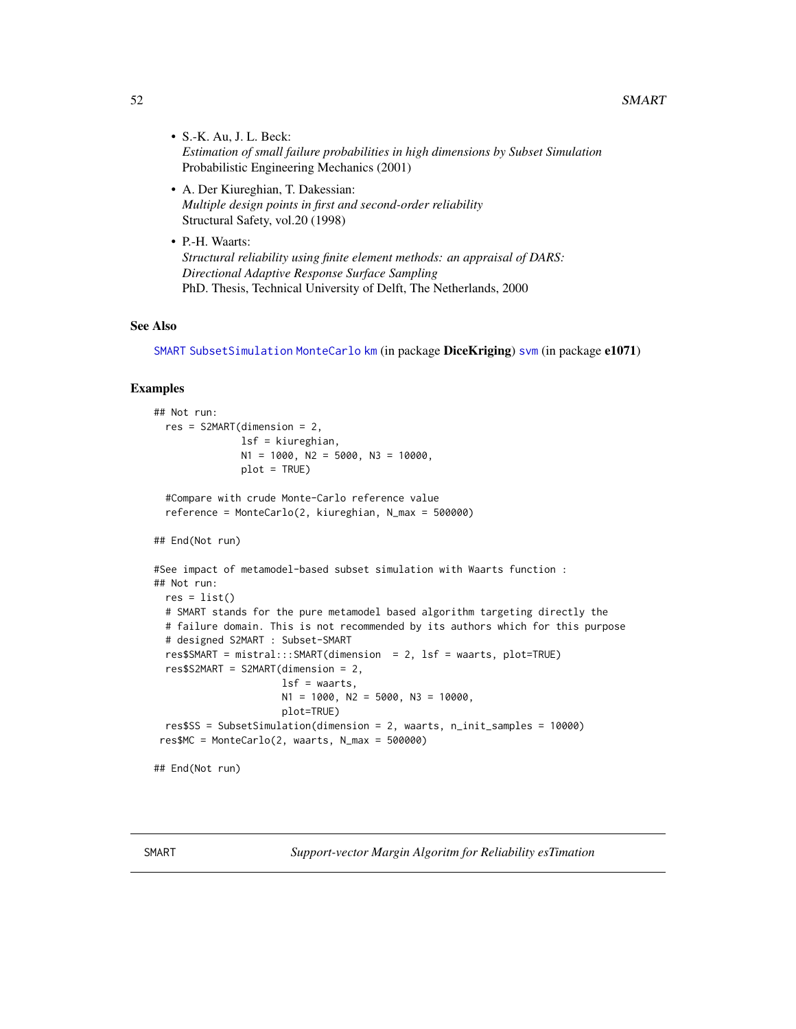- S.-K. Au, J. L. Beck:
  *Estimation of small failure probabilities in high dimensions by Subset Simulation*
  Probabilistic Engineering Mechanics (2001)
- A. Der Kiureghian, T. Dakessian:
  *Multiple design points in first and second-order reliability*
  Structural Safety, vol.20 (1998)
- P.-H. Waarts:
  *Structural reliability using finite element methods: an appraisal of DARS: Directional Adaptive Response Surface Sampling*
  PhD. Thesis, Technical University of Delft, The Netherlands, 2000

### See Also

SMART SubsetSimulation MonteCarlo km (in package **DiceKriging**) svm (in package **e1071**)

### Examples

```
## Not run:
  res = S2MART(dimension = 2,
               lsf = kiureghian,
               N1 = 1000, N2 = 5000, N3 = 10000,
               plot = TRUE)

  #Compare with crude Monte-Carlo reference value
  reference = MonteCarlo(2, kiureghian, N_max = 500000)

## End(Not run)

#See impact of metamodel-based subset simulation with Waarts function :
## Not run:
  res = list()
  # SMART stands for the pure metamodel based algorithm targeting directly the
  # failure domain. This is not recommended by its authors which for this purpose
  # designed S2MART : Subset-SMART
  res$SMART = mistral:::SMART(dimension  = 2, lsf = waarts, plot=TRUE)
  res$S2MART = S2MART(dimension = 2,
                      lsf = waarts,
                      N1 = 1000, N2 = 5000, N3 = 10000,
                      plot=TRUE)
  res$SS = SubsetSimulation(dimension = 2, waarts, n_init_samples = 10000)
 res$MC = MonteCarlo(2, waarts, N_max = 500000)

## End(Not run)
```

---

SMART — *Support-vector Margin Algoritm for Reliability esTimation*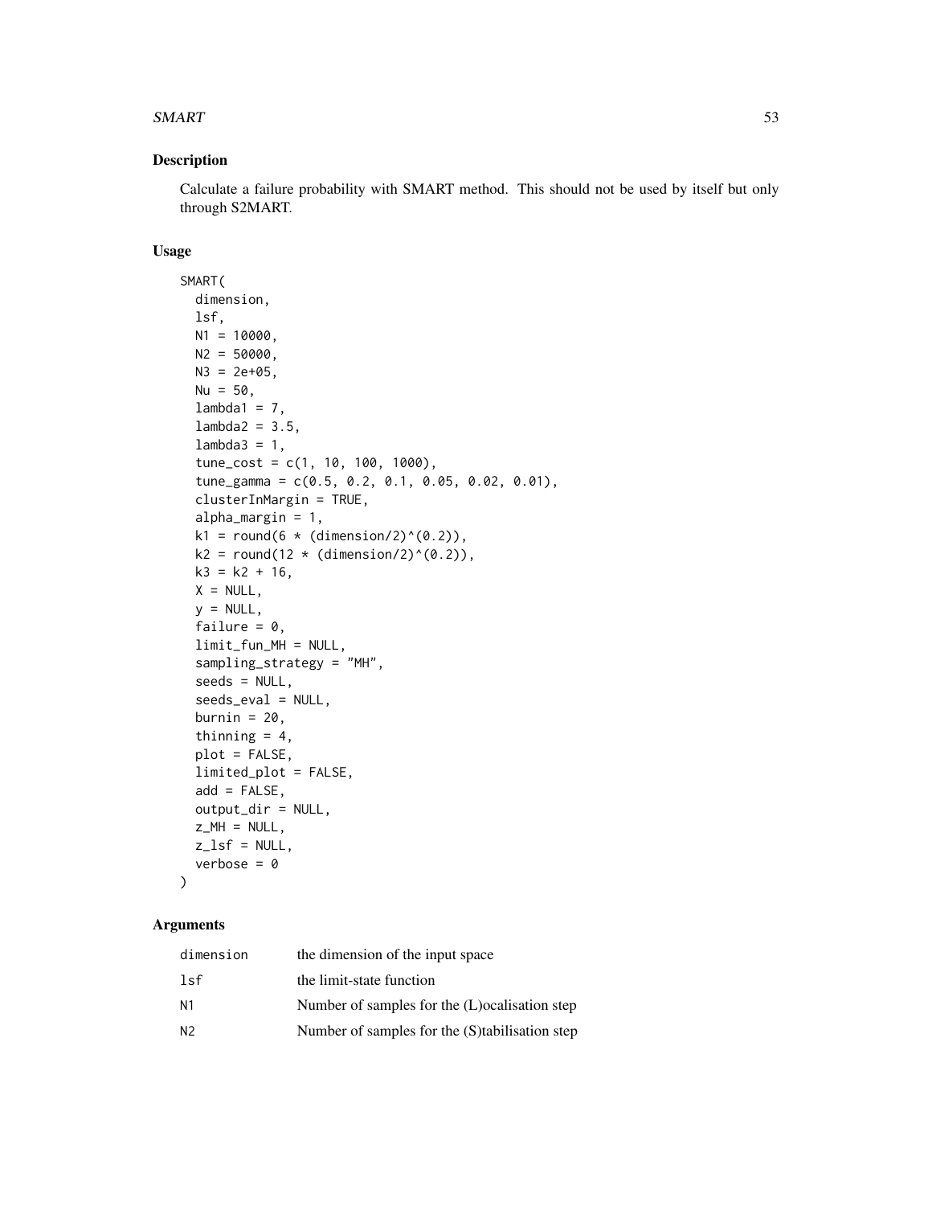## Description

Calculate a failure probability with SMART method. This should not be used by itself but only through S2MART.

## Usage

```
SMART(
  dimension,
  lsf,
  N1 = 10000,
  N2 = 50000,
  N3 = 2e+05,
  Nu = 50,
  lambda1 = 7,
  lambda2 = 3.5,
  lambda3 = 1,
  tune_cost = c(1, 10, 100, 1000),
  tune_gamma = c(0.5, 0.2, 0.1, 0.05, 0.02, 0.01),
  clusterInMargin = TRUE,
  alpha_margin = 1,
  k1 = round(6 * (dimension/2)^(0.2)),
  k2 = round(12 * (dimension/2)^(0.2)),
  k3 = k2 + 16,
  X = NULL,
  y = NULL,
  failure = 0,
  limit_fun_MH = NULL,
  sampling_strategy = "MH",
  seeds = NULL,
  seeds_eval = NULL,
  burnin = 20,
  thinning = 4,
  plot = FALSE,
  limited_plot = FALSE,
  add = FALSE,
  output_dir = NULL,
  z_MH = NULL,
  z_lsf = NULL,
  verbose = 0
)
```

## Arguments

| | |
|---|---|
| dimension | the dimension of the input space |
| lsf | the limit-state function |
| N1 | Number of samples for the (L)ocalisation step |
| N2 | Number of samples for the (S)tabilisation step |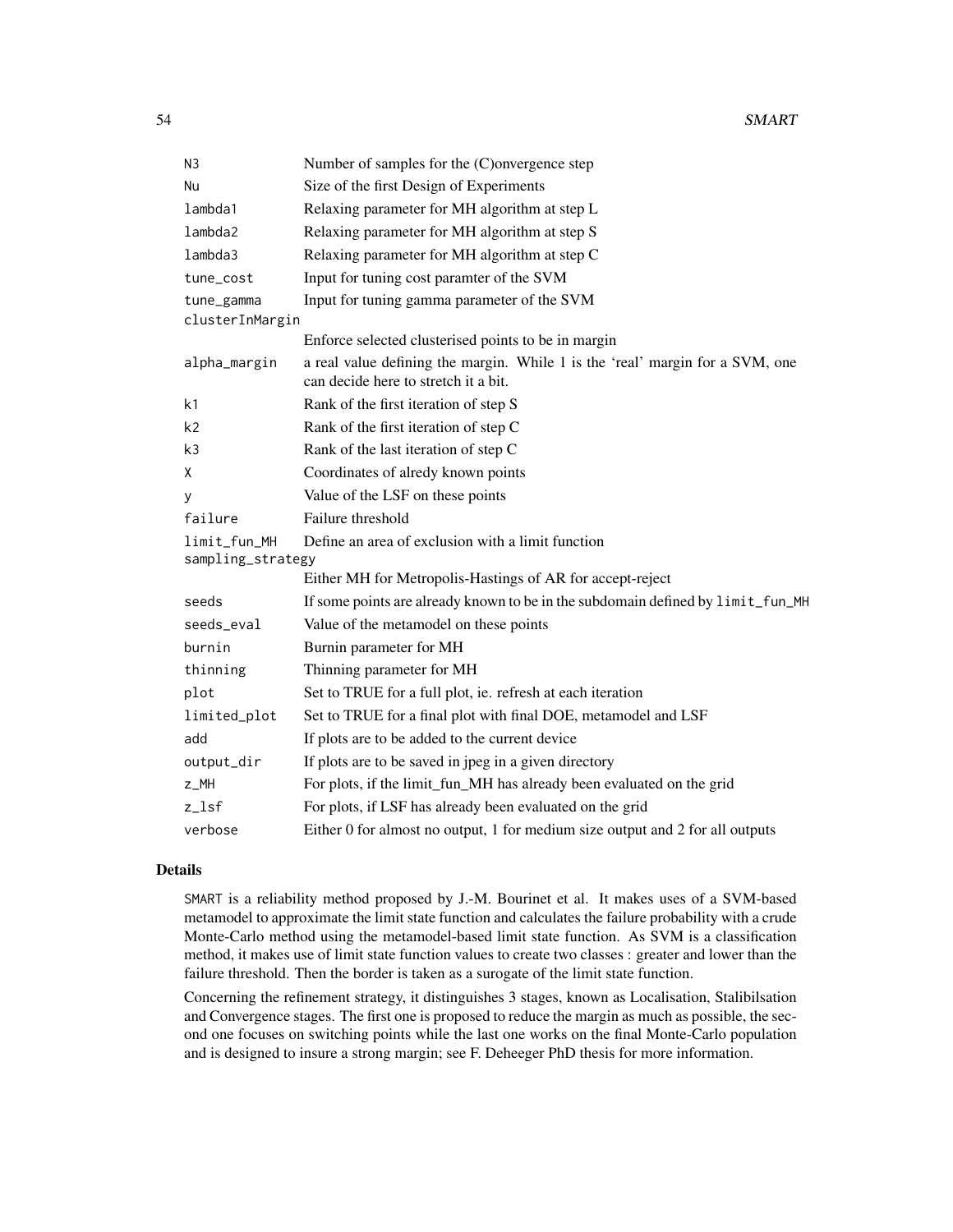| | |
|---|---|
| N3 | Number of samples for the (C)onvergence step |
| Nu | Size of the first Design of Experiments |
| lambda1 | Relaxing parameter for MH algorithm at step L |
| lambda2 | Relaxing parameter for MH algorithm at step S |
| lambda3 | Relaxing parameter for MH algorithm at step C |
| tune_cost | Input for tuning cost paramter of the SVM |
| tune_gamma | Input for tuning gamma parameter of the SVM |
| clusterInMargin | Enforce selected clusterised points to be in margin |
| alpha_margin | a real value defining the margin. While 1 is the 'real' margin for a SVM, one can decide here to stretch it a bit. |
| k1 | Rank of the first iteration of step S |
| k2 | Rank of the first iteration of step C |
| k3 | Rank of the last iteration of step C |
| X | Coordinates of alredy known points |
| y | Value of the LSF on these points |
| failure | Failure threshold |
| limit_fun_MH | Define an area of exclusion with a limit function |
| sampling_strategy | Either MH for Metropolis-Hastings of AR for accept-reject |
| seeds | If some points are already known to be in the subdomain defined by limit_fun_MH |
| seeds_eval | Value of the metamodel on these points |
| burnin | Burnin parameter for MH |
| thinning | Thinning parameter for MH |
| plot | Set to TRUE for a full plot, ie. refresh at each iteration |
| limited_plot | Set to TRUE for a final plot with final DOE, metamodel and LSF |
| add | If plots are to be added to the current device |
| output_dir | If plots are to be saved in jpeg in a given directory |
| z_MH | For plots, if the limit_fun_MH has already been evaluated on the grid |
| z_lsf | For plots, if LSF has already been evaluated on the grid |
| verbose | Either 0 for almost no output, 1 for medium size output and 2 for all outputs |

## Details

SMART is a reliability method proposed by J.-M. Bourinet et al. It makes uses of a SVM-based metamodel to approximate the limit state function and calculates the failure probability with a crude Monte-Carlo method using the metamodel-based limit state function. As SVM is a classification method, it makes use of limit state function values to create two classes : greater and lower than the failure threshold. Then the border is taken as a surogate of the limit state function.

Concerning the refinement strategy, it distinguishes 3 stages, known as Localisation, Stalibilsation and Convergence stages. The first one is proposed to reduce the margin as much as possible, the second one focuses on switching points while the last one works on the final Monte-Carlo population and is designed to insure a strong margin; see F. Deheeger PhD thesis for more information.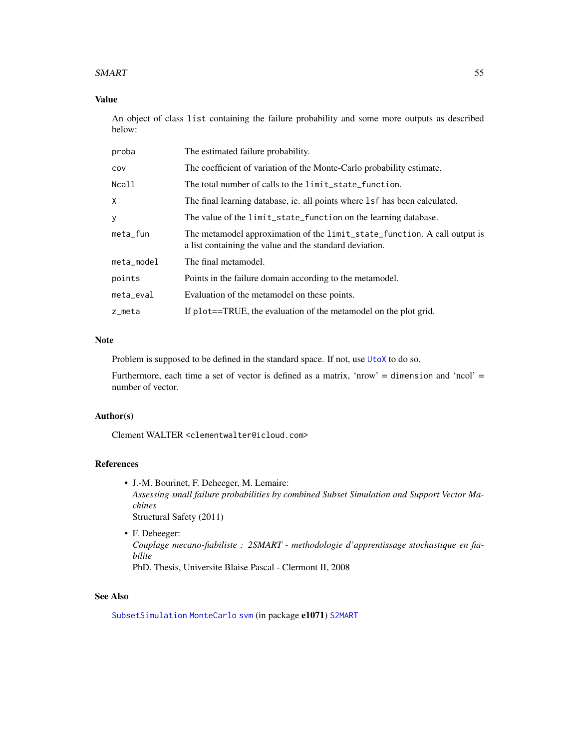## Value

An object of class `list` containing the failure probability and some more outputs as described below:

| | |
|---|---|
| `proba` | The estimated failure probability. |
| `cov` | The coefficient of variation of the Monte-Carlo probability estimate. |
| `Ncall` | The total number of calls to the `limit_state_function`. |
| `X` | The final learning database, ie. all points where `lsf` has been calculated. |
| `y` | The value of the `limit_state_function` on the learning database. |
| `meta_fun` | The metamodel approximation of the `limit_state_function`. A call output is a list containing the value and the standard deviation. |
| `meta_model` | The final metamodel. |
| `points` | Points in the failure domain according to the metamodel. |
| `meta_eval` | Evaluation of the metamodel on these points. |
| `z_meta` | If `plot`==TRUE, the evaluation of the metamodel on the plot grid. |

## Note

Problem is supposed to be defined in the standard space. If not, use `UtoX` to do so.

Furthermore, each time a set of vector is defined as a matrix, 'nrow' = `dimension` and 'ncol' = number of vector.

## Author(s)

Clement WALTER <`clementwalter@icloud.com`>

## References

- J.-M. Bourinet, F. Deheeger, M. Lemaire:
  *Assessing small failure probabilities by combined Subset Simulation and Support Vector Machines*
  Structural Safety (2011)
- F. Deheeger:
  *Couplage mecano-fiabiliste : 2SMART - methodologie d'apprentissage stochastique en fiabilite*
  PhD. Thesis, Universite Blaise Pascal - Clermont II, 2008

## See Also

`SubsetSimulation` `MonteCarlo` `svm` (in package **e1071**) `S2MART`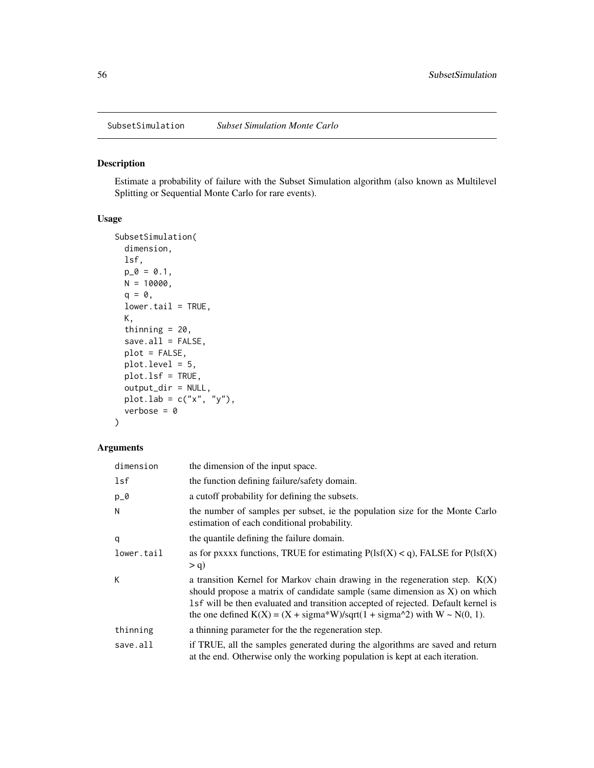## SubsetSimulation *Subset Simulation Monte Carlo*

### Description

Estimate a probability of failure with the Subset Simulation algorithm (also known as Multilevel Splitting or Sequential Monte Carlo for rare events).

### Usage

```
SubsetSimulation(
  dimension,
  lsf,
  p_0 = 0.1,
  N = 10000,
  q = 0,
  lower.tail = TRUE,
  K,
  thinning = 20,
  save.all = FALSE,
  plot = FALSE,
  plot.level = 5,
  plot.lsf = TRUE,
  output_dir = NULL,
  plot.lab = c("x", "y"),
  verbose = 0
)
```

### Arguments

| | |
|---|---|
| `dimension` | the dimension of the input space. |
| `lsf` | the function defining failure/safety domain. |
| `p_0` | a cutoff probability for defining the subsets. |
| `N` | the number of samples per subset, ie the population size for the Monte Carlo estimation of each conditional probability. |
| `q` | the quantile defining the failure domain. |
| `lower.tail` | as for pxxxx functions, TRUE for estimating $P(lsf(X) < q)$, FALSE for $P(lsf(X) > q)$ |
| `K` | a transition Kernel for Markov chain drawing in the regeneration step. $K(X)$ should propose a matrix of candidate sample (same dimension as X) on which `lsf` will be then evaluated and transition accepted of rejected. Default kernel is the one defined $K(X) = (X + sigma*W)/sqrt(1 + sigma^2)$ with $W \sim N(0, 1)$. |
| `thinning` | a thinning parameter for the the regeneration step. |
| `save.all` | if TRUE, all the samples generated during the algorithms are saved and return at the end. Otherwise only the working population is kept at each iteration. |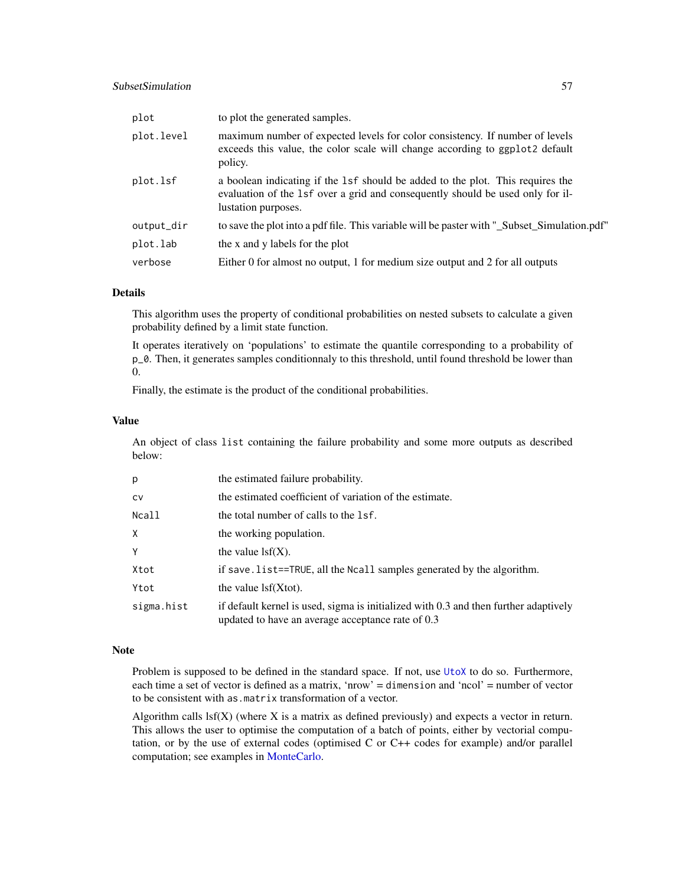| | |
|---|---|
| plot | to plot the generated samples. |
| plot.level | maximum number of expected levels for color consistency. If number of levels exceeds this value, the color scale will change according to ggplot2 default policy. |
| plot.lsf | a boolean indicating if the lsf should be added to the plot. This requires the evaluation of the lsf over a grid and consequently should be used only for illustation purposes. |
| output_dir | to save the plot into a pdf file. This variable will be paster with "_Subset_Simulation.pdf" |
| plot.lab | the x and y labels for the plot |
| verbose | Either 0 for almost no output, 1 for medium size output and 2 for all outputs |

### Details

This algorithm uses the property of conditional probabilities on nested subsets to calculate a given probability defined by a limit state function.

It operates iteratively on 'populations' to estimate the quantile corresponding to a probability of p_0. Then, it generates samples conditionnaly to this threshold, until found threshold be lower than 0.

Finally, the estimate is the product of the conditional probabilities.

### Value

An object of class list containing the failure probability and some more outputs as described below:

| | |
|---|---|
| p | the estimated failure probability. |
| cv | the estimated coefficient of variation of the estimate. |
| Ncall | the total number of calls to the lsf. |
| X | the working population. |
| Y | the value lsf(X). |
| Xtot | if save.list==TRUE, all the Ncall samples generated by the algorithm. |
| Ytot | the value lsf(Xtot). |
| sigma.hist | if default kernel is used, sigma is initialized with 0.3 and then further adaptively updated to have an average acceptance rate of 0.3 |

### Note

Problem is supposed to be defined in the standard space. If not, use UtoX to do so. Furthermore, each time a set of vector is defined as a matrix, 'nrow' = dimension and 'ncol' = number of vector to be consistent with as.matrix transformation of a vector.

Algorithm calls lsf(X) (where X is a matrix as defined previously) and expects a vector in return. This allows the user to optimise the computation of a batch of points, either by vectorial computation, or by the use of external codes (optimised C or C++ codes for example) and/or parallel computation; see examples in MonteCarlo.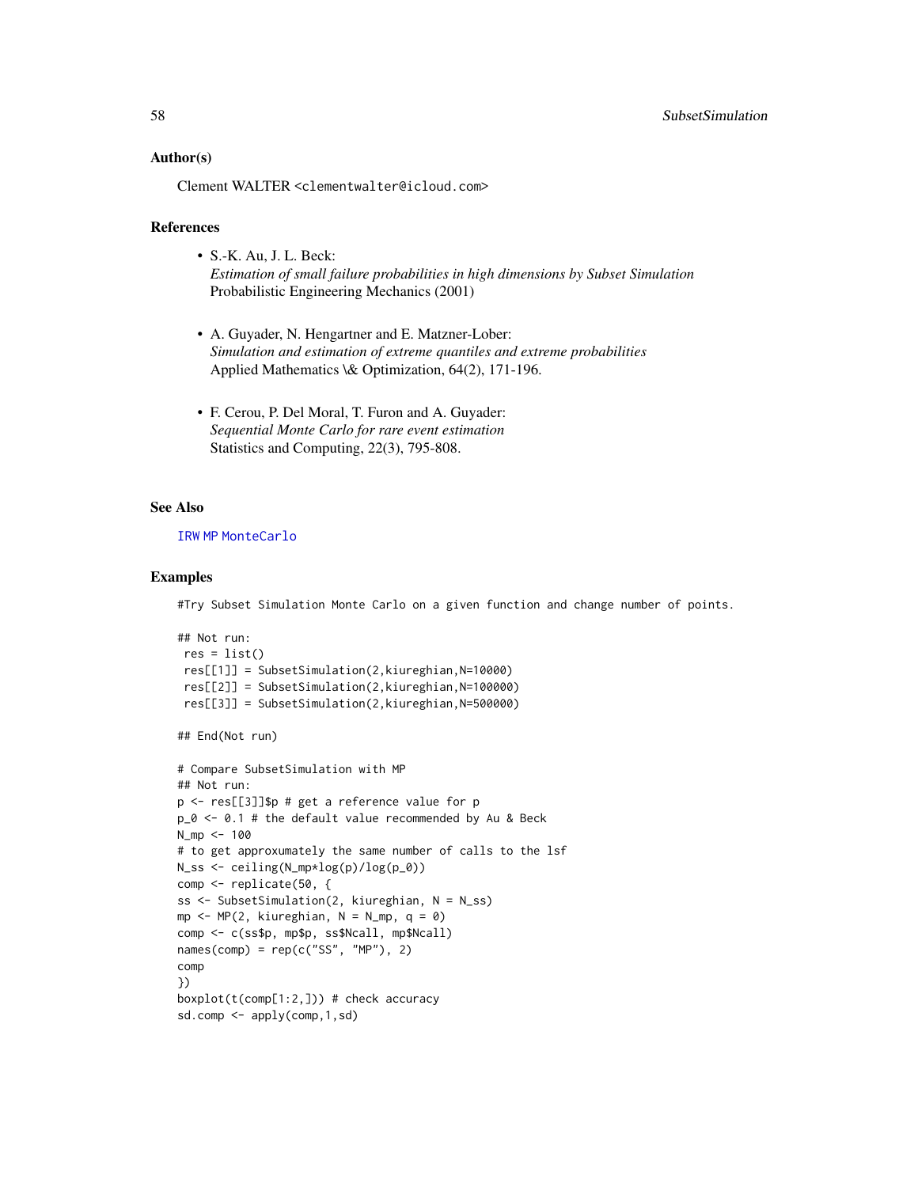### Author(s)

Clement WALTER <clementwalter@icloud.com>

### References

- S.-K. Au, J. L. Beck:
  *Estimation of small failure probabilities in high dimensions by Subset Simulation*
  Probabilistic Engineering Mechanics (2001)

- A. Guyader, N. Hengartner and E. Matzner-Lober:
  *Simulation and estimation of extreme quantiles and extreme probabilities*
  Applied Mathematics \& Optimization, 64(2), 171-196.

- F. Cerou, P. Del Moral, T. Furon and A. Guyader:
  *Sequential Monte Carlo for rare event estimation*
  Statistics and Computing, 22(3), 795-808.

### See Also

IRW MP MonteCarlo

### Examples

```
#Try Subset Simulation Monte Carlo on a given function and change number of points.

## Not run:
 res = list()
 res[[1]] = SubsetSimulation(2,kiureghian,N=10000)
 res[[2]] = SubsetSimulation(2,kiureghian,N=100000)
 res[[3]] = SubsetSimulation(2,kiureghian,N=500000)

## End(Not run)

# Compare SubsetSimulation with MP
## Not run:
p <- res[[3]]$p # get a reference value for p
p_0 <- 0.1 # the default value recommended by Au & Beck
N_mp <- 100
# to get approxumately the same number of calls to the lsf
N_ss <- ceiling(N_mp*log(p)/log(p_0))
comp <- replicate(50, {
ss <- SubsetSimulation(2, kiureghian, N = N_ss)
mp <- MP(2, kiureghian, N = N_mp, q = 0)
comp <- c(ss$p, mp$p, ss$Ncall, mp$Ncall)
names(comp) = rep(c("SS", "MP"), 2)
comp
})
boxplot(t(comp[1:2,])) # check accuracy
sd.comp <- apply(comp,1,sd)
```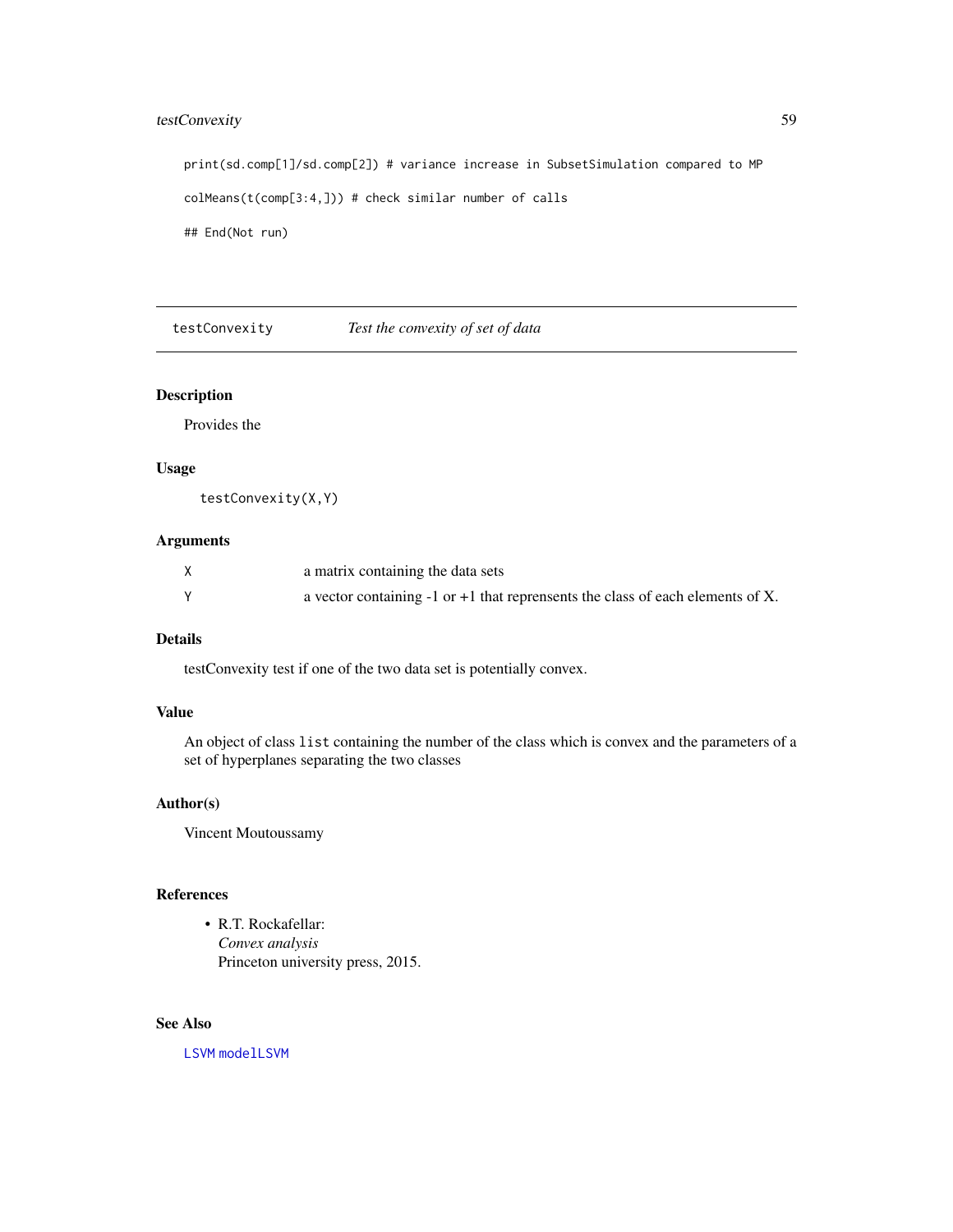```
print(sd.comp[1]/sd.comp[2]) # variance increase in SubsetSimulation compared to MP

colMeans(t(comp[3:4,])) # check similar number of calls

## End(Not run)
```

## testConvexity — *Test the convexity of set of data*

### Description

Provides the

### Usage

```
testConvexity(X,Y)
```

### Arguments

| | |
|---|---|
| X | a matrix containing the data sets |
| Y | a vector containing -1 or +1 that reprensents the class of each elements of X. |

### Details

testConvexity test if one of the two data set is potentially convex.

### Value

An object of class `list` containing the number of the class which is convex and the parameters of a set of hyperplanes separating the two classes

### Author(s)

Vincent Moutoussamy

### References

- R.T. Rockafellar:
  *Convex analysis*
  Princeton university press, 2015.

### See Also

`LSVM` `modelLSVM`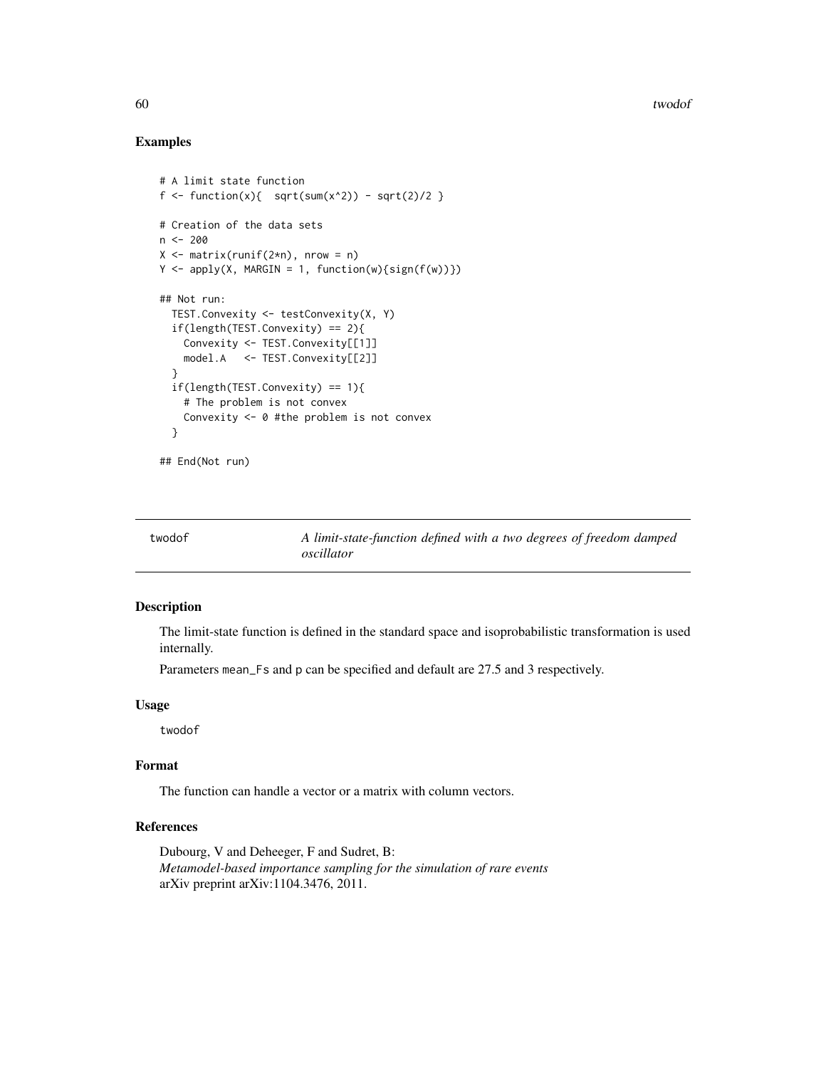## Examples

```
# A limit state function
f <- function(x){  sqrt(sum(x^2)) - sqrt(2)/2 }

# Creation of the data sets
n <- 200
X <- matrix(runif(2*n), nrow = n)
Y <- apply(X, MARGIN = 1, function(w){sign(f(w))})

## Not run:
  TEST.Convexity <- testConvexity(X, Y)
  if(length(TEST.Convexity) == 2){
    Convexity <- TEST.Convexity[[1]]
    model.A   <- TEST.Convexity[[2]]
  }
  if(length(TEST.Convexity) == 1){
    # The problem is not convex
    Convexity <- 0 #the problem is not convex
  }

## End(Not run)
```

---

# twodof — *A limit-state-function defined with a two degrees of freedom damped oscillator*

## Description

The limit-state function is defined in the standard space and isoprobabilistic transformation is used internally.

Parameters mean_Fs and p can be specified and default are 27.5 and 3 respectively.

## Usage

```
twodof
```

## Format

The function can handle a vector or a matrix with column vectors.

## References

Dubourg, V and Deheeger, F and Sudret, B:
*Metamodel-based importance sampling for the simulation of rare events*
arXiv preprint arXiv:1104.3476, 2011.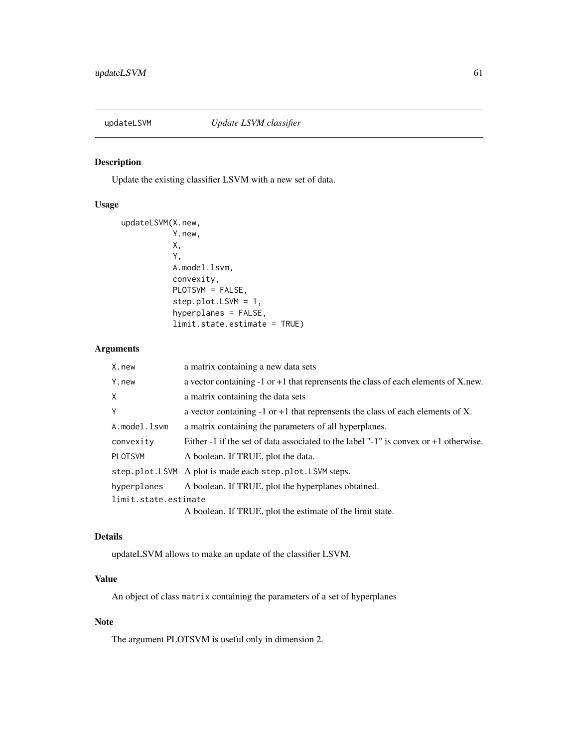## updateLSVM — *Update LSVM classifier*

### Description

Update the existing classifier LSVM with a new set of data.

### Usage

```
updateLSVM(X.new,
           Y.new,
           X,
           Y,
           A.model.lsvm,
           convexity,
           PLOTSVM = FALSE,
           step.plot.LSVM = 1,
           hyperplanes = FALSE,
           limit.state.estimate = TRUE)
```

### Arguments

| | |
|---|---|
| `X.new` | a matrix containing a new data sets |
| `Y.new` | a vector containing -1 or +1 that reprensents the class of each elements of X.new. |
| `X` | a matrix containing the data sets |
| `Y` | a vector containing -1 or +1 that reprensents the class of each elements of X. |
| `A.model.lsvm` | a matrix containing the parameters of all hyperplanes. |
| `convexity` | Either -1 if the set of data associated to the label "-1" is convex or +1 otherwise. |
| `PLOTSVM` | A boolean. If TRUE, plot the data. |
| `step.plot.LSVM` | A plot is made each `step.plot.LSVM` steps. |
| `hyperplanes` | A boolean. If TRUE, plot the hyperplanes obtained. |
| `limit.state.estimate` | A boolean. If TRUE, plot the estimate of the limit state. |

### Details

updateLSVM allows to make an update of the classifier LSVM.

### Value

An object of class `matrix` containing the parameters of a set of hyperplanes

### Note

The argument PLOTSVM is useful only in dimension 2.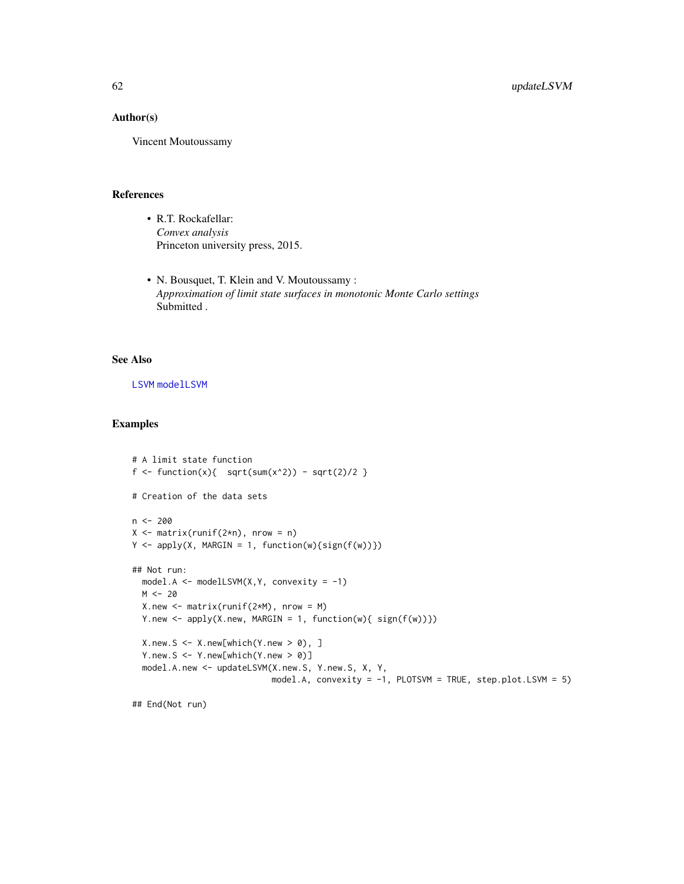## Author(s)

Vincent Moutoussamy

## References

- R.T. Rockafellar:
  *Convex analysis*
  Princeton university press, 2015.

- N. Bousquet, T. Klein and V. Moutoussamy :
  *Approximation of limit state surfaces in monotonic Monte Carlo settings*
  Submitted .

## See Also

LSVM modelLSVM

## Examples

```
# A limit state function
f <- function(x){  sqrt(sum(x^2)) - sqrt(2)/2 }

# Creation of the data sets

n <- 200
X <- matrix(runif(2*n), nrow = n)
Y <- apply(X, MARGIN = 1, function(w){sign(f(w))})

## Not run:
  model.A <- modelLSVM(X,Y, convexity = -1)
  M <- 20
  X.new <- matrix(runif(2*M), nrow = M)
  Y.new <- apply(X.new, MARGIN = 1, function(w){ sign(f(w))})

  X.new.S <- X.new[which(Y.new > 0), ]
  Y.new.S <- Y.new[which(Y.new > 0)]
  model.A.new <- updateLSVM(X.new.S, Y.new.S, X, Y,
                            model.A, convexity = -1, PLOTSVM = TRUE, step.plot.LSVM = 5)

## End(Not run)
```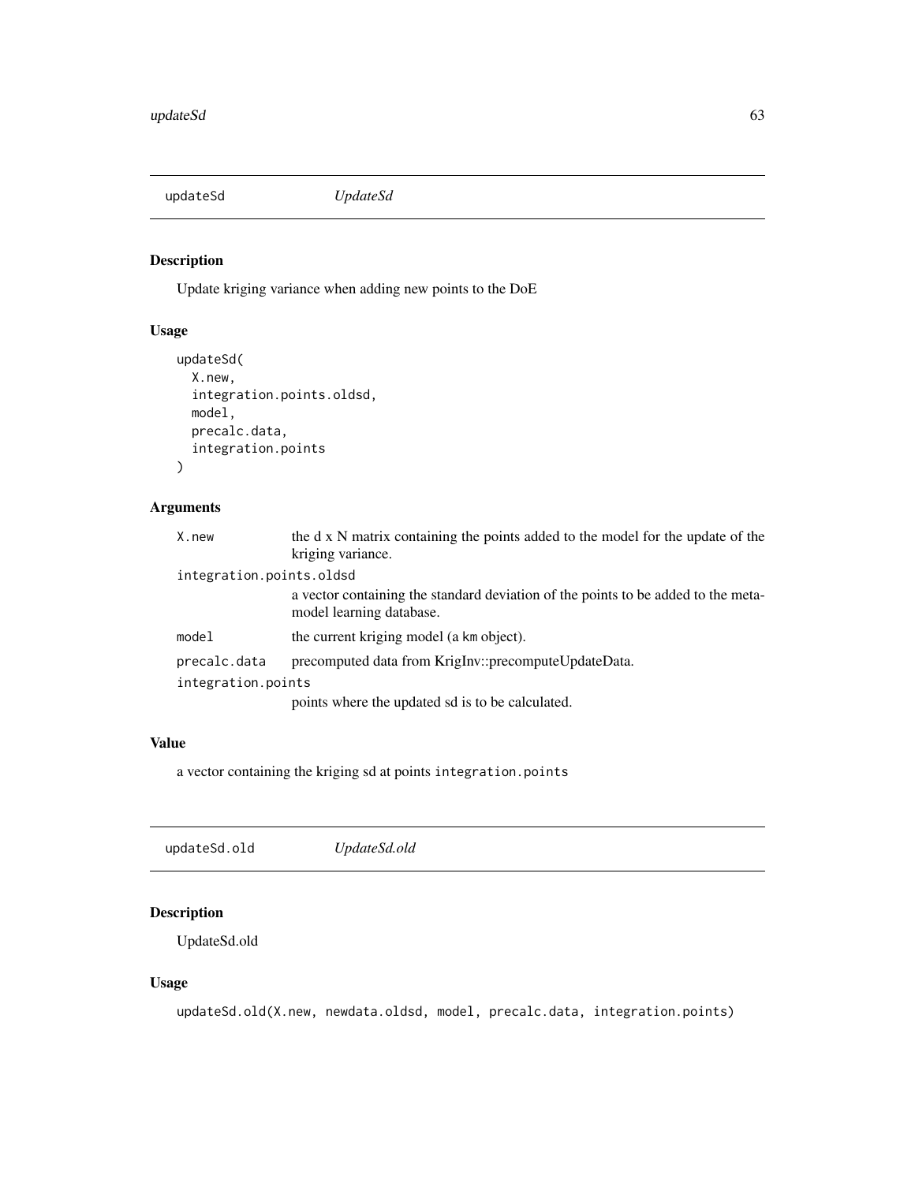## updateSd *UpdateSd*

### Description

Update kriging variance when adding new points to the DoE

### Usage

```
updateSd(
  X.new,
  integration.points.oldsd,
  model,
  precalc.data,
  integration.points
)
```

### Arguments

| Argument | Description |
|---|---|
| X.new | the d x N matrix containing the points added to the model for the update of the kriging variance. |
| integration.points.oldsd | a vector containing the standard deviation of the points to be added to the metamodel learning database. |
| model | the current kriging model (a km object). |
| precalc.data | precomputed data from KrigInv::precomputeUpdateData. |
| integration.points | points where the updated sd is to be calculated. |

### Value

a vector containing the kriging sd at points `integration.points`

## updateSd.old *UpdateSd.old*

### Description

UpdateSd.old

### Usage

```
updateSd.old(X.new, newdata.oldsd, model, precalc.data, integration.points)
```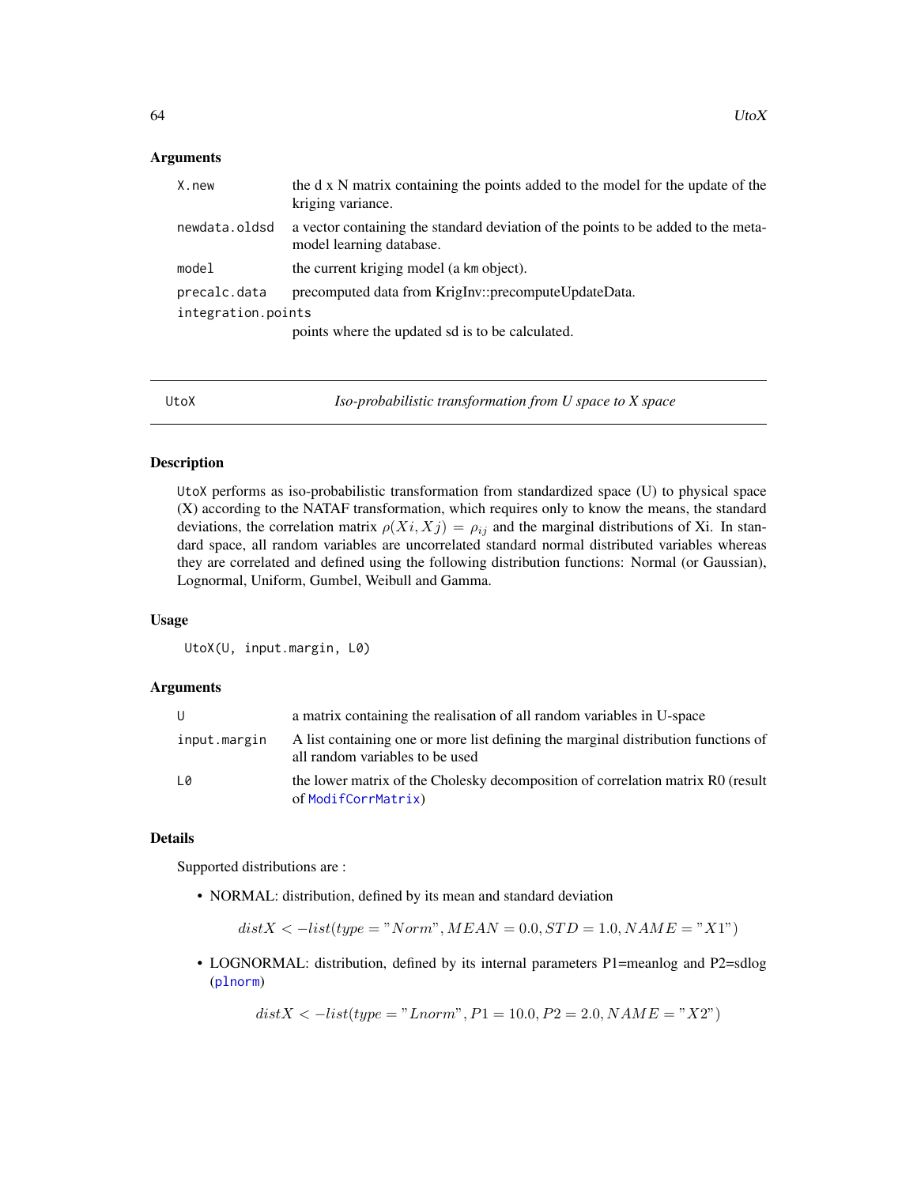### Arguments

| | |
|---|---|
| X.new | the d x N matrix containing the points added to the model for the update of the kriging variance. |
| newdata.oldsd | a vector containing the standard deviation of the points to be added to the meta-model learning database. |
| model | the current kriging model (a km object). |
| precalc.data | precomputed data from KrigInv::precomputeUpdateData. |
| integration.points | points where the updated sd is to be calculated. |

---

## UtoX — *Iso-probabilistic transformation from U space to X space*

### Description

UtoX performs as iso-probabilistic transformation from standardized space (U) to physical space (X) according to the NATAF transformation, which requires only to know the means, the standard deviations, the correlation matrix $\rho(Xi, Xj) = \rho_{ij}$ and the marginal distributions of Xi. In standard space, all random variables are uncorrelated standard normal distributed variables whereas they are correlated and defined using the following distribution functions: Normal (or Gaussian), Lognormal, Uniform, Gumbel, Weibull and Gamma.

### Usage

```
UtoX(U, input.margin, L0)
```

### Arguments

| | |
|---|---|
| U | a matrix containing the realisation of all random variables in U-space |
| input.margin | A list containing one or more list defining the marginal distribution functions of all random variables to be used |
| L0 | the lower matrix of the Cholesky decomposition of correlation matrix R0 (result of ModifCorrMatrix) |

### Details

Supported distributions are :

- NORMAL: distribution, defined by its mean and standard deviation

  $$distX < -list(type = "Norm", MEAN = 0.0, STD = 1.0, NAME = "X1")$$

- LOGNORMAL: distribution, defined by its internal parameters P1=meanlog and P2=sdlog (plnorm)

  $$distX < -list(type = "Lnorm", P1 = 10.0, P2 = 2.0, NAME = "X2")$$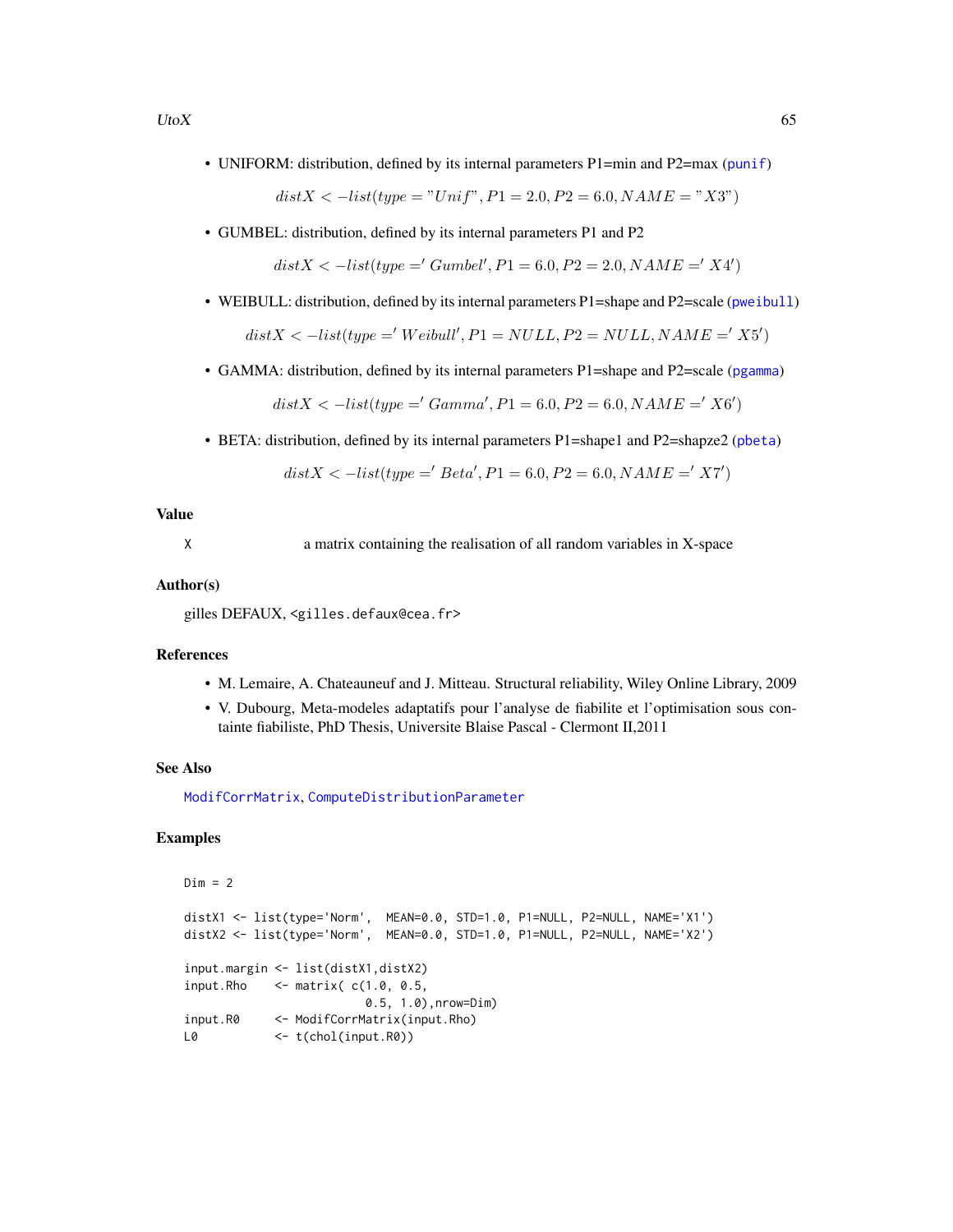- UNIFORM: distribution, defined by its internal parameters P1=min and P2=max (punif)

$$distX < -list(type = "Unif", P1 = 2.0, P2 = 6.0, NAME = "X3")$$

- GUMBEL: distribution, defined by its internal parameters P1 and P2

$$distX < -list(type =' Gumbel', P1 = 6.0, P2 = 2.0, NAME =' X4')$$

- WEIBULL: distribution, defined by its internal parameters P1=shape and P2=scale (pweibull)

$$distX < -list(type =' Weibull', P1 = NULL, P2 = NULL, NAME =' X5')$$

- GAMMA: distribution, defined by its internal parameters P1=shape and P2=scale (pgamma)

$$distX < -list(type =' Gamma', P1 = 6.0, P2 = 6.0, NAME =' X6')$$

- BETA: distribution, defined by its internal parameters P1=shape1 and P2=shapze2 (pbeta)

$$distX < -list(type =' Beta', P1 = 6.0, P2 = 6.0, NAME =' X7')$$

## Value

`X` a matrix containing the realisation of all random variables in X-space

## Author(s)

gilles DEFAUX, <gilles.defaux@cea.fr>

## References

- M. Lemaire, A. Chateauneuf and J. Mitteau. Structural reliability, Wiley Online Library, 2009
- V. Dubourg, Meta-modeles adaptatifs pour l'analyse de fiabilite et l'optimisation sous containte fiabiliste, PhD Thesis, Universite Blaise Pascal - Clermont II,2011

## See Also

ModifCorrMatrix, ComputeDistributionParameter

## Examples

```
Dim = 2

distX1 <- list(type='Norm',  MEAN=0.0, STD=1.0, P1=NULL, P2=NULL, NAME='X1')
distX2 <- list(type='Norm',  MEAN=0.0, STD=1.0, P1=NULL, P2=NULL, NAME='X2')

input.margin <- list(distX1,distX2)
input.Rho    <- matrix( c(1.0, 0.5,
                          0.5, 1.0),nrow=Dim)
input.R0     <- ModifCorrMatrix(input.Rho)
L0           <- t(chol(input.R0))
```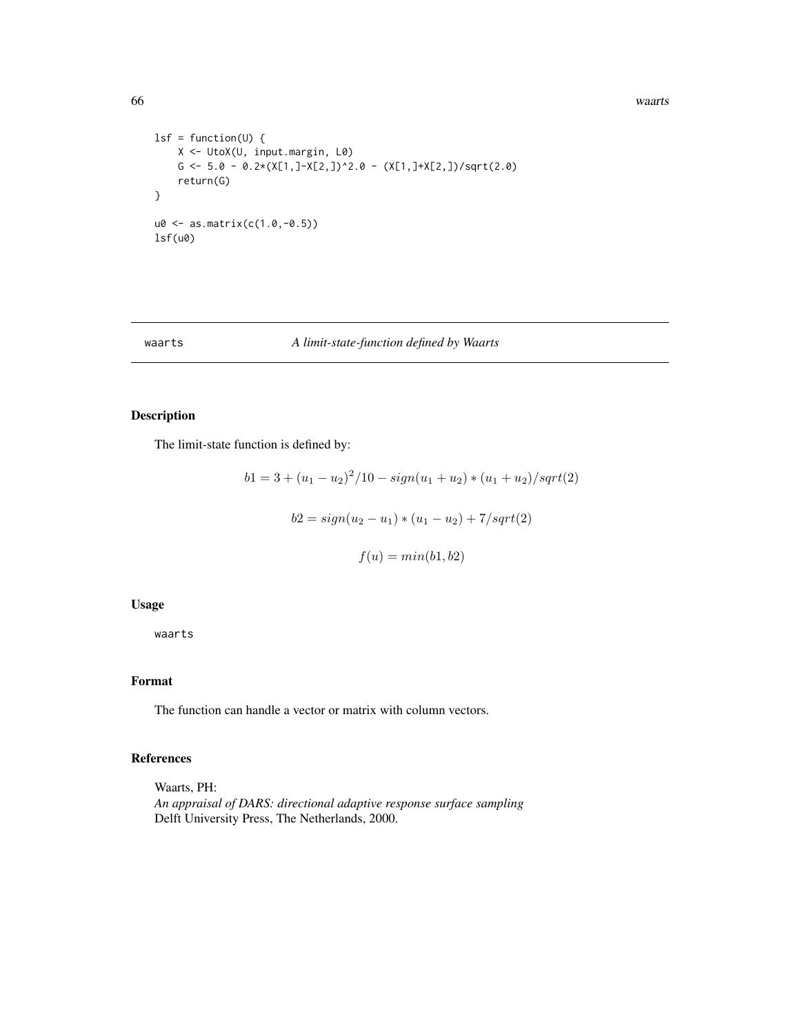```
lsf = function(U) {
    X <- UtoX(U, input.margin, L0)
    G <- 5.0 - 0.2*(X[1,]-X[2,])^2.0 - (X[1,]+X[2,])/sqrt(2.0)
    return(G)
}

u0 <- as.matrix(c(1.0,-0.5))
lsf(u0)
```

## waarts — *A limit-state-function defined by Waarts*

### Description

The limit-state function is defined by:

$$b1 = 3 + (u_1 - u_2)^2/10 - sign(u_1 + u_2) * (u_1 + u_2)/sqrt(2)$$

$$b2 = sign(u_2 - u_1) * (u_1 - u_2) + 7/sqrt(2)$$

$$f(u) = min(b1, b2)$$

### Usage

```
waarts
```

### Format

The function can handle a vector or matrix with column vectors.

### References

Waarts, PH:
*An appraisal of DARS: directional adaptive response surface sampling*
Delft University Press, The Netherlands, 2000.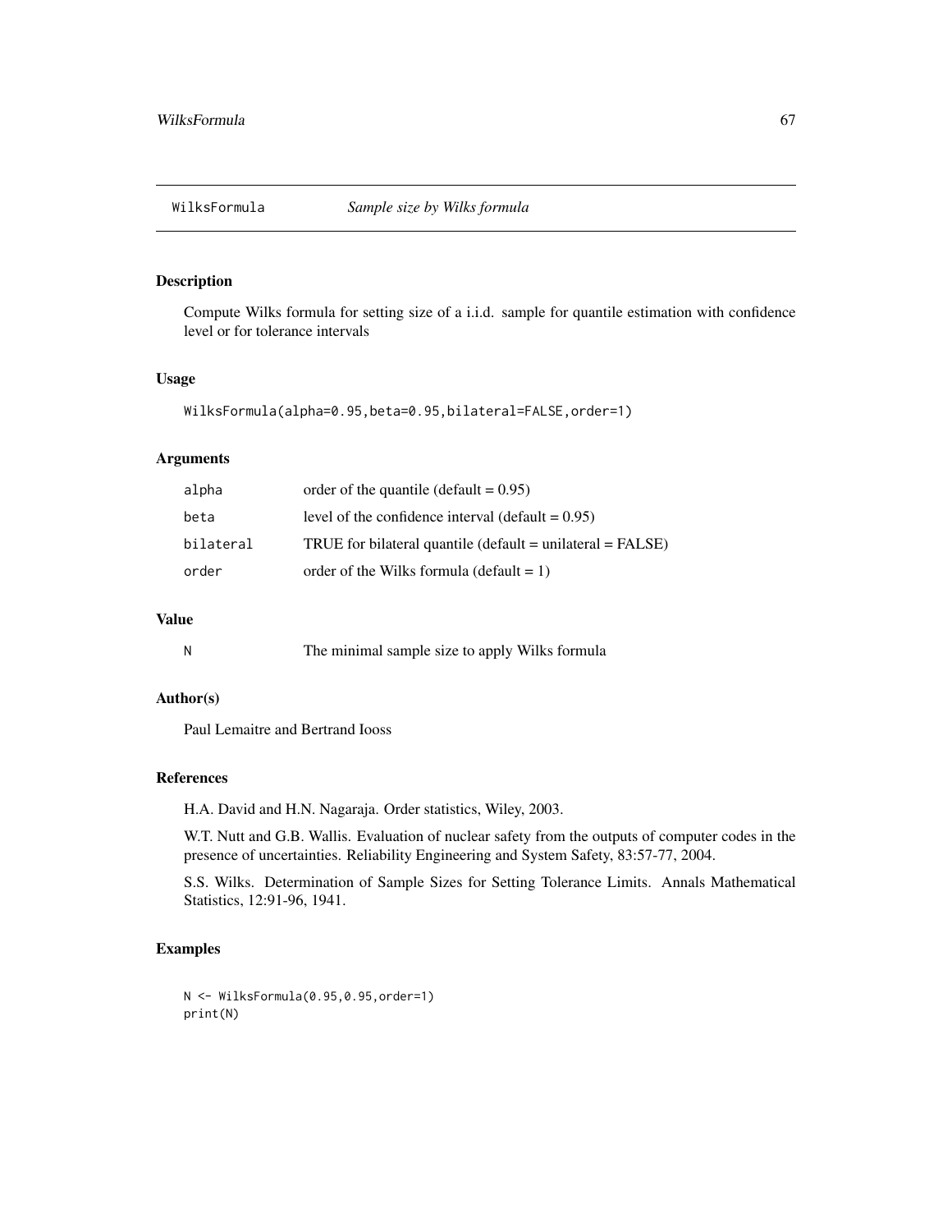## WilksFormula *Sample size by Wilks formula*

### Description

Compute Wilks formula for setting size of a i.i.d. sample for quantile estimation with confidence level or for tolerance intervals

### Usage

```
WilksFormula(alpha=0.95,beta=0.95,bilateral=FALSE,order=1)
```

### Arguments

| | |
|---|---|
| alpha | order of the quantile (default = 0.95) |
| beta | level of the confidence interval (default = 0.95) |
| bilateral | TRUE for bilateral quantile (default = unilateral = FALSE) |
| order | order of the Wilks formula (default = 1) |

### Value

| | |
|---|---|
| N | The minimal sample size to apply Wilks formula |

### Author(s)

Paul Lemaitre and Bertrand Iooss

### References

H.A. David and H.N. Nagaraja. Order statistics, Wiley, 2003.

W.T. Nutt and G.B. Wallis. Evaluation of nuclear safety from the outputs of computer codes in the presence of uncertainties. Reliability Engineering and System Safety, 83:57-77, 2004.

S.S. Wilks. Determination of Sample Sizes for Setting Tolerance Limits. Annals Mathematical Statistics, 12:91-96, 1941.

### Examples

```
N <- WilksFormula(0.95,0.95,order=1)
print(N)
```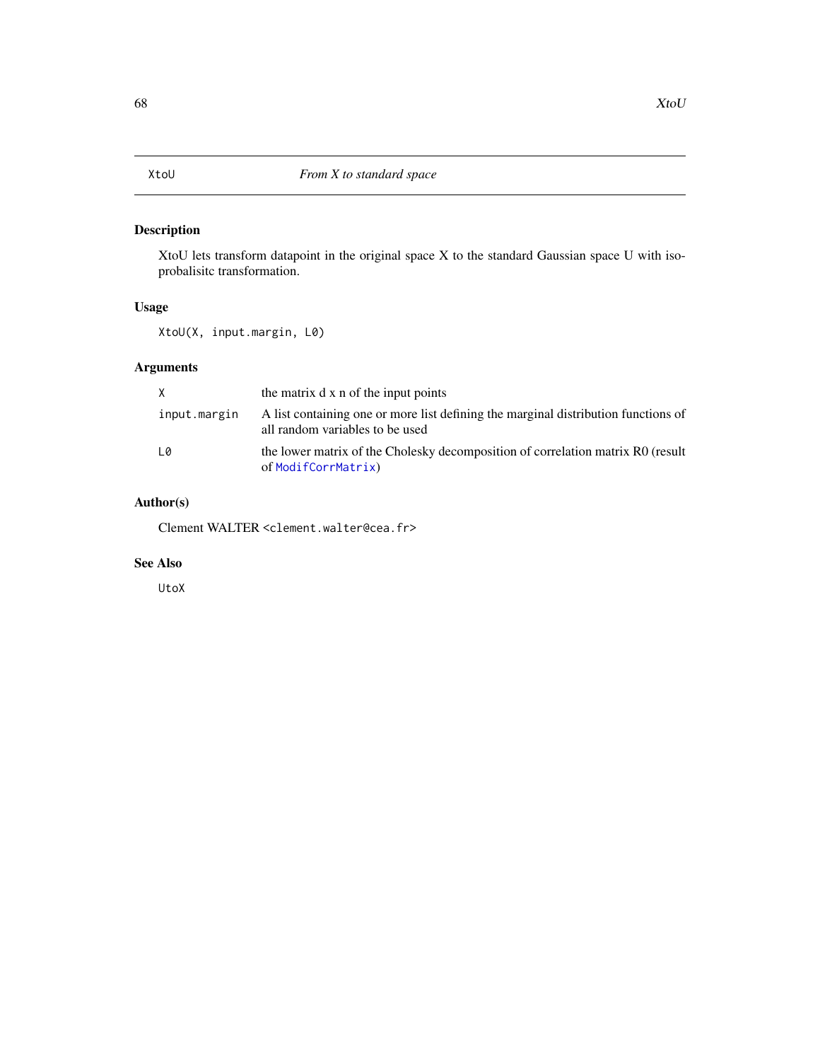# XtoU — From X to standard space

## Description

XtoU lets transform datapoint in the original space X to the standard Gaussian space U with isoprobalisitc transformation.

## Usage

```
XtoU(X, input.margin, L0)
```

## Arguments

| | |
|---|---|
| `X` | the matrix d x n of the input points |
| `input.margin` | A list containing one or more list defining the marginal distribution functions of all random variables to be used |
| `L0` | the lower matrix of the Cholesky decomposition of correlation matrix R0 (result of `ModifCorrMatrix`) |

## Author(s)

Clement WALTER <clement.walter@cea.fr>

## See Also

`UtoX`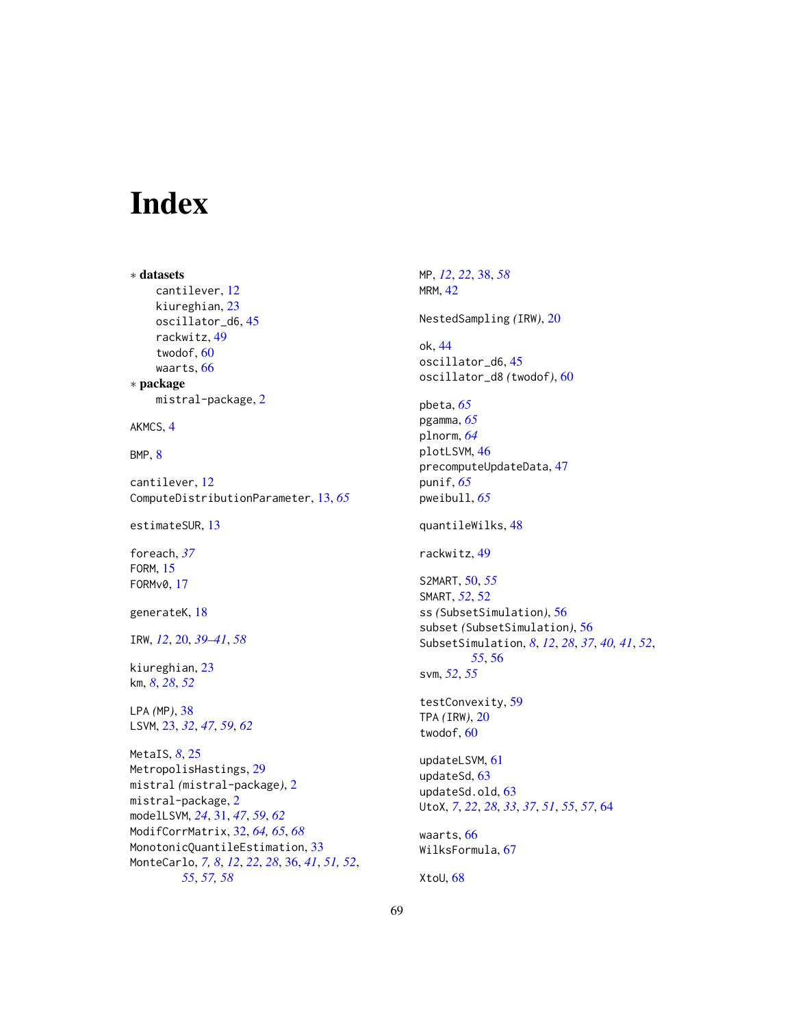# Index

∗ **datasets**

cantilever, 12
kiureghian, 23
oscillator_d6, 45
rackwitz, 49
twodof, 60
waarts, 66

∗ **package**

mistral-package, 2

AKMCS, 4

BMP, 8

cantilever, 12
ComputeDistributionParameter, 13, *65*

estimateSUR, 13

foreach, *37*
FORM, 15
FORMv0, 17

generateK, 18

IRW, *12*, 20, *39–41*, *58*

kiureghian, 23
km, *8*, *28*, *52*

LPA *(*MP*)*, 38
LSVM, 23, *32*, *47*, *59*, *62*

MetaIS, *8*, 25
MetropolisHastings, 29
mistral *(*mistral-package*)*, 2
mistral-package, 2
modelLSVM, *24*, 31, *47*, *59*, *62*
ModifCorrMatrix, 32, *64, 65*, *68*
MonotonicQuantileEstimation, 33
MonteCarlo, *7, 8*, *12*, *22*, *28*, 36, *41*, *51, 52*, *55*, *57, 58*

MP, *12*, *22*, 38, *58*
MRM, 42

NestedSampling *(*IRW*)*, 20

ok, 44
oscillator_d6, 45
oscillator_d8 *(*twodof*)*, 60

pbeta, *65*
pgamma, *65*
plnorm, *64*
plotLSVM, 46
precomputeUpdateData, 47
punif, *65*
pweibull, *65*

quantileWilks, 48

rackwitz, 49

S2MART, 50, *55*
SMART, *52*, 52
ss *(*SubsetSimulation*)*, 56
subset *(*SubsetSimulation*)*, 56
SubsetSimulation, *8*, *12*, *28*, *37*, *40, 41*, *52*, *55*, 56
svm, *52*, *55*

testConvexity, 59
TPA *(*IRW*)*, 20
twodof, 60

updateLSVM, 61
updateSd, 63
updateSd.old, 63
UtoX, *7*, *22*, *28*, *33*, *37*, *51*, *55*, *57*, 64

waarts, 66
WilksFormula, 67

XtoU, 68